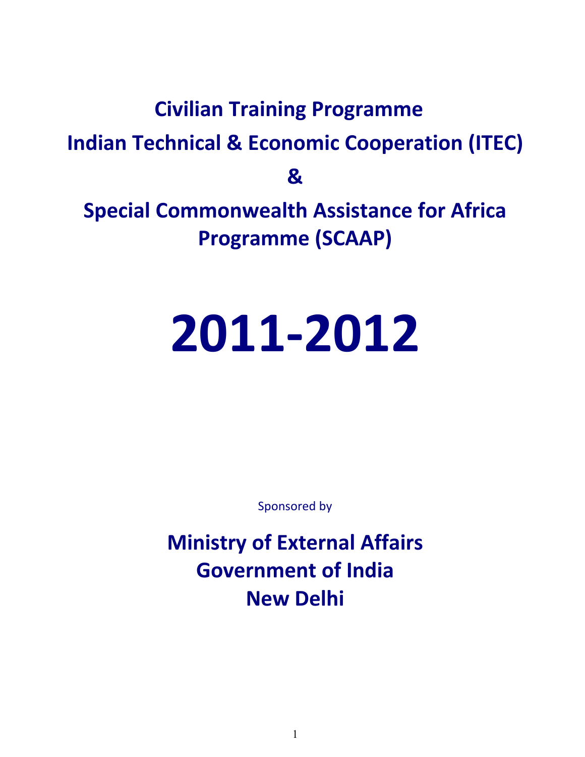# Civilian Training Programme

# Indian Technical & Economic Cooperation (ITEC)

# &

# Special Commonwealth Assistance for Africa Programme (SCAAP)

# 2011-2012

Sponsored by

## Ministry of External Affairs
## Government of India
## New Delhi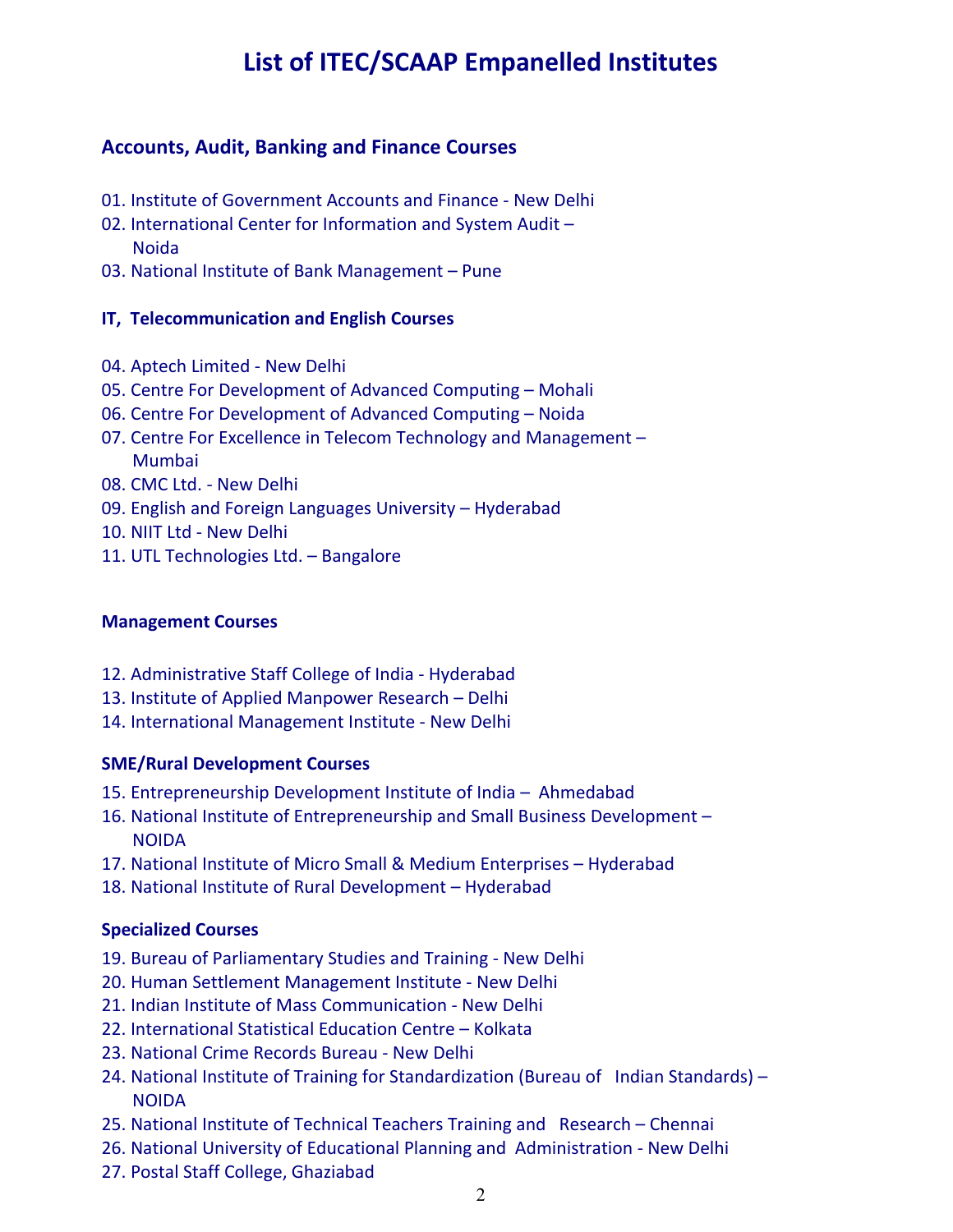# List of ITEC/SCAAP Empanelled Institutes

## Accounts, Audit, Banking and Finance Courses

01. Institute of Government Accounts and Finance - New Delhi
02. International Center for Information and System Audit – Noida
03. National Institute of Bank Management – Pune

## IT, Telecommunication and English Courses

04. Aptech Limited - New Delhi
05. Centre For Development of Advanced Computing – Mohali
06. Centre For Development of Advanced Computing – Noida
07. Centre For Excellence in Telecom Technology and Management – Mumbai
08. CMC Ltd. - New Delhi
09. English and Foreign Languages University – Hyderabad
10. NIIT Ltd - New Delhi
11. UTL Technologies Ltd. – Bangalore

## Management Courses

12. Administrative Staff College of India - Hyderabad
13. Institute of Applied Manpower Research – Delhi
14. International Management Institute - New Delhi

## SME/Rural Development Courses

15. Entrepreneurship Development Institute of India – Ahmedabad
16. National Institute of Entrepreneurship and Small Business Development – NOIDA
17. National Institute of Micro Small & Medium Enterprises – Hyderabad
18. National Institute of Rural Development – Hyderabad

## Specialized Courses

19. Bureau of Parliamentary Studies and Training - New Delhi
20. Human Settlement Management Institute - New Delhi
21. Indian Institute of Mass Communication - New Delhi
22. International Statistical Education Centre – Kolkata
23. National Crime Records Bureau - New Delhi
24. National Institute of Training for Standardization (Bureau of Indian Standards) – NOIDA
25. National Institute of Technical Teachers Training and Research – Chennai
26. National University of Educational Planning and Administration - New Delhi
27. Postal Staff College, Ghaziabad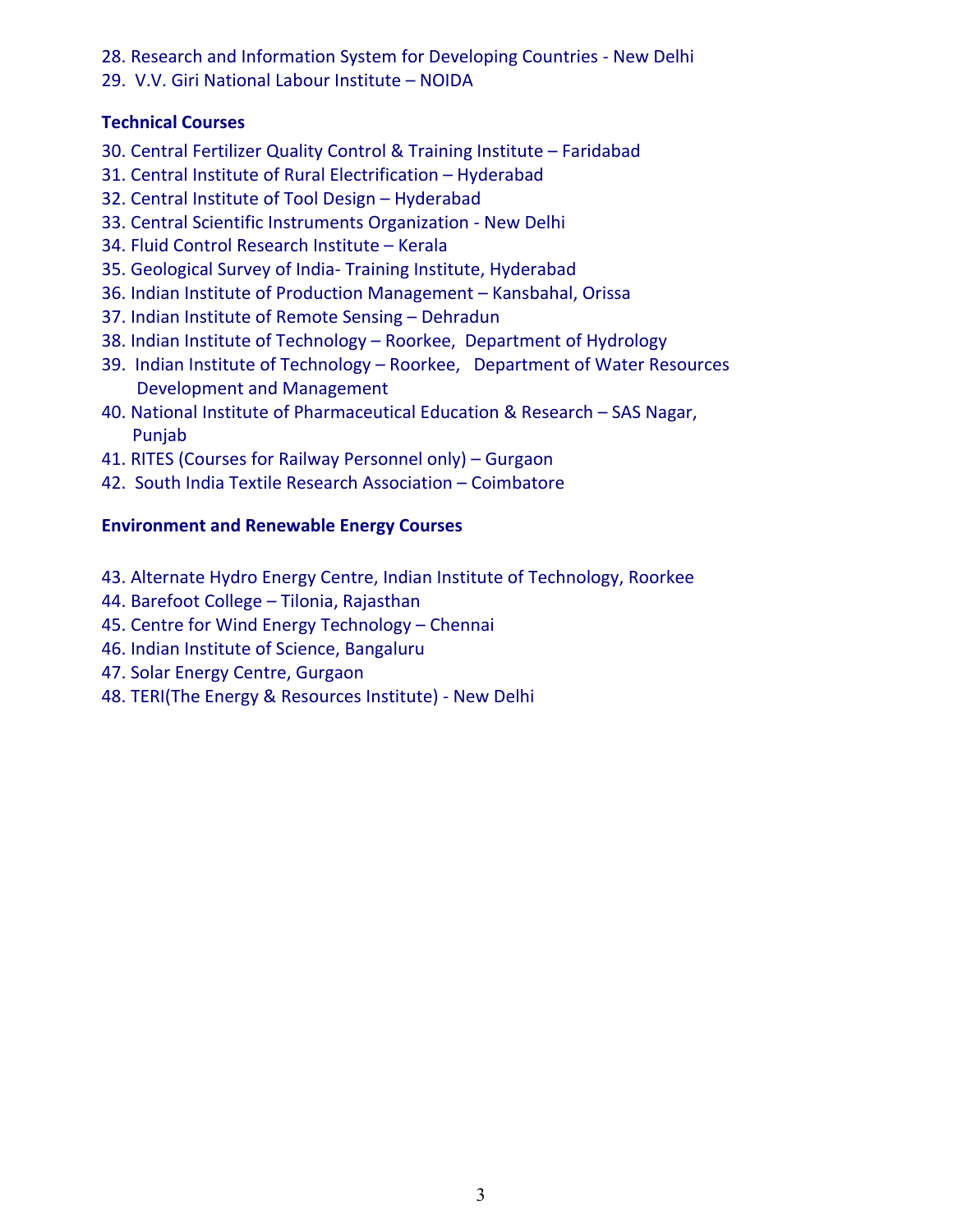28. Research and Information System for Developing Countries - New Delhi
29. V.V. Giri National Labour Institute – NOIDA

**Technical Courses**

30. Central Fertilizer Quality Control & Training Institute – Faridabad
31. Central Institute of Rural Electrification – Hyderabad
32. Central Institute of Tool Design – Hyderabad
33. Central Scientific Instruments Organization - New Delhi
34. Fluid Control Research Institute – Kerala
35. Geological Survey of India- Training Institute, Hyderabad
36. Indian Institute of Production Management – Kansbahal, Orissa
37. Indian Institute of Remote Sensing – Dehradun
38. Indian Institute of Technology – Roorkee, Department of Hydrology
39. Indian Institute of Technology – Roorkee, Department of Water Resources Development and Management
40. National Institute of Pharmaceutical Education & Research – SAS Nagar, Punjab
41. RITES (Courses for Railway Personnel only) – Gurgaon
42. South India Textile Research Association – Coimbatore

**Environment and Renewable Energy Courses**

43. Alternate Hydro Energy Centre, Indian Institute of Technology, Roorkee
44. Barefoot College – Tilonia, Rajasthan
45. Centre for Wind Energy Technology – Chennai
46. Indian Institute of Science, Bangaluru
47. Solar Energy Centre, Gurgaon
48. TERI(The Energy & Resources Institute) - New Delhi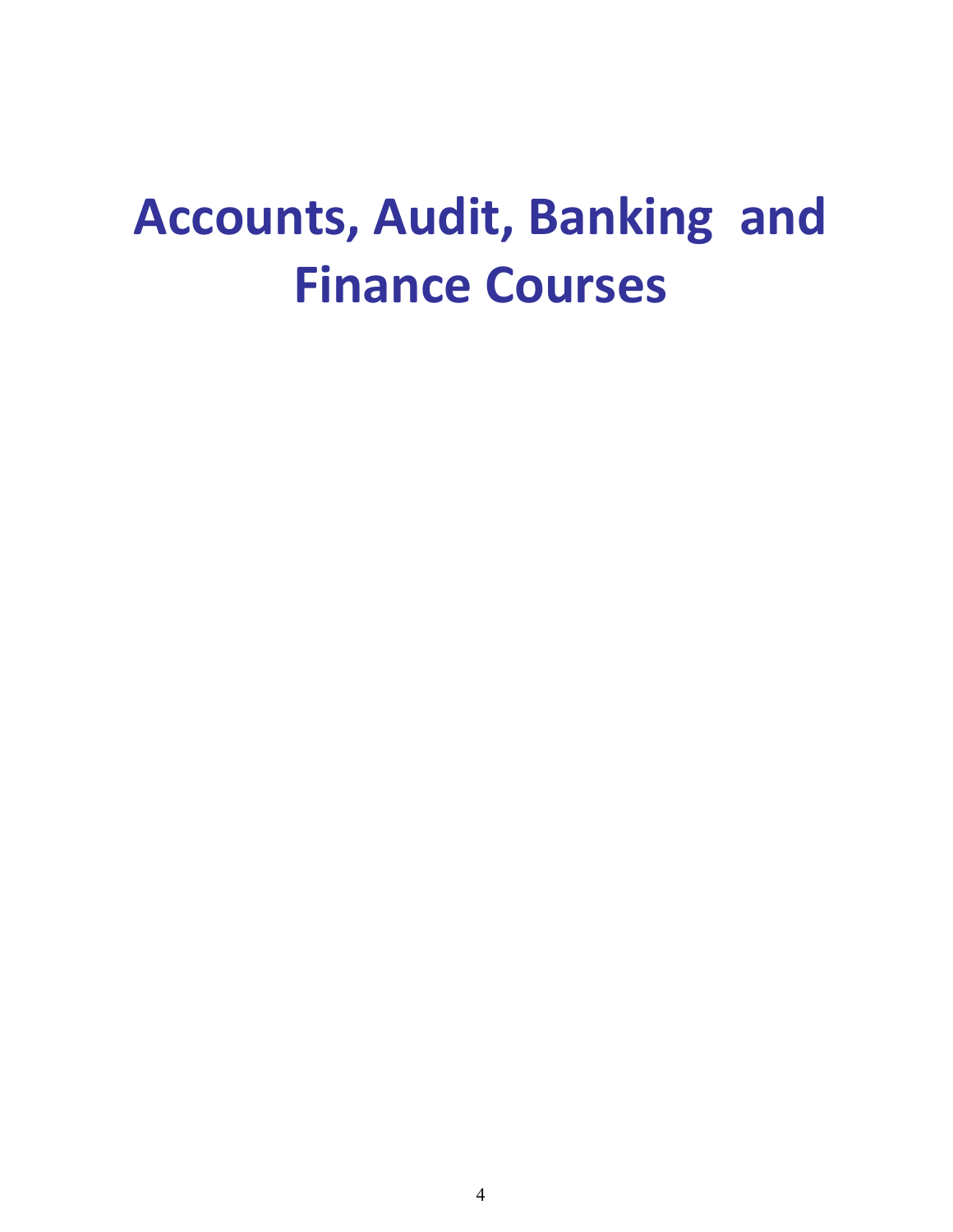# Accounts, Audit, Banking and Finance Courses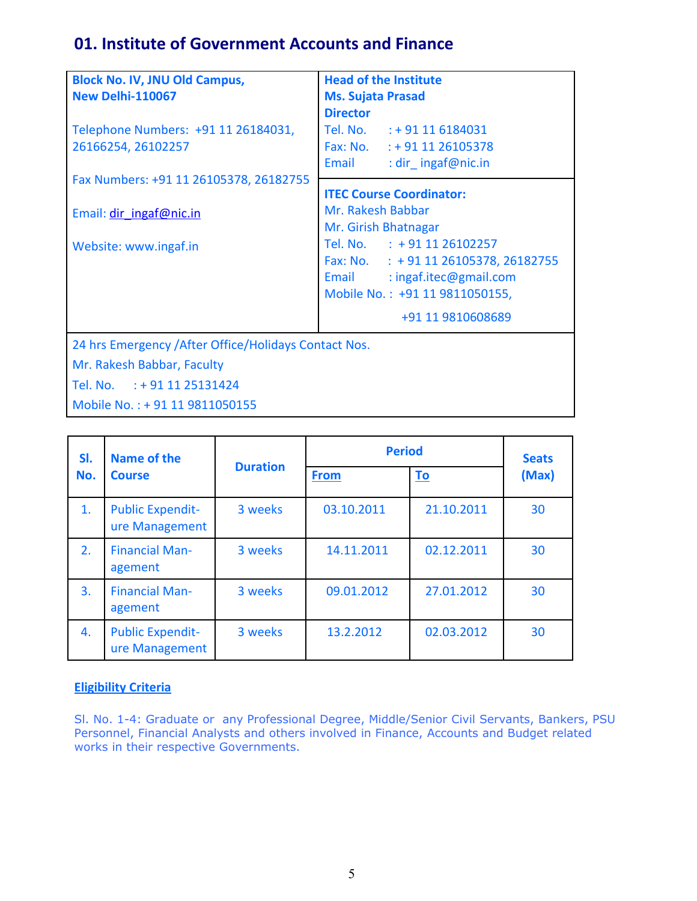## 01. Institute of Government Accounts and Finance

| **Block No. IV, JNU Old Campus,**<br>**New Delhi-110067**<br><br>Telephone Numbers: +91 11 26184031, 26166254, 26102257<br><br>Fax Numbers: +91 11 26105378, 26182755<br><br>Email: dir_ingaf@nic.in<br><br>Website: www.ingaf.in | **Head of the Institute**<br>**Ms. Sujata Prasad**<br>**Director**<br>Tel. No. : + 91 11 6184031<br>Fax: No. : + 91 11 26105378<br>Email : dir_ ingaf@nic.in<br><br>**ITEC Course Coordinator:**<br>Mr. Rakesh Babbar<br>Mr. Girish Bhatnagar<br>Tel. No. : + 91 11 26102257<br>Fax: No. : + 91 11 26105378, 26182755<br>Email : ingaf.itec@gmail.com<br>Mobile No. : +91 11 9811050155,<br>+91 11 9810608689 |
|---|---|
| 24 hrs Emergency /After Office/Holidays Contact Nos.<br>Mr. Rakesh Babbar, Faculty<br>Tel. No. : + 91 11 25131424<br>Mobile No. : + 91 11 9811050155 | |

| Sl. No. | Name of the Course | Duration | Period | | Seats (Max) |
|---|---|---|---|---|---|
| | | | From | To | |
| 1. | Public Expenditure Management | 3 weeks | 03.10.2011 | 21.10.2011 | 30 |
| 2. | Financial Management | 3 weeks | 14.11.2011 | 02.12.2011 | 30 |
| 3. | Financial Management | 3 weeks | 09.01.2012 | 27.01.2012 | 30 |
| 4. | Public Expenditure Management | 3 weeks | 13.2.2012 | 02.03.2012 | 30 |

**Eligibility Criteria**

Sl. No. 1-4: Graduate or any Professional Degree, Middle/Senior Civil Servants, Bankers, PSU Personnel, Financial Analysts and others involved in Finance, Accounts and Budget related works in their respective Governments.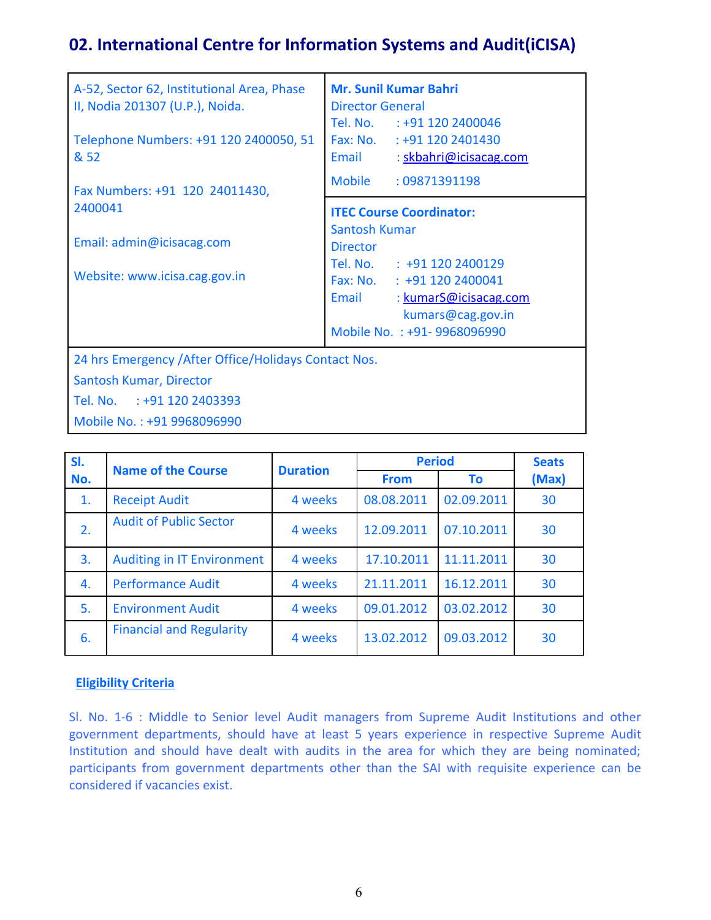## 02. International Centre for Information Systems and Audit(iCISA)

| | |
|---|---|
| A-52, Sector 62, Institutional Area, Phase II, Nodia 201307 (U.P.), Noida.<br><br>Telephone Numbers: +91 120 2400050, 51 & 52<br><br>Fax Numbers: +91 120 24011430, 2400041<br><br>Email: admin@icisacag.com<br><br>Website: www.icisa.cag.gov.in | **Mr. Sunil Kumar Bahri**<br>Director General<br>Tel. No. : +91 120 2400046<br>Fax: No. : +91 120 2401430<br>Email : skbahri@icisacag.com<br>Mobile : 09871391198<br><br>**ITEC Course Coordinator:**<br>Santosh Kumar<br>Director<br>Tel. No. : +91 120 2400129<br>Fax: No. : +91 120 2400041<br>Email : kumarS@icisacag.com<br>kumars@cag.gov.in<br>Mobile No. : +91- 9968096990 |
| 24 hrs Emergency /After Office/Holidays Contact Nos.<br>Santosh Kumar, Director<br>Tel. No. : +91 120 2403393<br>Mobile No. : +91 9968096990 | |

| Sl. No. | Name of the Course | Duration | Period | | Seats (Max) |
|---|---|---|---|---|---|
| | | | From | To | |
| 1. | Receipt Audit | 4 weeks | 08.08.2011 | 02.09.2011 | 30 |
| 2. | Audit of Public Sector | 4 weeks | 12.09.2011 | 07.10.2011 | 30 |
| 3. | Auditing in IT Environment | 4 weeks | 17.10.2011 | 11.11.2011 | 30 |
| 4. | Performance Audit | 4 weeks | 21.11.2011 | 16.12.2011 | 30 |
| 5. | Environment Audit | 4 weeks | 09.01.2012 | 03.02.2012 | 30 |
| 6. | Financial and Regularity | 4 weeks | 13.02.2012 | 09.03.2012 | 30 |

**Eligibility Criteria**

Sl. No. 1-6 : Middle to Senior level Audit managers from Supreme Audit Institutions and other government departments, should have at least 5 years experience in respective Supreme Audit Institution and should have dealt with audits in the area for which they are being nominated; participants from government departments other than the SAI with requisite experience can be considered if vacancies exist.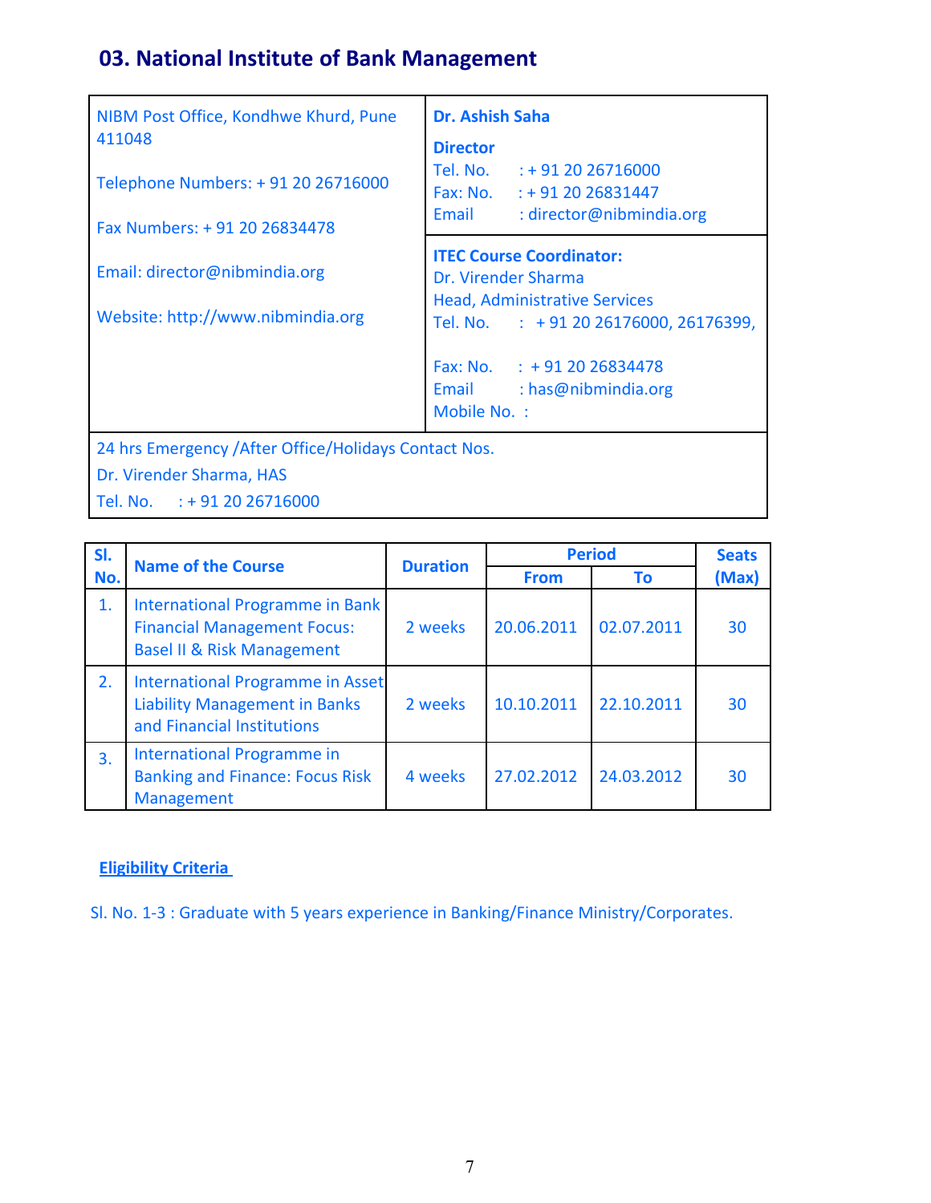## 03. National Institute of Bank Management

| NIBM Post Office, Kondhwe Khurd, Pune 411048<br><br>Telephone Numbers: + 91 20 26716000<br><br>Fax Numbers: + 91 20 26834478<br><br>Email: director@nibmindia.org<br><br>Website: http://www.nibmindia.org | **Dr. Ashish Saha**<br><br>**Director**<br>Tel. No. : + 91 20 26716000<br>Fax: No. : + 91 20 26831447<br>Email : director@nibmindia.org<br><br>**ITEC Course Coordinator:**<br>Dr. Virender Sharma<br>Head, Administrative Services<br>Tel. No. : + 91 20 26176000, 26176399,<br><br>Fax: No. : + 91 20 26834478<br>Email : has@nibmindia.org<br>Mobile No. : |
|---|---|
| 24 hrs Emergency /After Office/Holidays Contact Nos.<br>Dr. Virender Sharma, HAS<br>Tel. No. : + 91 20 26716000 | |

| Sl. No. | Name of the Course | Duration | Period | | Seats (Max) |
|---|---|---|---|---|---|
| | | | From | To | |
| 1. | International Programme in Bank Financial Management Focus: Basel II & Risk Management | 2 weeks | 20.06.2011 | 02.07.2011 | 30 |
| 2. | International Programme in Asset Liability Management in Banks and Financial Institutions | 2 weeks | 10.10.2011 | 22.10.2011 | 30 |
| 3. | International Programme in Banking and Finance: Focus Risk Management | 4 weeks | 27.02.2012 | 24.03.2012 | 30 |

**Eligibility Criteria**

Sl. No. 1-3 : Graduate with 5 years experience in Banking/Finance Ministry/Corporates.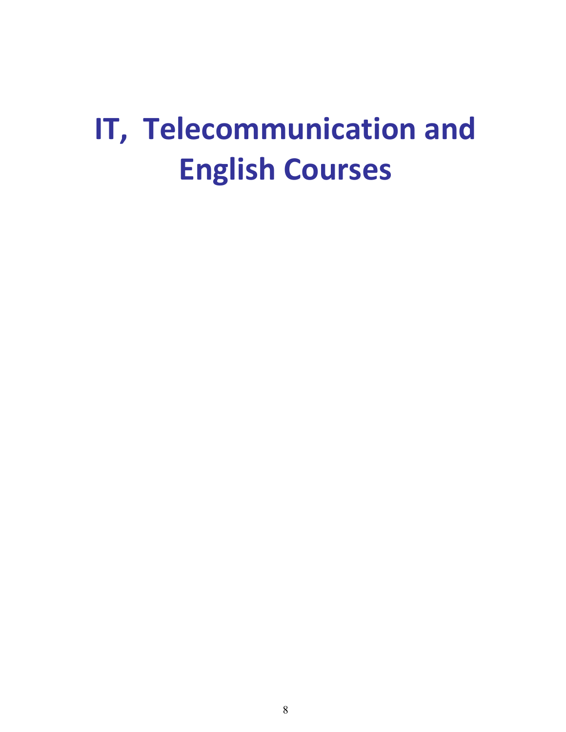# IT, Telecommunication and English Courses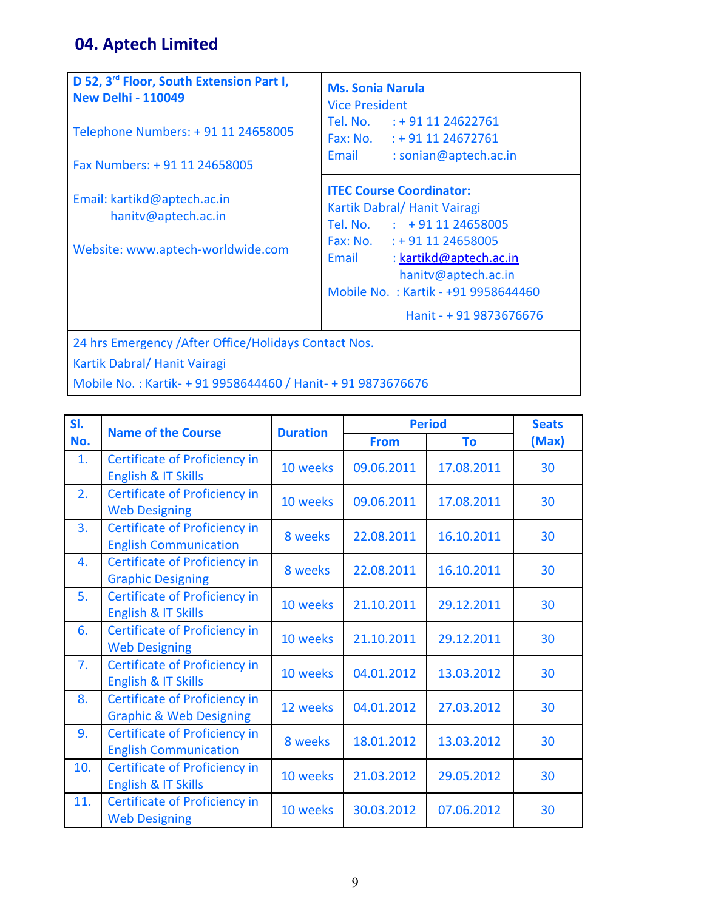## 04. Aptech Limited

| **D 52, 3rd Floor, South Extension Part I, New Delhi - 110049**<br><br>Telephone Numbers: + 91 11 24658005<br><br>Fax Numbers: + 91 11 24658005<br><br>Email: kartikd@aptech.ac.in<br>hanitv@aptech.ac.in<br><br>Website: www.aptech-worldwide.com | **Ms. Sonia Narula**<br>Vice President<br>Tel. No. : + 91 11 24622761<br>Fax: No. : + 91 11 24672761<br>Email : sonian@aptech.ac.in<br><br>**ITEC Course Coordinator:**<br>Kartik Dabral/ Hanit Vairagi<br>Tel. No. : + 91 11 24658005<br>Fax: No. : + 91 11 24658005<br>Email : kartikd@aptech.ac.in<br>hanitv@aptech.ac.in<br>Mobile No. : Kartik - +91 9958644460<br>Hanit - + 91 9873676676 |
|---|---|

24 hrs Emergency /After Office/Holidays Contact Nos.
Kartik Dabral/ Hanit Vairagi
Mobile No. : Kartik- + 91 9958644460 / Hanit- + 91 9873676676

| Sl. No. | Name of the Course | Duration | Period | | Seats (Max) |
|---|---|---|---|---|---|
| | | | From | To | |
| 1. | Certificate of Proficiency in English & IT Skills | 10 weeks | 09.06.2011 | 17.08.2011 | 30 |
| 2. | Certificate of Proficiency in Web Designing | 10 weeks | 09.06.2011 | 17.08.2011 | 30 |
| 3. | Certificate of Proficiency in English Communication | 8 weeks | 22.08.2011 | 16.10.2011 | 30 |
| 4. | Certificate of Proficiency in Graphic Designing | 8 weeks | 22.08.2011 | 16.10.2011 | 30 |
| 5. | Certificate of Proficiency in English & IT Skills | 10 weeks | 21.10.2011 | 29.12.2011 | 30 |
| 6. | Certificate of Proficiency in Web Designing | 10 weeks | 21.10.2011 | 29.12.2011 | 30 |
| 7. | Certificate of Proficiency in English & IT Skills | 10 weeks | 04.01.2012 | 13.03.2012 | 30 |
| 8. | Certificate of Proficiency in Graphic & Web Designing | 12 weeks | 04.01.2012 | 27.03.2012 | 30 |
| 9. | Certificate of Proficiency in English Communication | 8 weeks | 18.01.2012 | 13.03.2012 | 30 |
| 10. | Certificate of Proficiency in English & IT Skills | 10 weeks | 21.03.2012 | 29.05.2012 | 30 |
| 11. | Certificate of Proficiency in Web Designing | 10 weeks | 30.03.2012 | 07.06.2012 | 30 |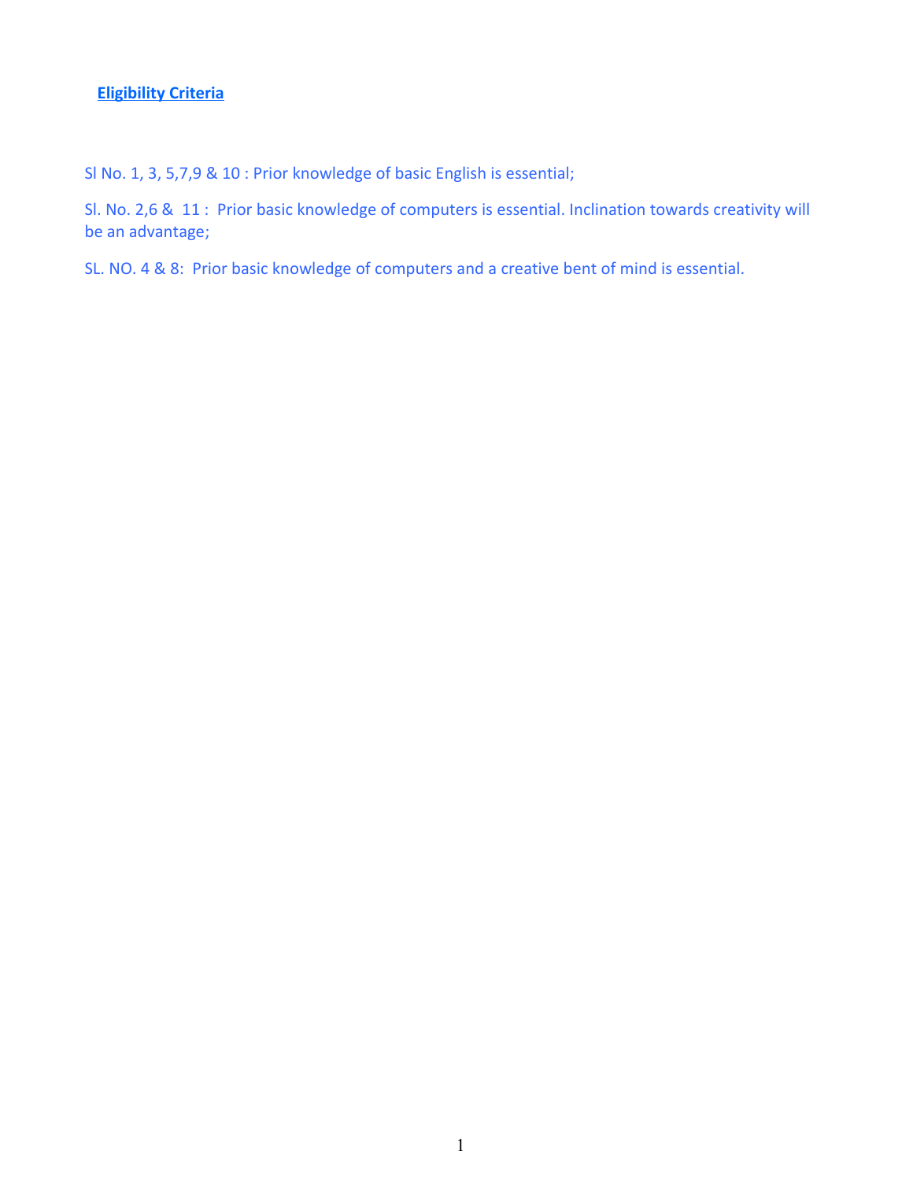**Eligibility Criteria**

Sl No. 1, 3, 5,7,9 & 10 : Prior knowledge of basic English is essential;

Sl. No. 2,6 & 11 : Prior basic knowledge of computers is essential. Inclination towards creativity will be an advantage;

SL. NO. 4 & 8: Prior basic knowledge of computers and a creative bent of mind is essential.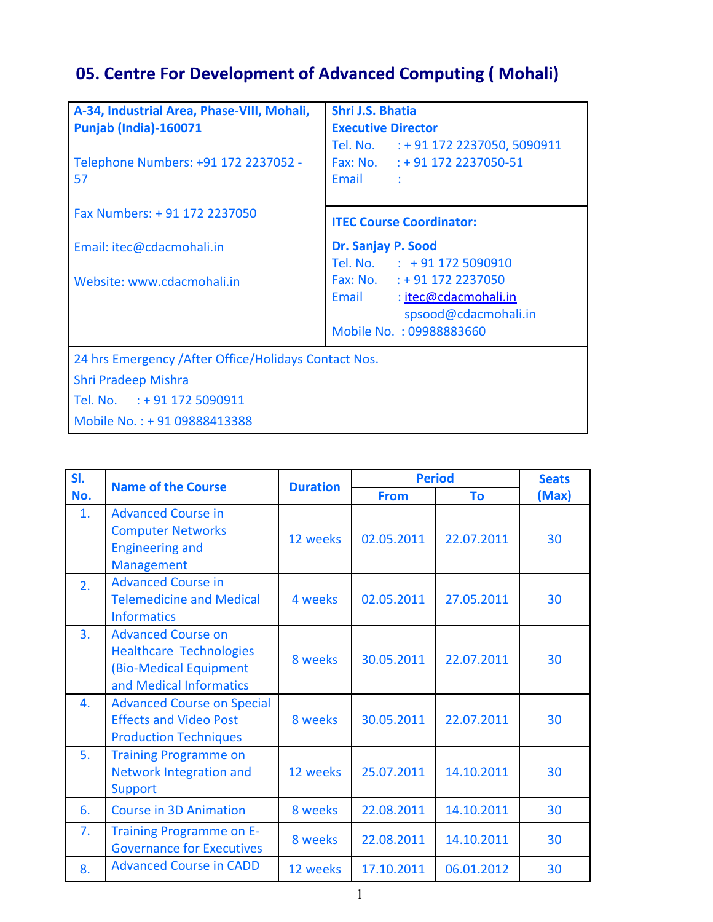## 05. Centre For Development of Advanced Computing ( Mohali)

| A-34, Industrial Area, Phase-VIII, Mohali, Punjab (India)-160071<br><br>Telephone Numbers: +91 172 2237052 - 57<br><br>Fax Numbers: + 91 172 2237050<br><br>Email: itec@cdacmohali.in<br><br>Website: www.cdacmohali.in | **Shri J.S. Bhatia**<br>**Executive Director**<br>Tel. No. : + 91 172 2237050, 5090911<br>Fax: No. : + 91 172 2237050-51<br>Email :<br><br>**ITEC Course Coordinator:**<br><br>**Dr. Sanjay P. Sood**<br>Tel. No. : + 91 172 5090910<br>Fax: No. : + 91 172 2237050<br>Email : itec@cdacmohali.in<br>spsood@cdacmohali.in<br>Mobile No. : 09988883660 |
|---|---|
| 24 hrs Emergency /After Office/Holidays Contact Nos.<br>Shri Pradeep Mishra<br>Tel. No. : + 91 172 5090911<br>Mobile No. : + 91 09888413388 | |

| Sl. No. | Name of the Course | Duration | Period | | Seats (Max) |
|---|---|---|---|---|---|
| | | | From | To | |
| 1. | Advanced Course in Computer Networks Engineering and Management | 12 weeks | 02.05.2011 | 22.07.2011 | 30 |
| 2. | Advanced Course in Telemedicine and Medical Informatics | 4 weeks | 02.05.2011 | 27.05.2011 | 30 |
| 3. | Advanced Course on Healthcare Technologies (Bio-Medical Equipment and Medical Informatics | 8 weeks | 30.05.2011 | 22.07.2011 | 30 |
| 4. | Advanced Course on Special Effects and Video Post Production Techniques | 8 weeks | 30.05.2011 | 22.07.2011 | 30 |
| 5. | Training Programme on Network Integration and Support | 12 weeks | 25.07.2011 | 14.10.2011 | 30 |
| 6. | Course in 3D Animation | 8 weeks | 22.08.2011 | 14.10.2011 | 30 |
| 7. | Training Programme on E-Governance for Executives | 8 weeks | 22.08.2011 | 14.10.2011 | 30 |
| 8. | Advanced Course in CADD | 12 weeks | 17.10.2011 | 06.01.2012 | 30 |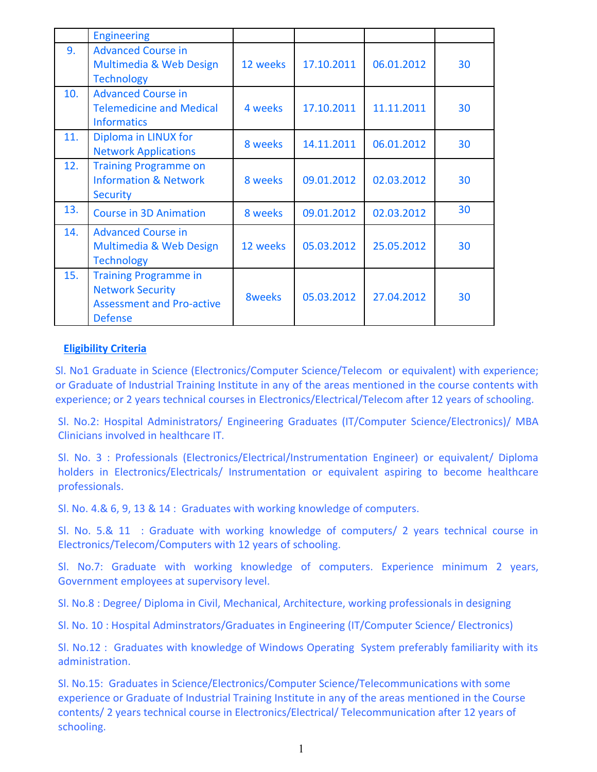| | Engineering | | | | |
|---|---|---|---|---|---|
| 9. | Advanced Course in Multimedia & Web Design Technology | 12 weeks | 17.10.2011 | 06.01.2012 | 30 |
| 10. | Advanced Course in Telemedicine and Medical Informatics | 4 weeks | 17.10.2011 | 11.11.2011 | 30 |
| 11. | Diploma in LINUX for Network Applications | 8 weeks | 14.11.2011 | 06.01.2012 | 30 |
| 12. | Training Programme on Information & Network Security | 8 weeks | 09.01.2012 | 02.03.2012 | 30 |
| 13. | Course in 3D Animation | 8 weeks | 09.01.2012 | 02.03.2012 | 30 |
| 14. | Advanced Course in Multimedia & Web Design Technology | 12 weeks | 05.03.2012 | 25.05.2012 | 30 |
| 15. | Training Programme in Network Security Assessment and Pro-active Defense | 8weeks | 05.03.2012 | 27.04.2012 | 30 |

**Eligibility Criteria**

Sl. No1 Graduate in Science (Electronics/Computer Science/Telecom or equivalent) with experience; or Graduate of Industrial Training Institute in any of the areas mentioned in the course contents with experience; or 2 years technical courses in Electronics/Electrical/Telecom after 12 years of schooling.

Sl. No.2: Hospital Administrators/ Engineering Graduates (IT/Computer Science/Electronics)/ MBA Clinicians involved in healthcare IT.

Sl. No. 3 : Professionals (Electronics/Electrical/Instrumentation Engineer) or equivalent/ Diploma holders in Electronics/Electricals/ Instrumentation or equivalent aspiring to become healthcare professionals.

Sl. No. 4.& 6, 9, 13 & 14 : Graduates with working knowledge of computers.

Sl. No. 5.& 11 : Graduate with working knowledge of computers/ 2 years technical course in Electronics/Telecom/Computers with 12 years of schooling.

Sl. No.7: Graduate with working knowledge of computers. Experience minimum 2 years, Government employees at supervisory level.

Sl. No.8 : Degree/ Diploma in Civil, Mechanical, Architecture, working professionals in designing

Sl. No. 10 : Hospital Adminstrators/Graduates in Engineering (IT/Computer Science/ Electronics)

Sl. No.12 : Graduates with knowledge of Windows Operating System preferably familiarity with its administration.

Sl. No.15: Graduates in Science/Electronics/Computer Science/Telecommunications with some experience or Graduate of Industrial Training Institute in any of the areas mentioned in the Course contents/ 2 years technical course in Electronics/Electrical/ Telecommunication after 12 years of schooling.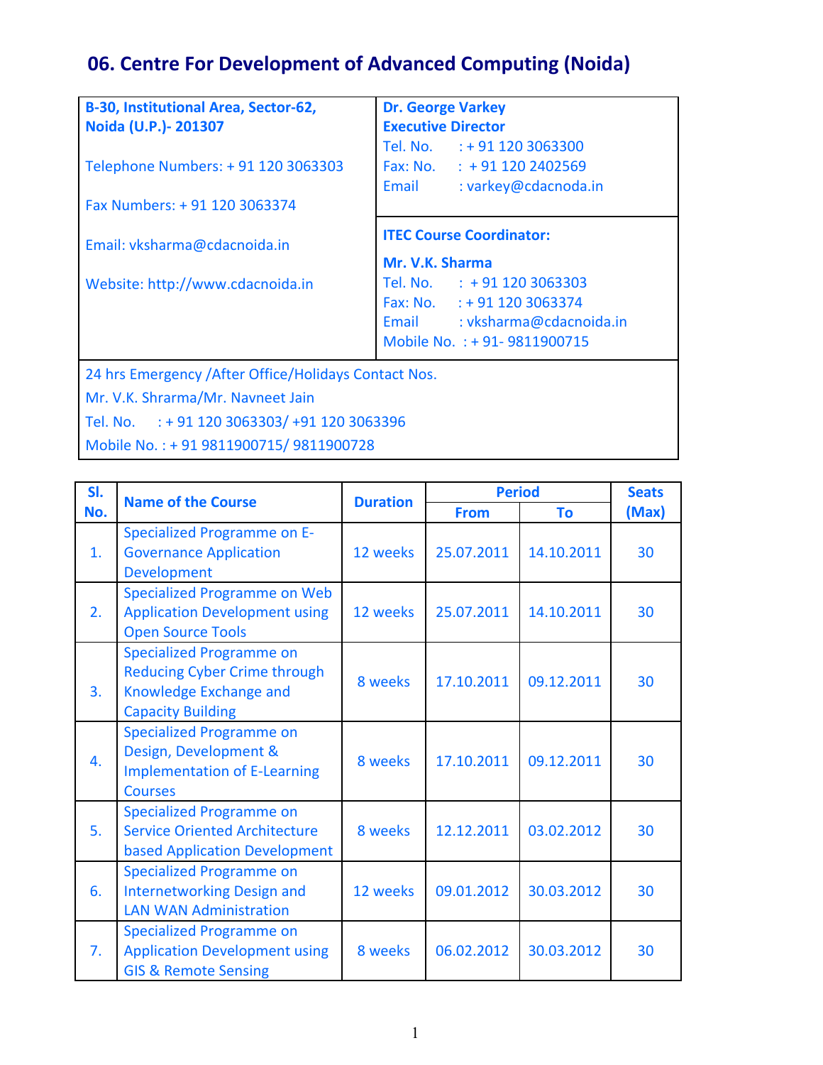## 06. Centre For Development of Advanced Computing (Noida)

| **B-30, Institutional Area, Sector-62, Noida (U.P.)- 201307**<br><br>Telephone Numbers: + 91 120 3063303<br><br>Fax Numbers: + 91 120 3063374<br><br>Email: vksharma@cdacnoida.in<br><br>Website: http://www.cdacnoida.in | **Dr. George Varkey**<br>**Executive Director**<br>Tel. No. : + 91 120 3063300<br>Fax: No. : + 91 120 2402569<br>Email : varkey@cdacnoida.in<br><br>**ITEC Course Coordinator:**<br><br>**Mr. V.K. Sharma**<br>Tel. No. : + 91 120 3063303<br>Fax: No. : + 91 120 3063374<br>Email : vksharma@cdacnoida.in<br>Mobile No. : + 91- 9811900715 |
|---|---|
| 24 hrs Emergency /After Office/Holidays Contact Nos.<br>Mr. V.K. Shrarma/Mr. Navneet Jain<br>Tel. No. : + 91 120 3063303/ +91 120 3063396<br>Mobile No. : + 91 9811900715/ 9811900728 | |

| Sl. No. | Name of the Course | Duration | Period | | Seats (Max) |
|---|---|---|---|---|---|
| | | | From | To | |
| 1. | Specialized Programme on E-Governance Application Development | 12 weeks | 25.07.2011 | 14.10.2011 | 30 |
| 2. | Specialized Programme on Web Application Development using Open Source Tools | 12 weeks | 25.07.2011 | 14.10.2011 | 30 |
| 3. | Specialized Programme on Reducing Cyber Crime through Knowledge Exchange and Capacity Building | 8 weeks | 17.10.2011 | 09.12.2011 | 30 |
| 4. | Specialized Programme on Design, Development & Implementation of E-Learning Courses | 8 weeks | 17.10.2011 | 09.12.2011 | 30 |
| 5. | Specialized Programme on Service Oriented Architecture based Application Development | 8 weeks | 12.12.2011 | 03.02.2012 | 30 |
| 6. | Specialized Programme on Internetworking Design and LAN WAN Administration | 12 weeks | 09.01.2012 | 30.03.2012 | 30 |
| 7. | Specialized Programme on Application Development using GIS & Remote Sensing | 8 weeks | 06.02.2012 | 30.03.2012 | 30 |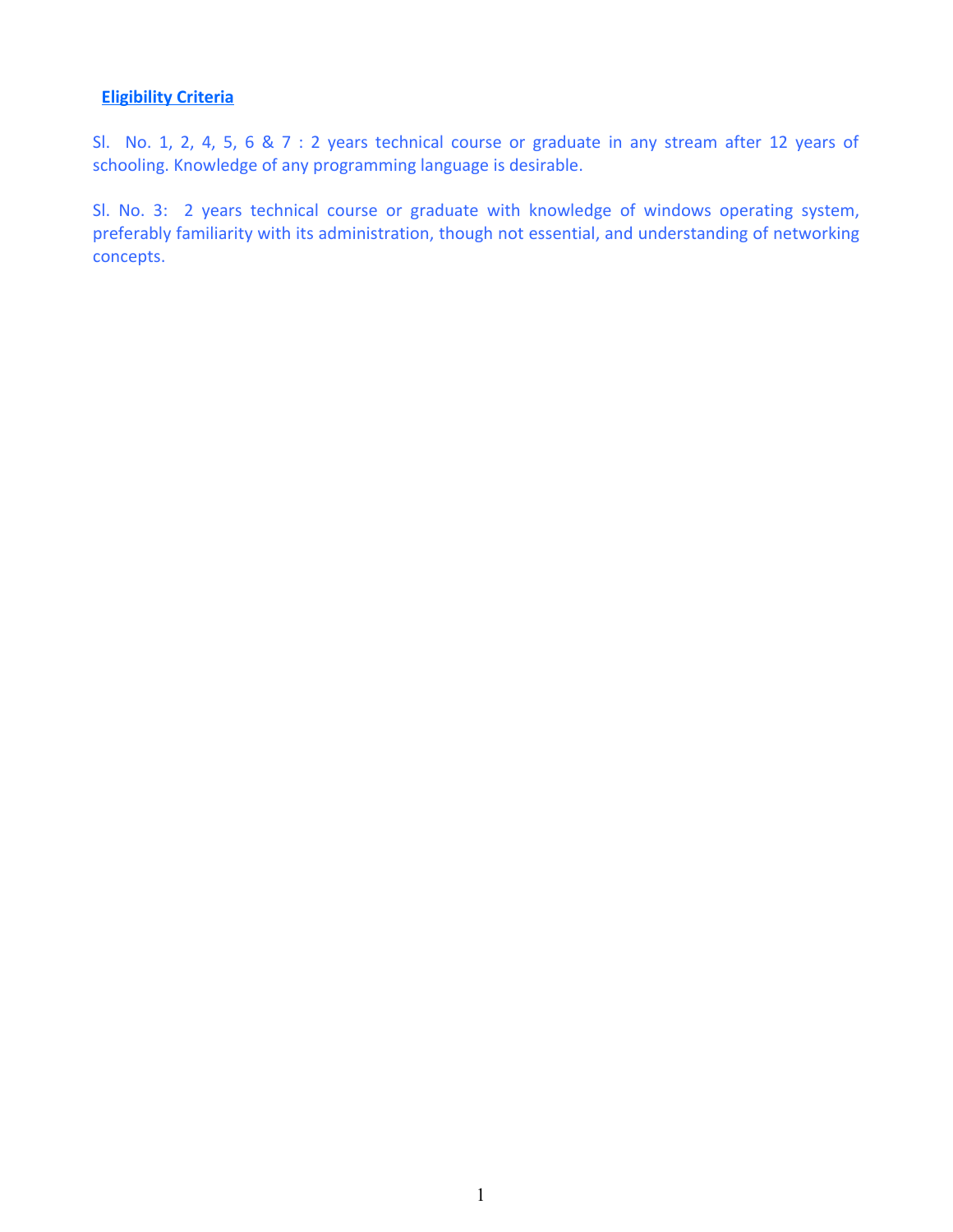**Eligibility Criteria**

Sl. No. 1, 2, 4, 5, 6 & 7 : 2 years technical course or graduate in any stream after 12 years of schooling. Knowledge of any programming language is desirable.

Sl. No. 3: 2 years technical course or graduate with knowledge of windows operating system, preferably familiarity with its administration, though not essential, and understanding of networking concepts.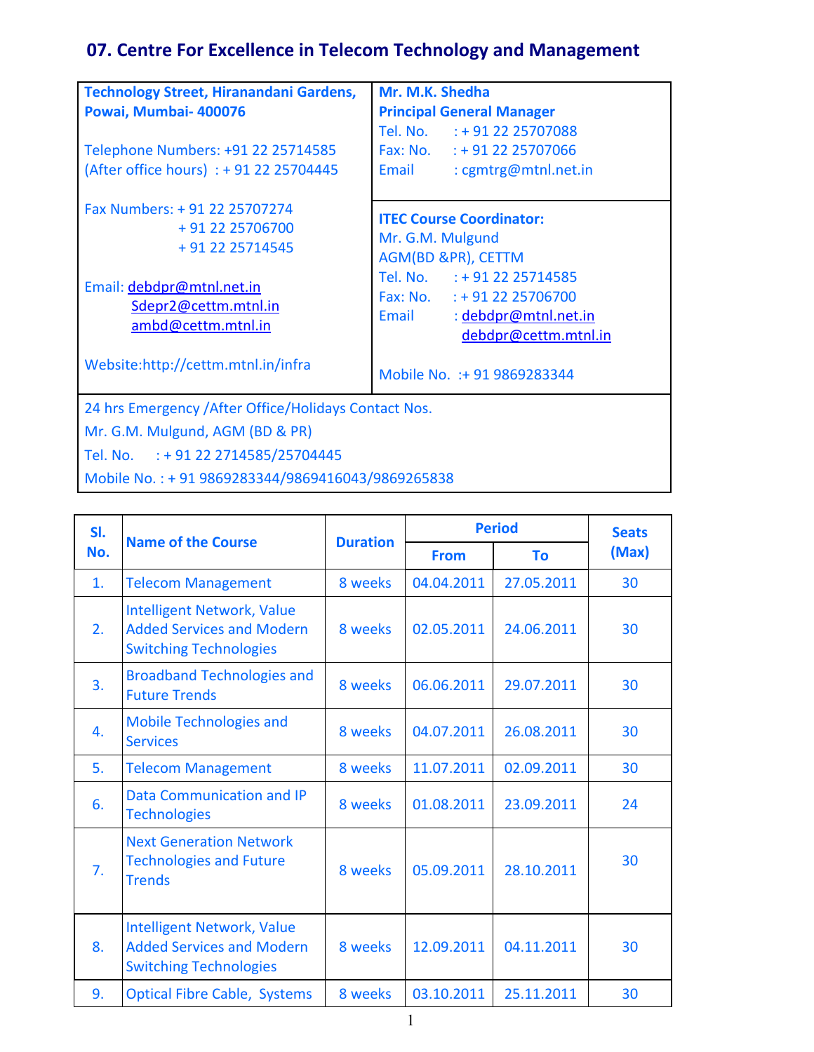## 07. Centre For Excellence in Telecom Technology and Management

| | |
|---|---|
| **Technology Street, Hiranandani Gardens, Powai, Mumbai- 400076**<br><br>Telephone Numbers: +91 22 25714585<br>(After office hours) : + 91 22 25704445<br><br>Fax Numbers: + 91 22 25707274<br>+ 91 22 25706700<br>+ 91 22 25714545<br><br>Email: debdpr@mtnl.net.in<br>Sdepr2@cettm.mtnl.in<br>ambd@cettm.mtnl.in<br><br>Website:http://cettm.mtnl.in/infra | **Mr. M.K. Shedha**<br>**Principal General Manager**<br>Tel. No. : + 91 22 25707088<br>Fax: No. : + 91 22 25707066<br>Email : cgmtrg@mtnl.net.in<br><br>**ITEC Course Coordinator:**<br>Mr. G.M. Mulgund<br>AGM(BD &PR), CETTM<br>Tel. No. : + 91 22 25714585<br>Fax: No. : + 91 22 25706700<br>Email : debdpr@mtnl.net.in<br>debdpr@cettm.mtnl.in<br><br>Mobile No. :+ 91 9869283344 |
| 24 hrs Emergency /After Office/Holidays Contact Nos.<br>Mr. G.M. Mulgund, AGM (BD & PR)<br>Tel. No. : + 91 22 2714585/25704445<br>Mobile No. : + 91 9869283344/9869416043/9869265838 | |

| Sl. No. | Name of the Course | Duration | Period | | Seats (Max) |
|---|---|---|---|---|---|
| | | | From | To | |
| 1. | Telecom Management | 8 weeks | 04.04.2011 | 27.05.2011 | 30 |
| 2. | Intelligent Network, Value Added Services and Modern Switching Technologies | 8 weeks | 02.05.2011 | 24.06.2011 | 30 |
| 3. | Broadband Technologies and Future Trends | 8 weeks | 06.06.2011 | 29.07.2011 | 30 |
| 4. | Mobile Technologies and Services | 8 weeks | 04.07.2011 | 26.08.2011 | 30 |
| 5. | Telecom Management | 8 weeks | 11.07.2011 | 02.09.2011 | 30 |
| 6. | Data Communication and IP Technologies | 8 weeks | 01.08.2011 | 23.09.2011 | 24 |
| 7. | Next Generation Network Technologies and Future Trends | 8 weeks | 05.09.2011 | 28.10.2011 | 30 |
| 8. | Intelligent Network, Value Added Services and Modern Switching Technologies | 8 weeks | 12.09.2011 | 04.11.2011 | 30 |
| 9. | Optical Fibre Cable, Systems | 8 weeks | 03.10.2011 | 25.11.2011 | 30 |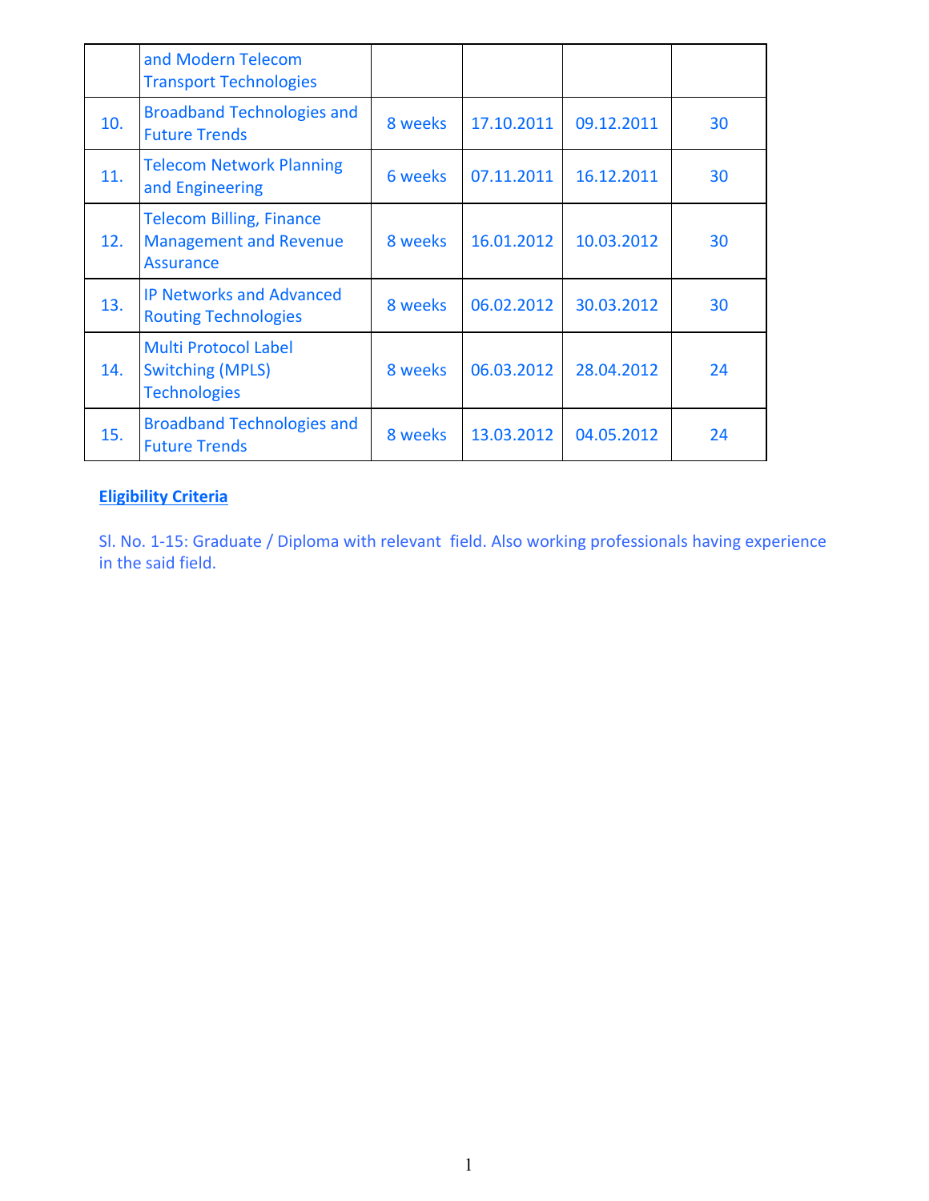| | | | | | |
|---|---|---|---|---|---|
| | and Modern Telecom Transport Technologies | | | | |
| 10. | Broadband Technologies and Future Trends | 8 weeks | 17.10.2011 | 09.12.2011 | 30 |
| 11. | Telecom Network Planning and Engineering | 6 weeks | 07.11.2011 | 16.12.2011 | 30 |
| 12. | Telecom Billing, Finance Management and Revenue Assurance | 8 weeks | 16.01.2012 | 10.03.2012 | 30 |
| 13. | IP Networks and Advanced Routing Technologies | 8 weeks | 06.02.2012 | 30.03.2012 | 30 |
| 14. | Multi Protocol Label Switching (MPLS) Technologies | 8 weeks | 06.03.2012 | 28.04.2012 | 24 |
| 15. | Broadband Technologies and Future Trends | 8 weeks | 13.03.2012 | 04.05.2012 | 24 |

**Eligibility Criteria**

Sl. No. 1-15: Graduate / Diploma with relevant field. Also working professionals having experience in the said field.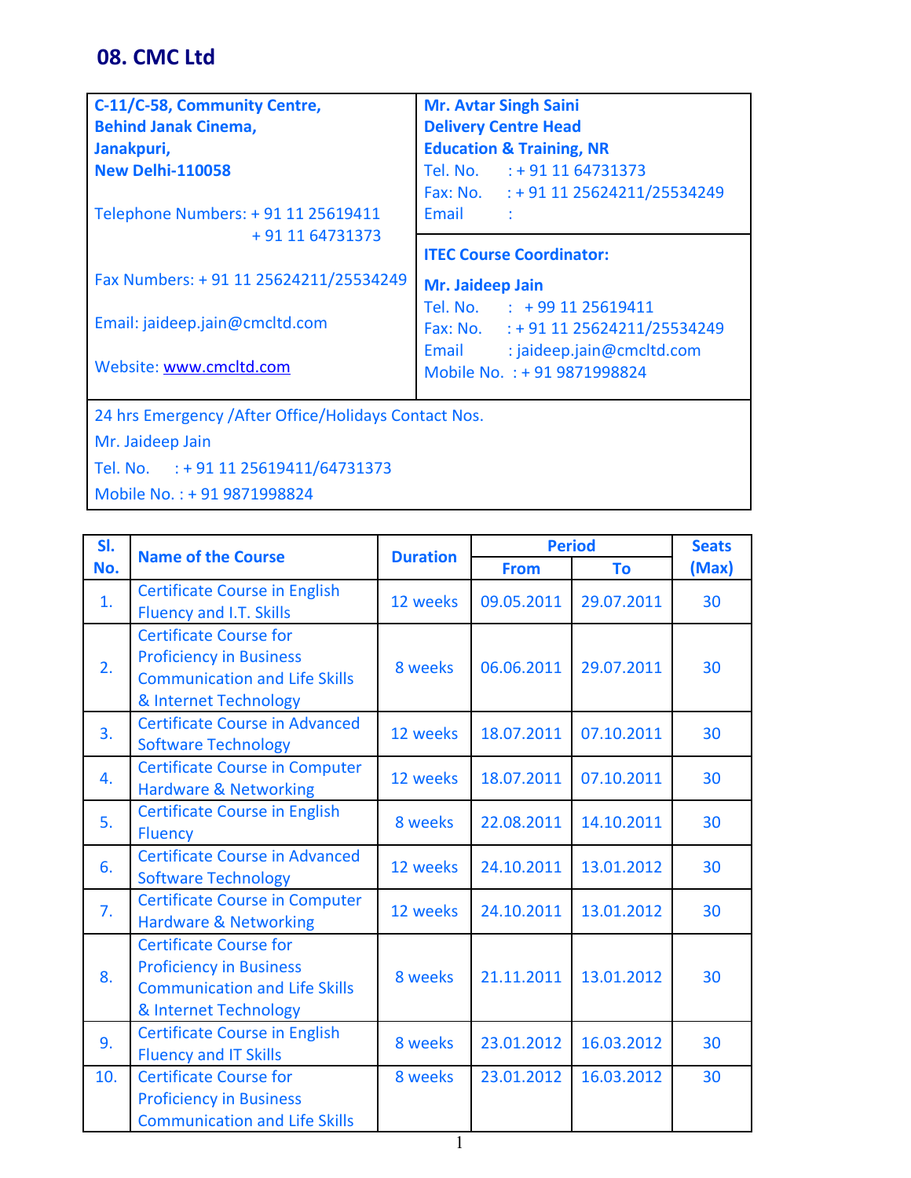## 08. CMC Ltd

| C-11/C-58, Community Centre, Behind Janak Cinema, Janakpuri, New Delhi-110058<br><br>Telephone Numbers: + 91 11 25619411<br>+ 91 11 64731373<br><br>Fax Numbers: + 91 11 25624211/25534249<br><br>Email: jaideep.jain@cmcltd.com<br><br>Website: www.cmcltd.com | **Mr. Avtar Singh Saini**<br>**Delivery Centre Head**<br>**Education & Training, NR**<br>Tel. No. : + 91 11 64731373<br>Fax: No. : + 91 11 25624211/25534249<br>Email :<br><br>**ITEC Course Coordinator:**<br><br>**Mr. Jaideep Jain**<br>Tel. No. : + 99 11 25619411<br>Fax: No. : + 91 11 25624211/25534249<br>Email : jaideep.jain@cmcltd.com<br>Mobile No. : + 91 9871998824 |
|---|---|

24 hrs Emergency /After Office/Holidays Contact Nos.
Mr. Jaideep Jain
Tel. No. : + 91 11 25619411/64731373
Mobile No. : + 91 9871998824

| Sl. No. | Name of the Course | Duration | Period | | Seats (Max) |
|---|---|---|---|---|---|
| | | | From | To | |
| 1. | Certificate Course in English Fluency and I.T. Skills | 12 weeks | 09.05.2011 | 29.07.2011 | 30 |
| 2. | Certificate Course for Proficiency in Business Communication and Life Skills & Internet Technology | 8 weeks | 06.06.2011 | 29.07.2011 | 30 |
| 3. | Certificate Course in Advanced Software Technology | 12 weeks | 18.07.2011 | 07.10.2011 | 30 |
| 4. | Certificate Course in Computer Hardware & Networking | 12 weeks | 18.07.2011 | 07.10.2011 | 30 |
| 5. | Certificate Course in English Fluency | 8 weeks | 22.08.2011 | 14.10.2011 | 30 |
| 6. | Certificate Course in Advanced Software Technology | 12 weeks | 24.10.2011 | 13.01.2012 | 30 |
| 7. | Certificate Course in Computer Hardware & Networking | 12 weeks | 24.10.2011 | 13.01.2012 | 30 |
| 8. | Certificate Course for Proficiency in Business Communication and Life Skills & Internet Technology | 8 weeks | 21.11.2011 | 13.01.2012 | 30 |
| 9. | Certificate Course in English Fluency and IT Skills | 8 weeks | 23.01.2012 | 16.03.2012 | 30 |
| 10. | Certificate Course for Proficiency in Business Communication and Life Skills | 8 weeks | 23.01.2012 | 16.03.2012 | 30 |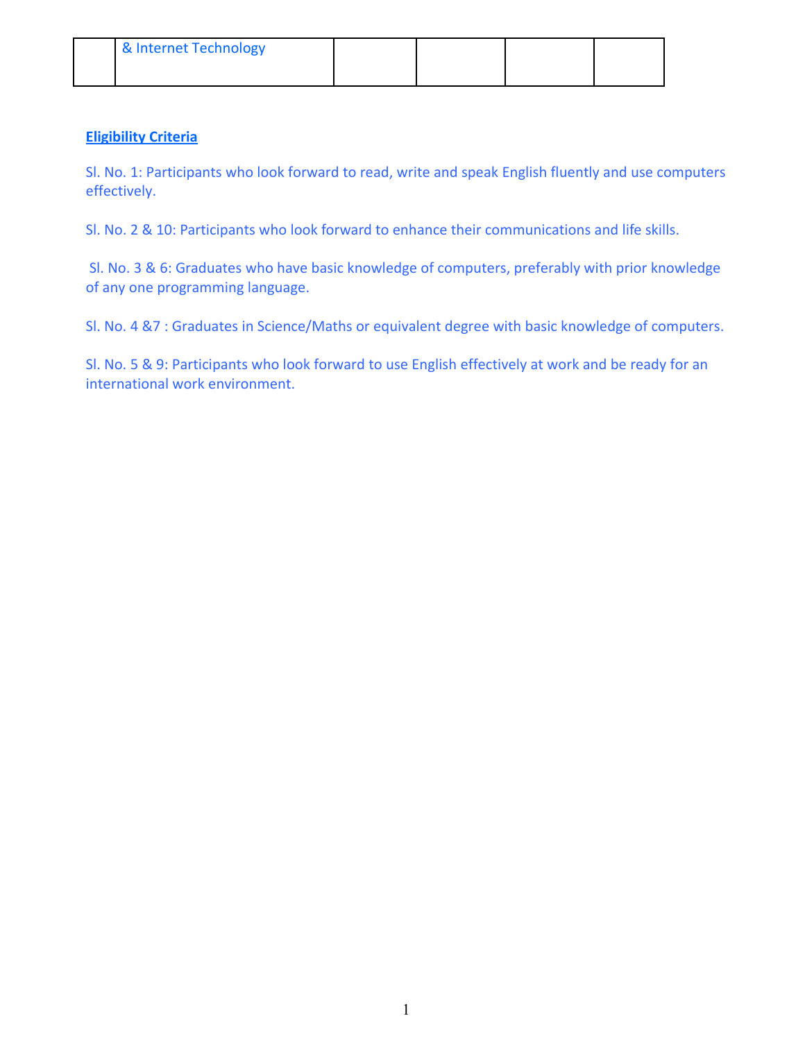|  | & Internet Technology |  |  |  |  |
|---|---|---|---|---|---|

**Eligibility Criteria**

Sl. No. 1: Participants who look forward to read, write and speak English fluently and use computers effectively.

Sl. No. 2 & 10: Participants who look forward to enhance their communications and life skills.

Sl. No. 3 & 6: Graduates who have basic knowledge of computers, preferably with prior knowledge of any one programming language.

Sl. No. 4 &7 : Graduates in Science/Maths or equivalent degree with basic knowledge of computers.

Sl. No. 5 & 9: Participants who look forward to use English effectively at work and be ready for an international work environment.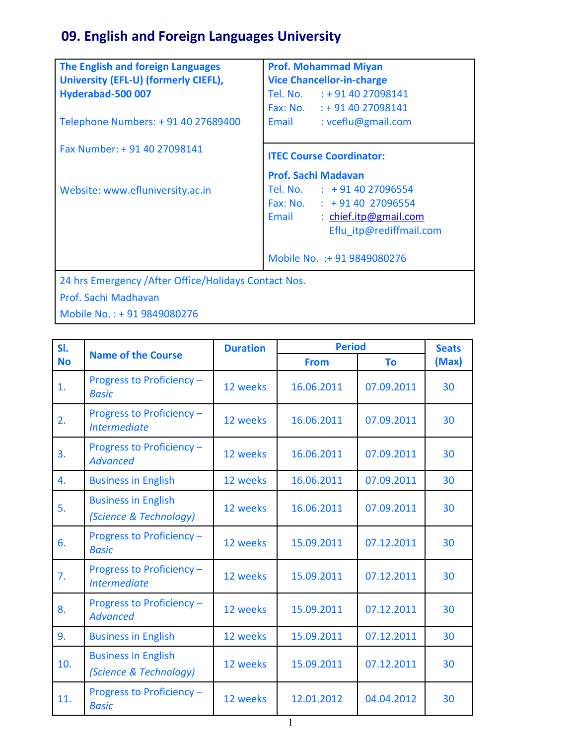## 09. English and Foreign Languages University

| | |
|---|---|
| **The English and foreign Languages University (EFL-U) (formerly CIEFL), Hyderabad-500 007**<br><br>Telephone Numbers: + 91 40 27689400<br><br>Fax Number: + 91 40 27098141<br><br>Website: www.efluniversity.ac.in | **Prof. Mohammad Miyan**<br>**Vice Chancellor-in-charge**<br>Tel. No. : + 91 40 27098141<br>Fax: No. : + 91 40 27098141<br>Email : vceflu@gmail.com<br><br>**ITEC Course Coordinator:**<br><br>**Prof. Sachi Madavan**<br>Tel. No. : + 91 40 27096554<br>Fax: No. : + 91 40 27096554<br>Email : chief.itp@gmail.com<br>Eflu_itp@rediffmail.com<br><br>Mobile No. :+ 91 9849080276 |
| 24 hrs Emergency /After Office/Holidays Contact Nos.<br>Prof. Sachi Madhavan<br>Mobile No. : + 91 9849080276 | |

| Sl. No | Name of the Course | Duration | Period | | Seats (Max) |
|---|---|---|---|---|---|
| | | | From | To | |
| 1. | Progress to Proficiency – *Basic* | 12 weeks | 16.06.2011 | 07.09.2011 | 30 |
| 2. | Progress to Proficiency – *Intermediate* | 12 weeks | 16.06.2011 | 07.09.2011 | 30 |
| 3. | Progress to Proficiency – *Advanced* | 12 weeks | 16.06.2011 | 07.09.2011 | 30 |
| 4. | Business in English | 12 weeks | 16.06.2011 | 07.09.2011 | 30 |
| 5. | Business in English *(Science & Technology)* | 12 weeks | 16.06.2011 | 07.09.2011 | 30 |
| 6. | Progress to Proficiency – *Basic* | 12 weeks | 15.09.2011 | 07.12.2011 | 30 |
| 7. | Progress to Proficiency – *Intermediate* | 12 weeks | 15.09.2011 | 07.12.2011 | 30 |
| 8. | Progress to Proficiency – *Advanced* | 12 weeks | 15.09.2011 | 07.12.2011 | 30 |
| 9. | Business in English | 12 weeks | 15.09.2011 | 07.12.2011 | 30 |
| 10. | Business in English *(Science & Technology)* | 12 weeks | 15.09.2011 | 07.12.2011 | 30 |
| 11. | Progress to Proficiency – *Basic* | 12 weeks | 12.01.2012 | 04.04.2012 | 30 |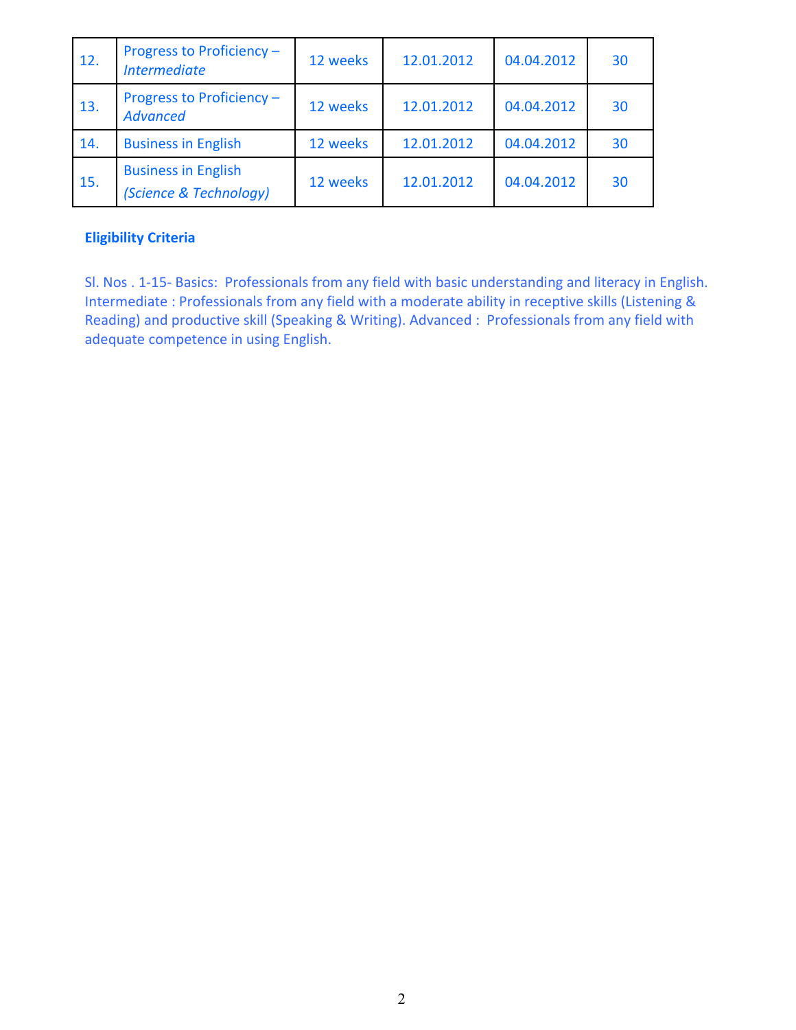| | | | | | |
|---|---|---|---|---|---|
| 12. | Progress to Proficiency – *Intermediate* | 12 weeks | 12.01.2012 | 04.04.2012 | 30 |
| 13. | Progress to Proficiency – *Advanced* | 12 weeks | 12.01.2012 | 04.04.2012 | 30 |
| 14. | Business in English | 12 weeks | 12.01.2012 | 04.04.2012 | 30 |
| 15. | Business in English *(Science & Technology)* | 12 weeks | 12.01.2012 | 04.04.2012 | 30 |

**Eligibility Criteria**

Sl. Nos . 1-15- Basics: Professionals from any field with basic understanding and literacy in English. Intermediate : Professionals from any field with a moderate ability in receptive skills (Listening & Reading) and productive skill (Speaking & Writing). Advanced : Professionals from any field with adequate competence in using English.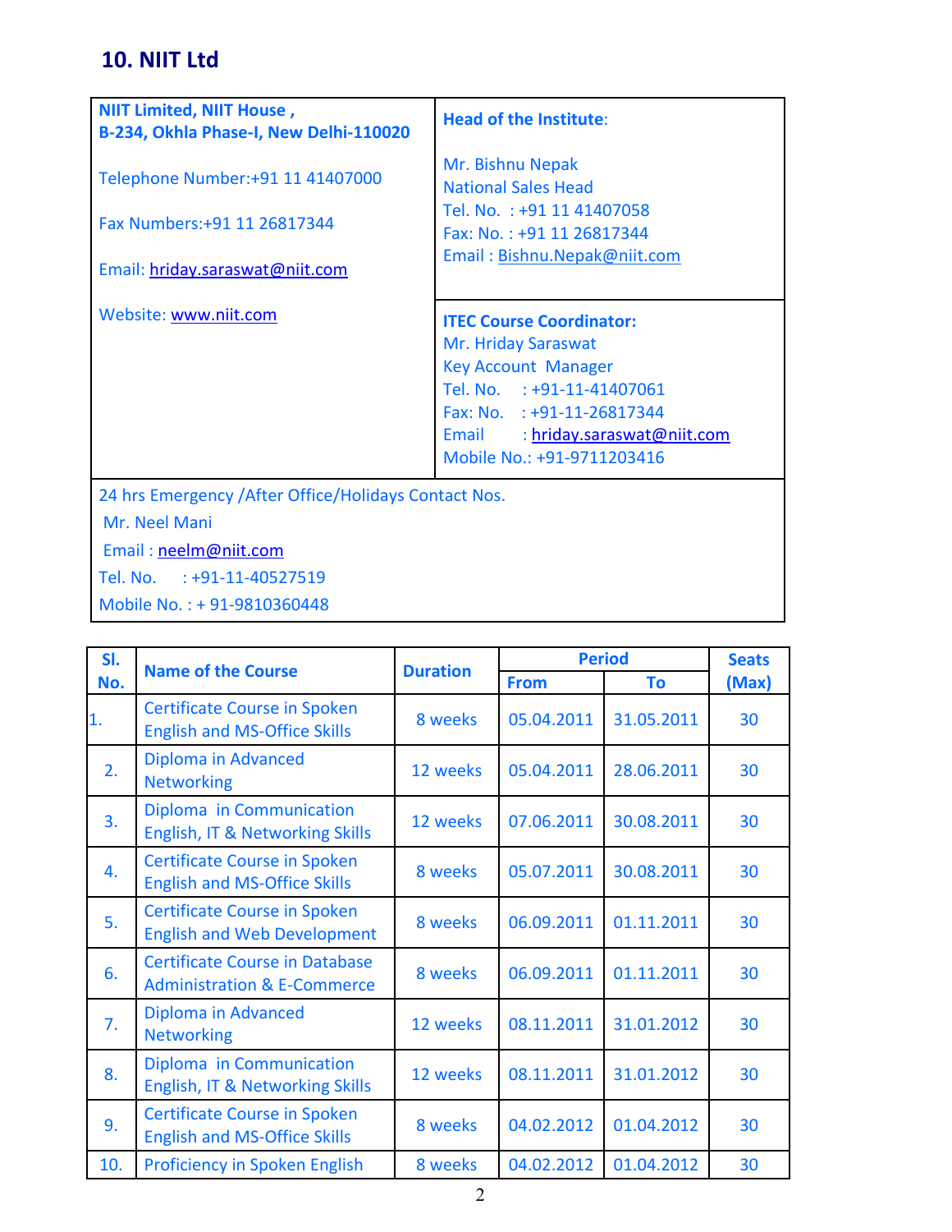## 10. NIIT Ltd

| **NIIT Limited, NIIT House , B-234, Okhla Phase-I, New Delhi-110020**<br><br>Telephone Number:+91 11 41407000<br><br>Fax Numbers:+91 11 26817344<br><br>Email: hriday.saraswat@niit.com<br><br>Website: www.niit.com | **Head of the Institute**:<br><br>Mr. Bishnu Nepak<br>National Sales Head<br>Tel. No. : +91 11 41407058<br>Fax: No. : +91 11 26817344<br>Email : Bishnu.Nepak@niit.com<br><br>**ITEC Course Coordinator:**<br>Mr. Hriday Saraswat<br>Key Account Manager<br>Tel. No. : +91-11-41407061<br>Fax: No. : +91-11-26817344<br>Email : hriday.saraswat@niit.com<br>Mobile No.: +91-9711203416 |
|---|---|

24 hrs Emergency /After Office/Holidays Contact Nos.
Mr. Neel Mani
Email : neelm@niit.com
Tel. No. : +91-11-40527519
Mobile No. : + 91-9810360448

| Sl. No. | Name of the Course | Duration | Period | | Seats (Max) |
|---|---|---|---|---|---|
| | | | From | To | |
| 1. | Certificate Course in Spoken English and MS-Office Skills | 8 weeks | 05.04.2011 | 31.05.2011 | 30 |
| 2. | Diploma in Advanced Networking | 12 weeks | 05.04.2011 | 28.06.2011 | 30 |
| 3. | Diploma in Communication English, IT & Networking Skills | 12 weeks | 07.06.2011 | 30.08.2011 | 30 |
| 4. | Certificate Course in Spoken English and MS-Office Skills | 8 weeks | 05.07.2011 | 30.08.2011 | 30 |
| 5. | Certificate Course in Spoken English and Web Development | 8 weeks | 06.09.2011 | 01.11.2011 | 30 |
| 6. | Certificate Course in Database Administration & E-Commerce | 8 weeks | 06.09.2011 | 01.11.2011 | 30 |
| 7. | Diploma in Advanced Networking | 12 weeks | 08.11.2011 | 31.01.2012 | 30 |
| 8. | Diploma in Communication English, IT & Networking Skills | 12 weeks | 08.11.2011 | 31.01.2012 | 30 |
| 9. | Certificate Course in Spoken English and MS-Office Skills | 8 weeks | 04.02.2012 | 01.04.2012 | 30 |
| 10. | Proficiency in Spoken English | 8 weeks | 04.02.2012 | 01.04.2012 | 30 |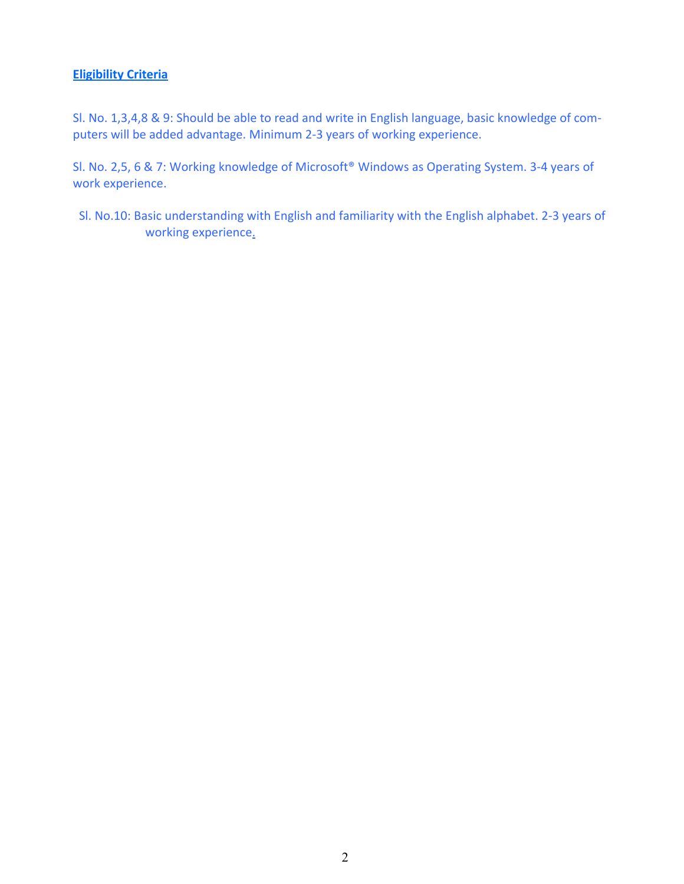**Eligibility Criteria**

Sl. No. 1,3,4,8 & 9: Should be able to read and write in English language, basic knowledge of computers will be added advantage. Minimum 2-3 years of working experience.

Sl. No. 2,5, 6 & 7: Working knowledge of Microsoft® Windows as Operating System. 3-4 years of work experience.

Sl. No.10: Basic understanding with English and familiarity with the English alphabet. 2-3 years of working experience.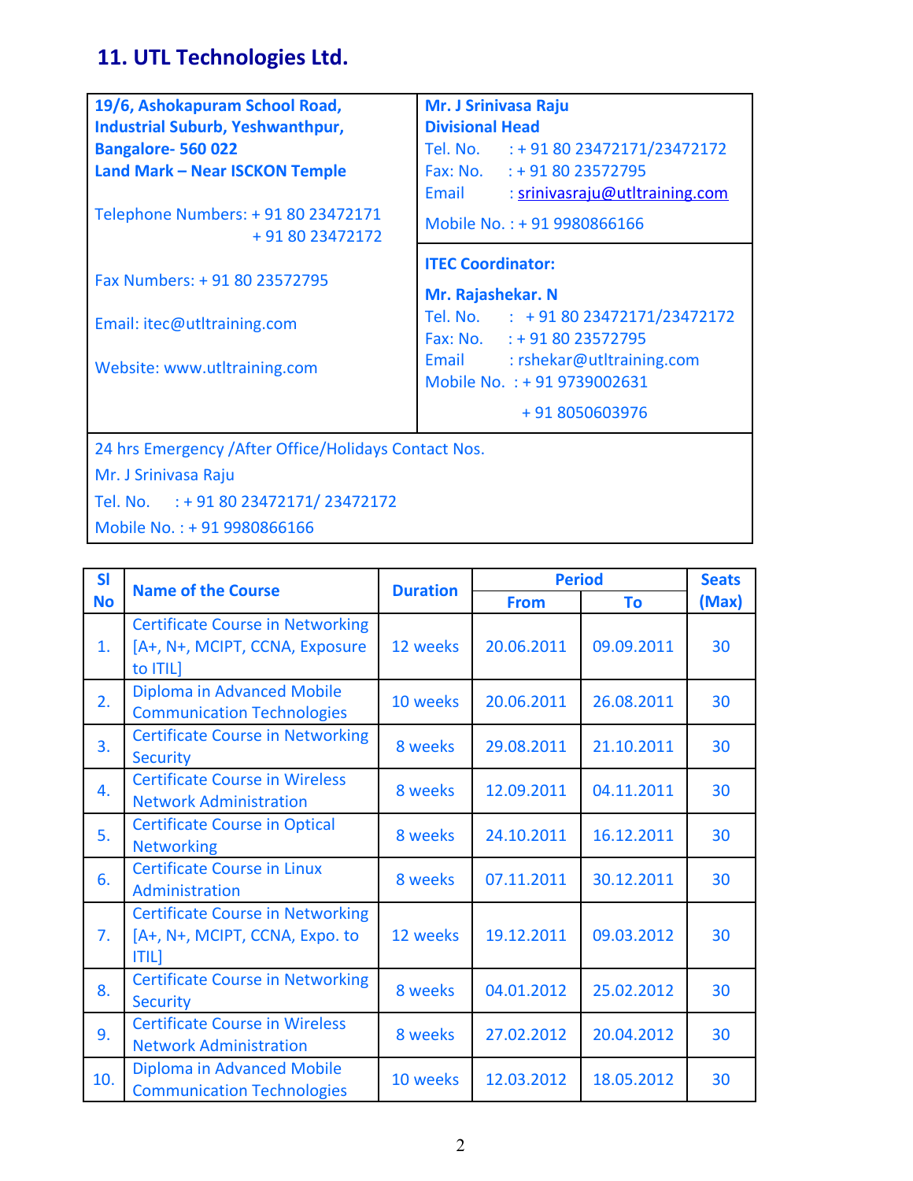## 11. UTL Technologies Ltd.

| **19/6, Ashokapuram School Road, Industrial Suburb, Yeshwanthpur, Bangalore- 560 022 Land Mark – Near ISCKON Temple**<br><br>Telephone Numbers: + 91 80 23472171<br>+ 91 80 23472172<br><br>Fax Numbers: + 91 80 23572795<br><br>Email: itec@utltraining.com<br><br>Website: www.utltraining.com | **Mr. J Srinivasa Raju**<br>**Divisional Head**<br>Tel. No. : + 91 80 23472171/23472172<br>Fax: No. : + 91 80 23572795<br>Email : srinivasraju@utltraining.com<br>Mobile No. : + 91 9980866166<br><br>**ITEC Coordinator:**<br><br>**Mr. Rajashekar. N**<br>Tel. No. : + 91 80 23472171/23472172<br>Fax: No. : + 91 80 23572795<br>Email : rshekar@utltraining.com<br>Mobile No. : + 91 9739002631<br>+ 91 8050603976 |
|---|---|

24 hrs Emergency /After Office/Holidays Contact Nos.
Mr. J Srinivasa Raju
Tel. No. : + 91 80 23472171/ 23472172
Mobile No. : + 91 9980866166

| Sl No | Name of the Course | Duration | Period | | Seats (Max) |
|---|---|---|---|---|---|
| | | | From | To | |
| 1. | Certificate Course in Networking [A+, N+, MCIPT, CCNA, Exposure to ITIL] | 12 weeks | 20.06.2011 | 09.09.2011 | 30 |
| 2. | Diploma in Advanced Mobile Communication Technologies | 10 weeks | 20.06.2011 | 26.08.2011 | 30 |
| 3. | Certificate Course in Networking Security | 8 weeks | 29.08.2011 | 21.10.2011 | 30 |
| 4. | Certificate Course in Wireless Network Administration | 8 weeks | 12.09.2011 | 04.11.2011 | 30 |
| 5. | Certificate Course in Optical Networking | 8 weeks | 24.10.2011 | 16.12.2011 | 30 |
| 6. | Certificate Course in Linux Administration | 8 weeks | 07.11.2011 | 30.12.2011 | 30 |
| 7. | Certificate Course in Networking [A+, N+, MCIPT, CCNA, Expo. to ITIL] | 12 weeks | 19.12.2011 | 09.03.2012 | 30 |
| 8. | Certificate Course in Networking Security | 8 weeks | 04.01.2012 | 25.02.2012 | 30 |
| 9. | Certificate Course in Wireless Network Administration | 8 weeks | 27.02.2012 | 20.04.2012 | 30 |
| 10. | Diploma in Advanced Mobile Communication Technologies | 10 weeks | 12.03.2012 | 18.05.2012 | 30 |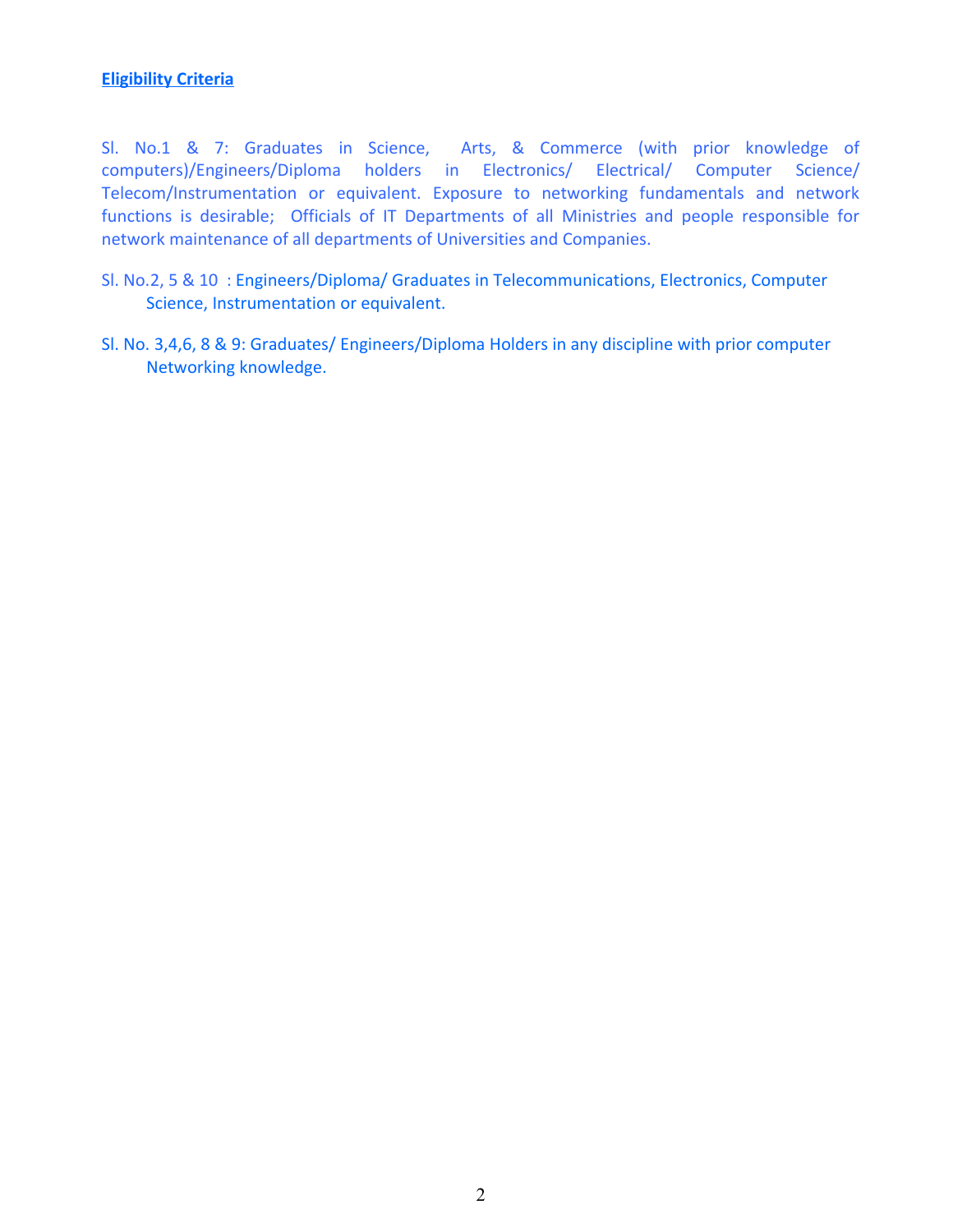**Eligibility Criteria**

Sl. No.1 & 7: Graduates in Science, Arts, & Commerce (with prior knowledge of computers)/Engineers/Diploma holders in Electronics/ Electrical/ Computer Science/ Telecom/Instrumentation or equivalent. Exposure to networking fundamentals and network functions is desirable; Officials of IT Departments of all Ministries and people responsible for network maintenance of all departments of Universities and Companies.

Sl. No.2, 5 & 10 : Engineers/Diploma/ Graduates in Telecommunications, Electronics, Computer Science, Instrumentation or equivalent.

Sl. No. 3,4,6, 8 & 9: Graduates/ Engineers/Diploma Holders in any discipline with prior computer Networking knowledge.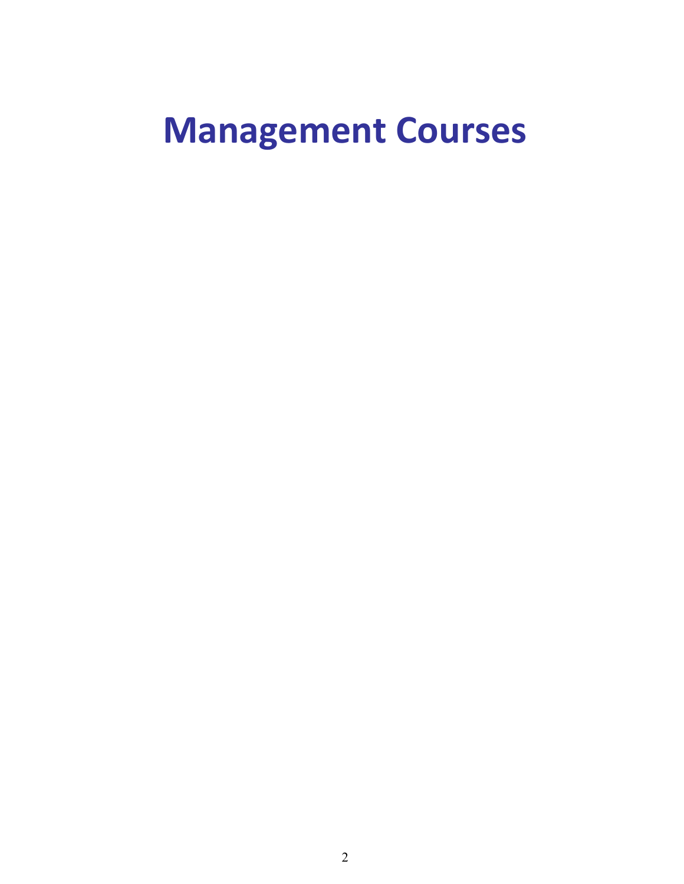# Management Courses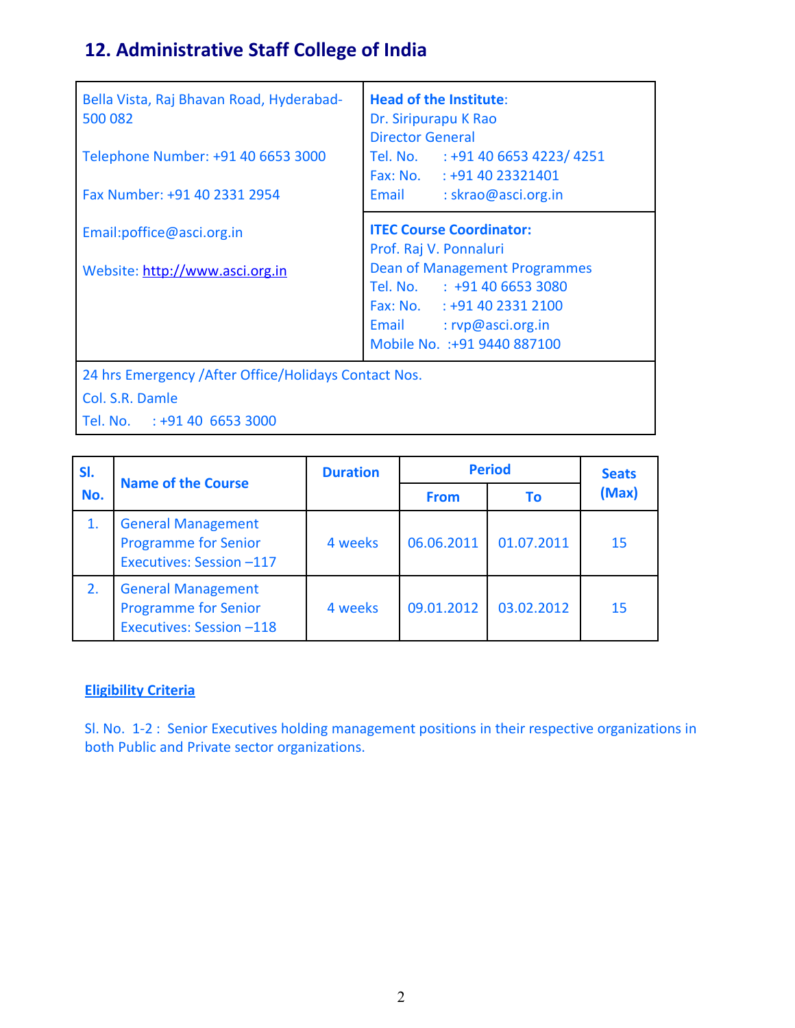## 12. Administrative Staff College of India

| | |
|---|---|
| Bella Vista, Raj Bhavan Road, Hyderabad-500 082<br><br>Telephone Number: +91 40 6653 3000<br><br>Fax Number: +91 40 2331 2954<br><br>Email:poffice@asci.org.in<br><br>Website: http://www.asci.org.in | **Head of the Institute**:<br>Dr. Siripurapu K Rao<br>Director General<br>Tel. No. : +91 40 6653 4223/ 4251<br>Fax: No. : +91 40 23321401<br>Email : skrao@asci.org.in<br><br>**ITEC Course Coordinator:**<br>Prof. Raj V. Ponnaluri<br>Dean of Management Programmes<br>Tel. No. : +91 40 6653 3080<br>Fax: No. : +91 40 2331 2100<br>Email : rvp@asci.org.in<br>Mobile No. :+91 9440 887100 |
| 24 hrs Emergency /After Office/Holidays Contact Nos.<br>Col. S.R. Damle<br>Tel. No. : +91 40 6653 3000 | |

| Sl. No. | Name of the Course | Duration | Period | | Seats (Max) |
|---|---|---|---|---|---|
| | | | From | To | |
| 1. | General Management Programme for Senior Executives: Session –117 | 4 weeks | 06.06.2011 | 01.07.2011 | 15 |
| 2. | General Management Programme for Senior Executives: Session –118 | 4 weeks | 09.01.2012 | 03.02.2012 | 15 |

**Eligibility Criteria**

Sl. No. 1-2 : Senior Executives holding management positions in their respective organizations in both Public and Private sector organizations.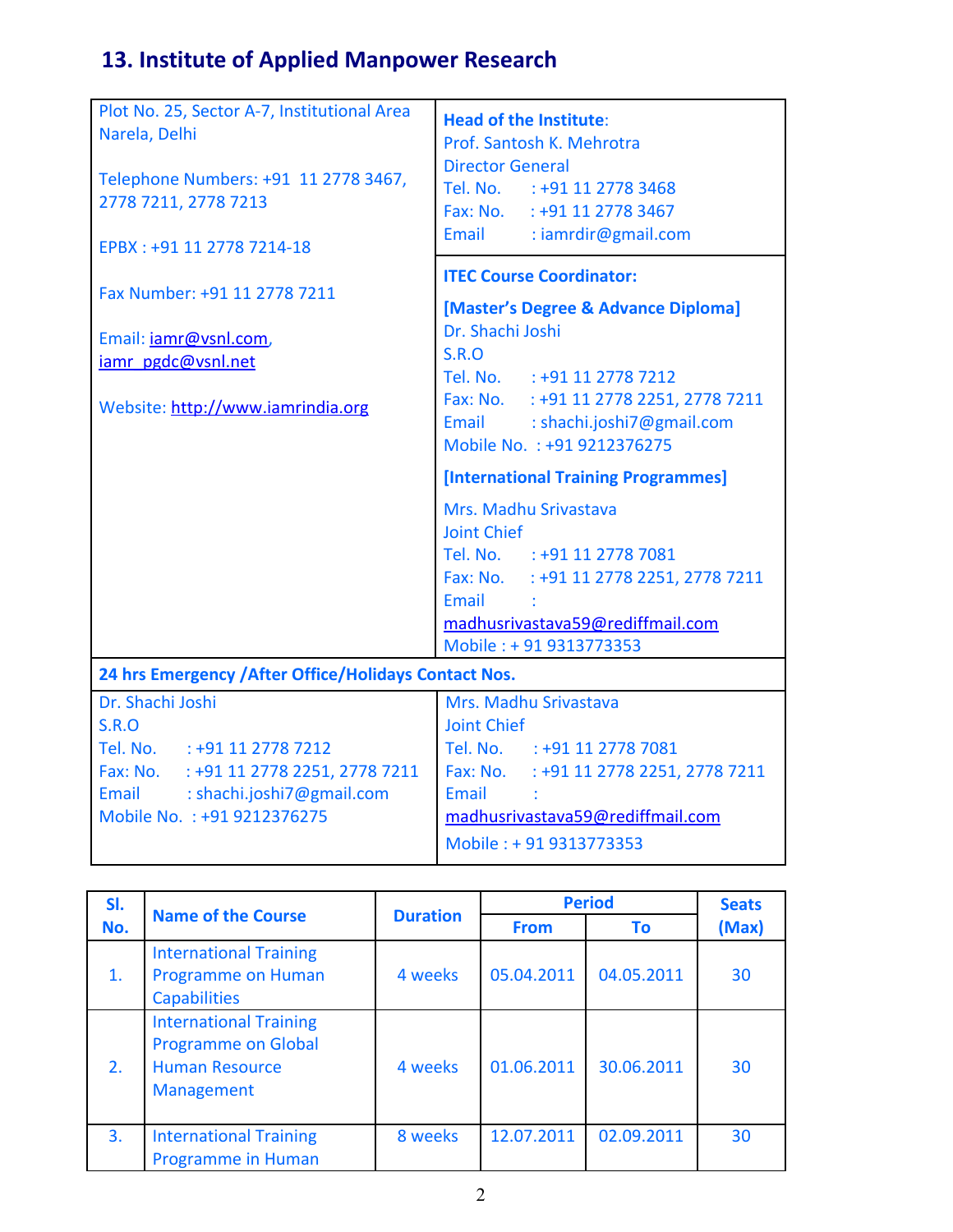## 13. Institute of Applied Manpower Research

| | |
|---|---|
| Plot No. 25, Sector A-7, Institutional Area Narela, Delhi<br><br>Telephone Numbers: +91 11 2778 3467, 2778 7211, 2778 7213<br><br>EPBX : +91 11 2778 7214-18<br><br>Fax Number: +91 11 2778 7211<br><br>Email: iamr@vsnl.com, iamr_pgdc@vsnl.net<br><br>Website: http://www.iamrindia.org | **Head of the Institute**:<br>Prof. Santosh K. Mehrotra<br>Director General<br>Tel. No. : +91 11 2778 3468<br>Fax: No. : +91 11 2778 3467<br>Email : iamrdir@gmail.com<br><br>**ITEC Course Coordinator:**<br>**[Master's Degree & Advance Diploma]**<br>Dr. Shachi Joshi<br>S.R.O<br>Tel. No. : +91 11 2778 7212<br>Fax: No. : +91 11 2778 2251, 2778 7211<br>Email : shachi.joshi7@gmail.com<br>Mobile No. : +91 9212376275<br><br>**[International Training Programmes]**<br>Mrs. Madhu Srivastava<br>Joint Chief<br>Tel. No. : +91 11 2778 7081<br>Fax: No. : +91 11 2778 2251, 2778 7211<br>Email : madhusrivastava59@rediffmail.com<br>Mobile : + 91 9313773353 |
| **24 hrs Emergency /After Office/Holidays Contact Nos.** | |
| Dr. Shachi Joshi<br>S.R.O<br>Tel. No. : +91 11 2778 7212<br>Fax: No. : +91 11 2778 2251, 2778 7211<br>Email : shachi.joshi7@gmail.com<br>Mobile No. : +91 9212376275 | Mrs. Madhu Srivastava<br>Joint Chief<br>Tel. No. : +91 11 2778 7081<br>Fax: No. : +91 11 2778 2251, 2778 7211<br>Email : madhusrivastava59@rediffmail.com<br>Mobile : + 91 9313773353 |

| Sl. No. | Name of the Course | Duration | Period | | Seats (Max) |
|---|---|---|---|---|---|
| | | | From | To | |
| 1. | International Training Programme on Human Capabilities | 4 weeks | 05.04.2011 | 04.05.2011 | 30 |
| 2. | International Training Programme on Global Human Resource Management | 4 weeks | 01.06.2011 | 30.06.2011 | 30 |
| 3. | International Training Programme in Human | 8 weeks | 12.07.2011 | 02.09.2011 | 30 |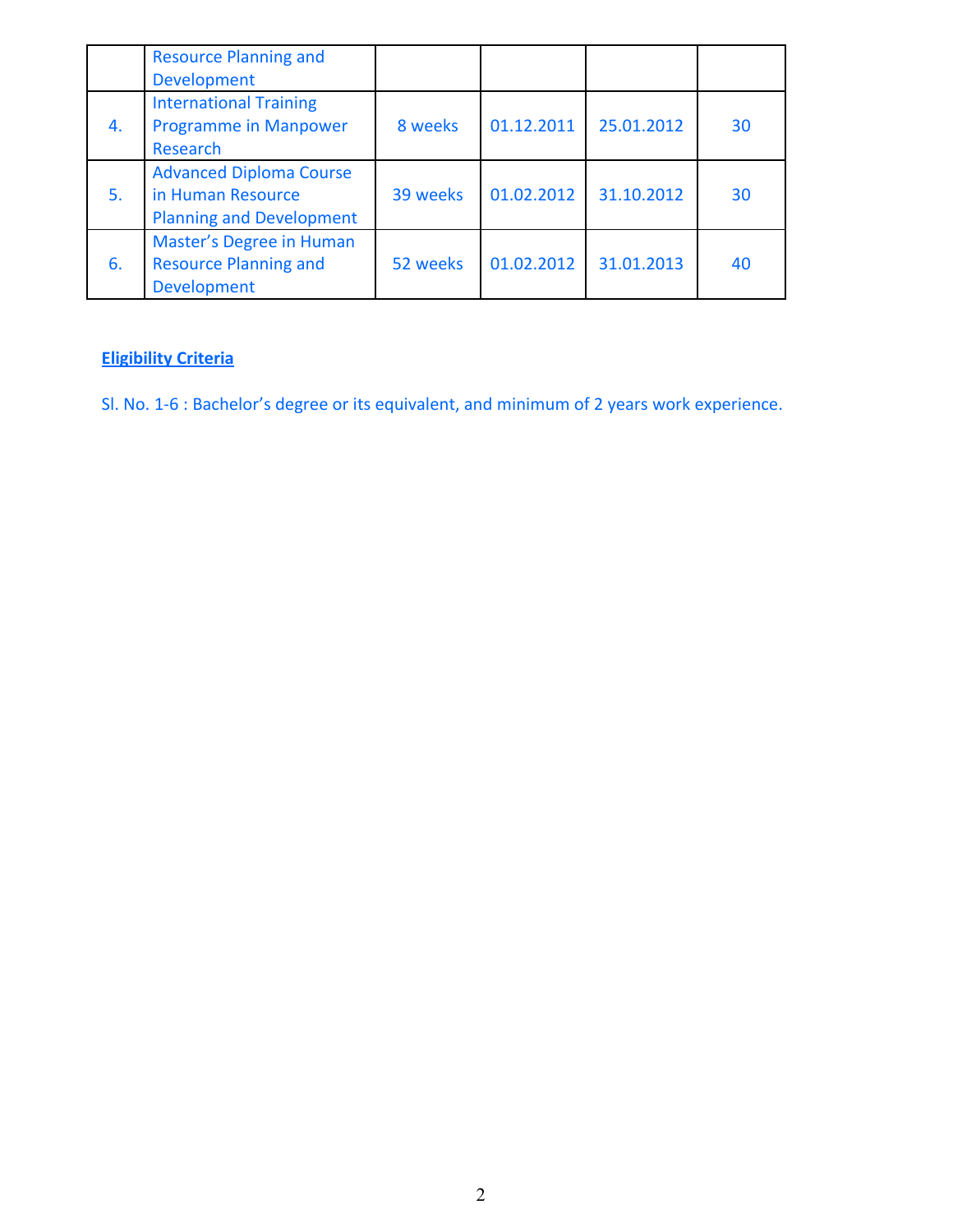|  | Resource Planning and Development |  |  |  |  |
|---|---|---|---|---|---|
| 4. | International Training Programme in Manpower Research | 8 weeks | 01.12.2011 | 25.01.2012 | 30 |
| 5. | Advanced Diploma Course in Human Resource Planning and Development | 39 weeks | 01.02.2012 | 31.10.2012 | 30 |
| 6. | Master's Degree in Human Resource Planning and Development | 52 weeks | 01.02.2012 | 31.01.2013 | 40 |

**Eligibility Criteria**

Sl. No. 1-6 : Bachelor's degree or its equivalent, and minimum of 2 years work experience.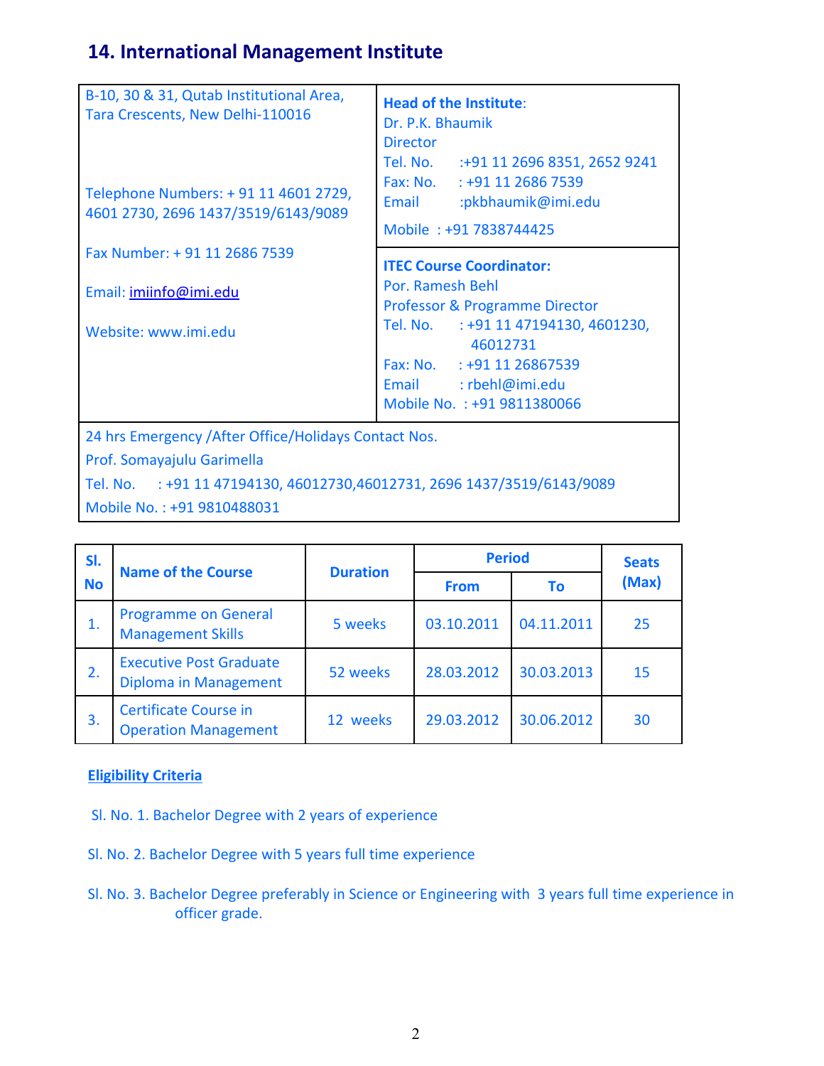## 14. International Management Institute

| B-10, 30 & 31, Qutab Institutional Area, Tara Crescents, New Delhi-110016<br><br>Telephone Numbers: + 91 11 4601 2729, 4601 2730, 2696 1437/3519/6143/9089<br><br>Fax Number: + 91 11 2686 7539<br><br>Email: imiinfo@imi.edu<br><br>Website: www.imi.edu | **Head of the Institute**:<br>Dr. P.K. Bhaumik<br>Director<br>Tel. No. :+91 11 2696 8351, 2652 9241<br>Fax: No. : +91 11 2686 7539<br>Email :pkbhaumik@imi.edu<br>Mobile : +91 7838744425<br><br>**ITEC Course Coordinator:**<br>Por. Ramesh Behl<br>Professor & Programme Director<br>Tel. No. : +91 11 47194130, 4601230, 46012731<br>Fax: No. : +91 11 26867539<br>Email : rbehl@imi.edu<br>Mobile No. : +91 9811380066 |
|---|---|
| 24 hrs Emergency /After Office/Holidays Contact Nos.<br>Prof. Somayajulu Garimella<br>Tel. No. : +91 11 47194130, 46012730,46012731, 2696 1437/3519/6143/9089<br>Mobile No. : +91 9810488031 | |

| Sl. No | Name of the Course | Duration | Period | | Seats (Max) |
|---|---|---|---|---|---|
| | | | From | To | |
| 1. | Programme on General Management Skills | 5 weeks | 03.10.2011 | 04.11.2011 | 25 |
| 2. | Executive Post Graduate Diploma in Management | 52 weeks | 28.03.2012 | 30.03.2013 | 15 |
| 3. | Certificate Course in Operation Management | 12 weeks | 29.03.2012 | 30.06.2012 | 30 |

**Eligibility Criteria**

Sl. No. 1. Bachelor Degree with 2 years of experience

Sl. No. 2. Bachelor Degree with 5 years full time experience

Sl. No. 3. Bachelor Degree preferably in Science or Engineering with 3 years full time experience in officer grade.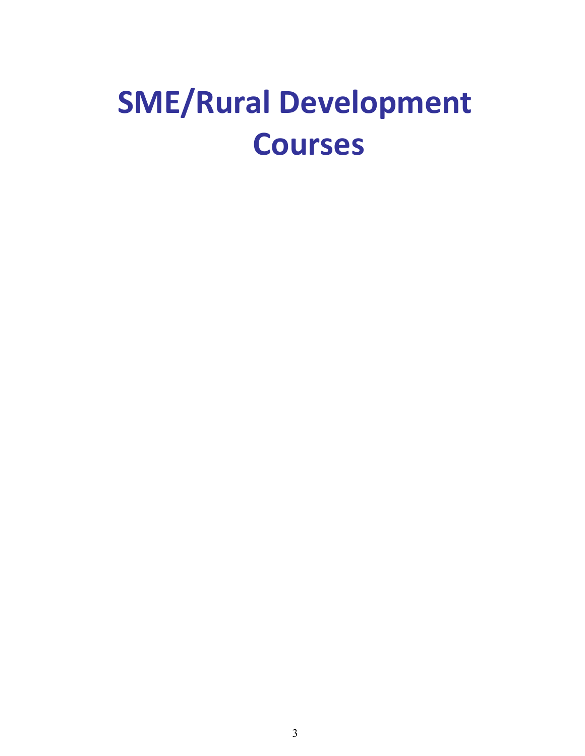# SME/Rural Development Courses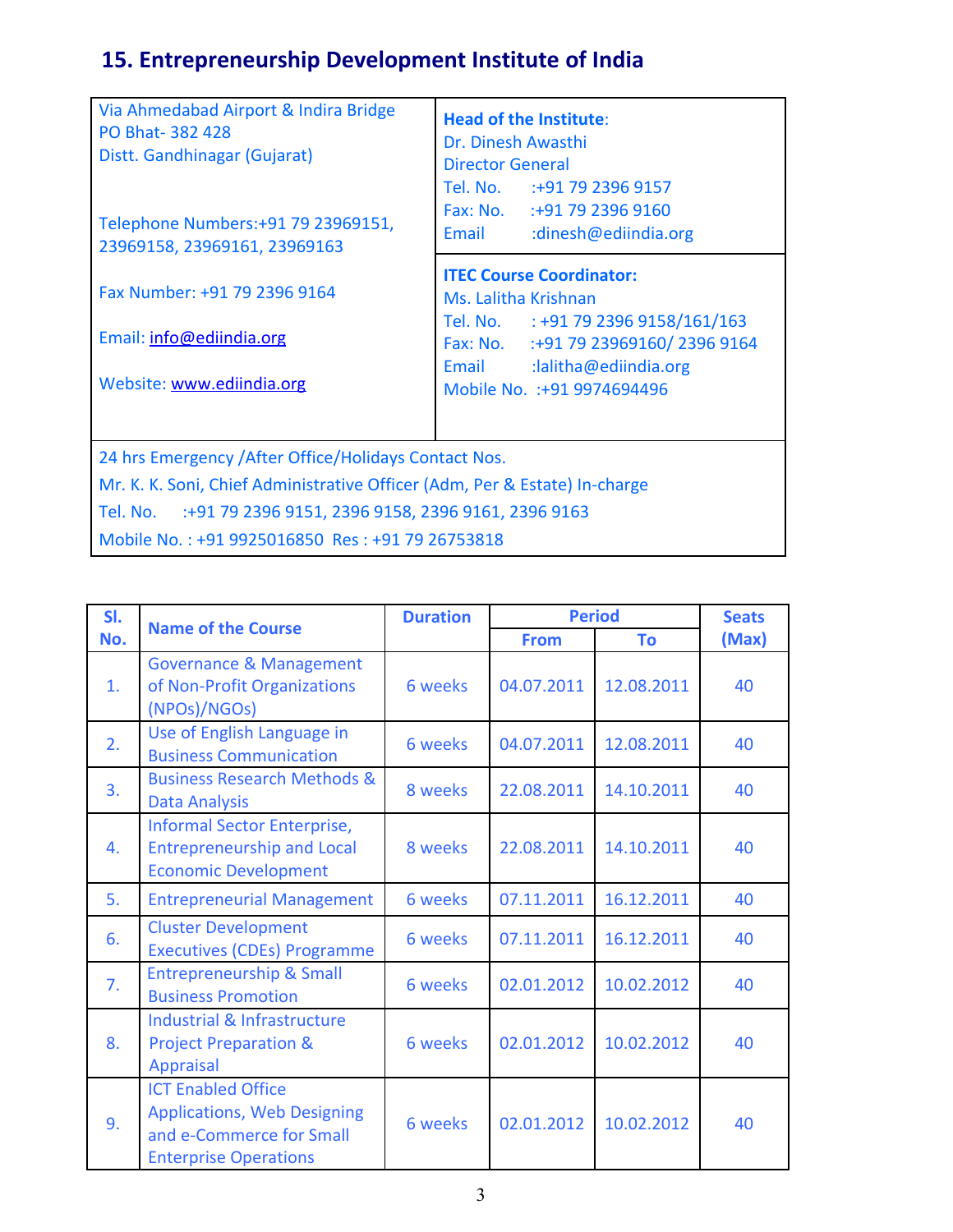## 15. Entrepreneurship Development Institute of India

| | |
|---|---|
| Via Ahmedabad Airport & Indira Bridge<br>PO Bhat- 382 428<br>Distt. Gandhinagar (Gujarat)<br><br>Telephone Numbers:+91 79 23969151, 23969158, 23969161, 23969163<br><br>Fax Number: +91 79 2396 9164<br><br>Email: info@ediindia.org<br><br>Website: www.ediindia.org | **Head of the Institute**:<br>Dr. Dinesh Awasthi<br>Director General<br>Tel. No. :+91 79 2396 9157<br>Fax: No. :+91 79 2396 9160<br>Email :dinesh@ediindia.org<br><br>**ITEC Course Coordinator:**<br>Ms. Lalitha Krishnan<br>Tel. No. : +91 79 2396 9158/161/163<br>Fax: No. :+91 79 23969160/ 2396 9164<br>Email :lalitha@ediindia.org<br>Mobile No. :+91 9974694496 |

24 hrs Emergency /After Office/Holidays Contact Nos.
Mr. K. K. Soni, Chief Administrative Officer (Adm, Per & Estate) In-charge
Tel. No. :+91 79 2396 9151, 2396 9158, 2396 9161, 2396 9163
Mobile No. : +91 9925016850 Res : +91 79 26753818

| Sl. No. | Name of the Course | Duration | Period | | Seats (Max) |
|---|---|---|---|---|---|
| | | | From | To | |
| 1. | Governance & Management of Non-Profit Organizations (NPOs)/NGOs) | 6 weeks | 04.07.2011 | 12.08.2011 | 40 |
| 2. | Use of English Language in Business Communication | 6 weeks | 04.07.2011 | 12.08.2011 | 40 |
| 3. | Business Research Methods & Data Analysis | 8 weeks | 22.08.2011 | 14.10.2011 | 40 |
| 4. | Informal Sector Enterprise, Entrepreneurship and Local Economic Development | 8 weeks | 22.08.2011 | 14.10.2011 | 40 |
| 5. | Entrepreneurial Management | 6 weeks | 07.11.2011 | 16.12.2011 | 40 |
| 6. | Cluster Development Executives (CDEs) Programme | 6 weeks | 07.11.2011 | 16.12.2011 | 40 |
| 7. | Entrepreneurship & Small Business Promotion | 6 weeks | 02.01.2012 | 10.02.2012 | 40 |
| 8. | Industrial & Infrastructure Project Preparation & Appraisal | 6 weeks | 02.01.2012 | 10.02.2012 | 40 |
| 9. | ICT Enabled Office Applications, Web Designing and e-Commerce for Small Enterprise Operations | 6 weeks | 02.01.2012 | 10.02.2012 | 40 |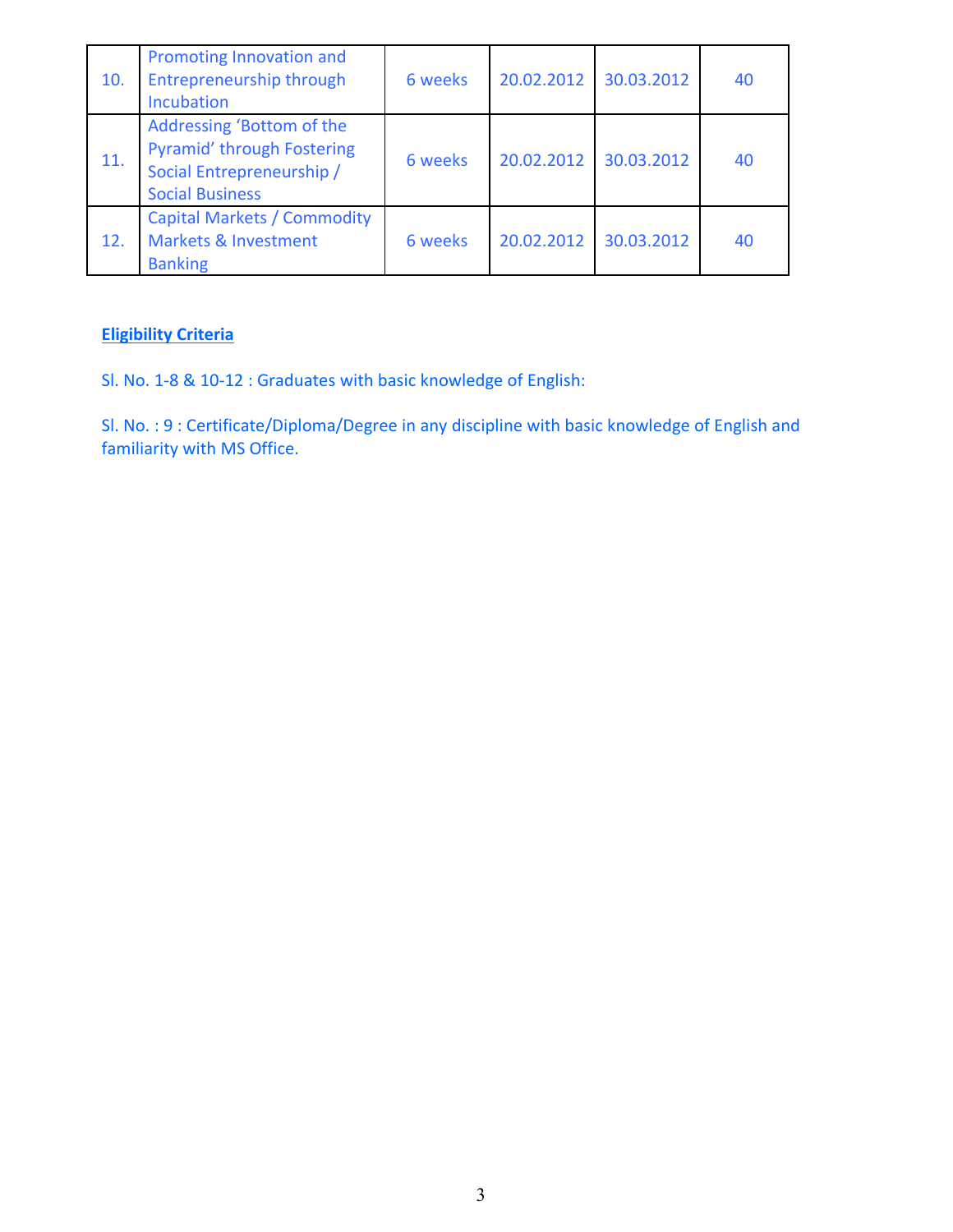| 10. | Promoting Innovation and Entrepreneurship through Incubation | 6 weeks | 20.02.2012 | 30.03.2012 | 40 |
|---|---|---|---|---|---|
| 11. | Addressing 'Bottom of the Pyramid' through Fostering Social Entrepreneurship / Social Business | 6 weeks | 20.02.2012 | 30.03.2012 | 40 |
| 12. | Capital Markets / Commodity Markets & Investment Banking | 6 weeks | 20.02.2012 | 30.03.2012 | 40 |

**Eligibility Criteria**

Sl. No. 1-8 & 10-12 : Graduates with basic knowledge of English:

Sl. No. : 9 : Certificate/Diploma/Degree in any discipline with basic knowledge of English and familiarity with MS Office.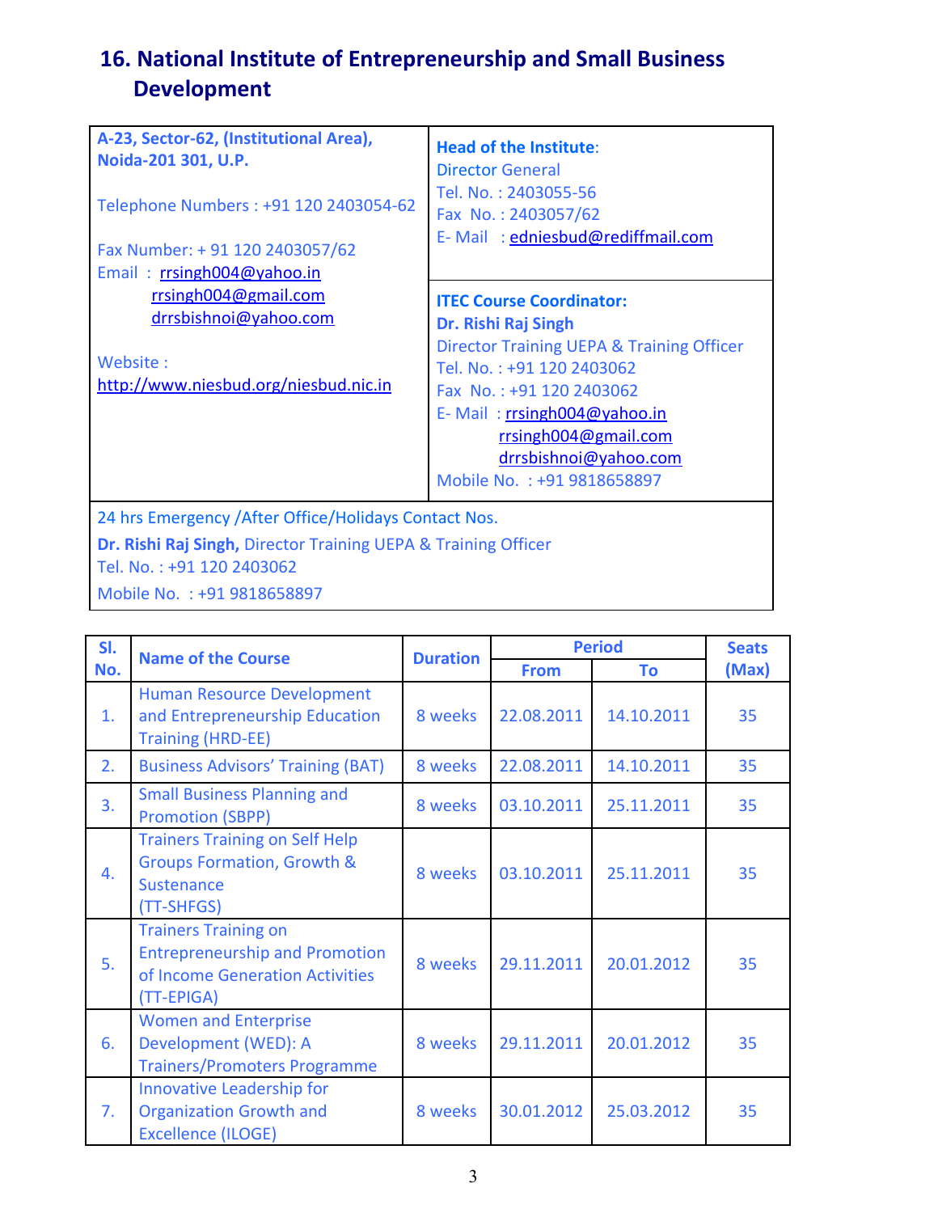## 16. National Institute of Entrepreneurship and Small Business Development

| **A-23, Sector-62, (Institutional Area), Noida-201 301, U.P.**<br><br>Telephone Numbers : +91 120 2403054-62<br><br>Fax Number: + 91 120 2403057/62<br>Email : rrsingh004@yahoo.in<br>rrsingh004@gmail.com<br>drrsbishnoi@yahoo.com<br><br>Website :<br>http://www.niesbud.org/niesbud.nic.in | **Head of the Institute**:<br>Director General<br>Tel. No. : 2403055-56<br>Fax No. : 2403057/62<br>E- Mail : edniesbud@rediffmail.com<br><br>**ITEC Course Coordinator:**<br>**Dr. Rishi Raj Singh**<br>Director Training UEPA & Training Officer<br>Tel. No. : +91 120 2403062<br>Fax No. : +91 120 2403062<br>E- Mail : rrsingh004@yahoo.in<br>rrsingh004@gmail.com<br>drrsbishnoi@yahoo.com<br>Mobile No. : +91 9818658897 |
|---|---|
| 24 hrs Emergency /After Office/Holidays Contact Nos.<br>**Dr. Rishi Raj Singh,** Director Training UEPA & Training Officer<br>Tel. No. : +91 120 2403062<br>Mobile No. : +91 9818658897 | |

| Sl. No. | Name of the Course | Duration | Period | | Seats (Max) |
|---|---|---|---|---|---|
| | | | From | To | |
| 1. | Human Resource Development and Entrepreneurship Education Training (HRD-EE) | 8 weeks | 22.08.2011 | 14.10.2011 | 35 |
| 2. | Business Advisors' Training (BAT) | 8 weeks | 22.08.2011 | 14.10.2011 | 35 |
| 3. | Small Business Planning and Promotion (SBPP) | 8 weeks | 03.10.2011 | 25.11.2011 | 35 |
| 4. | Trainers Training on Self Help Groups Formation, Growth & Sustenance (TT-SHFGS) | 8 weeks | 03.10.2011 | 25.11.2011 | 35 |
| 5. | Trainers Training on Entrepreneurship and Promotion of Income Generation Activities (TT-EPIGA) | 8 weeks | 29.11.2011 | 20.01.2012 | 35 |
| 6. | Women and Enterprise Development (WED): A Trainers/Promoters Programme | 8 weeks | 29.11.2011 | 20.01.2012 | 35 |
| 7. | Innovative Leadership for Organization Growth and Excellence (ILOGE) | 8 weeks | 30.01.2012 | 25.03.2012 | 35 |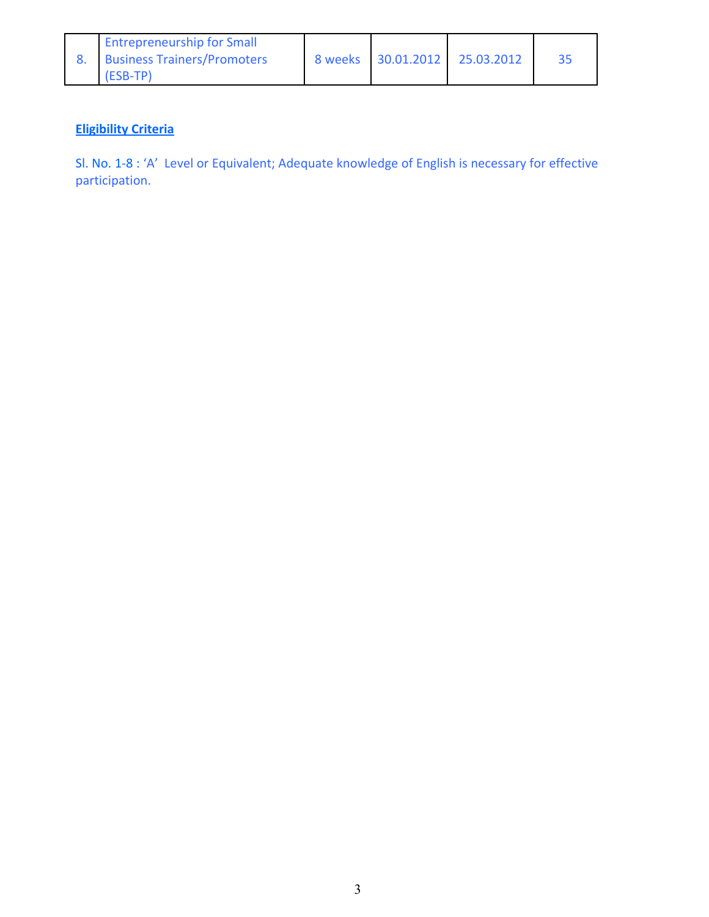| 8. | Entrepreneurship for Small Business Trainers/Promoters (ESB-TP) | 8 weeks | 30.01.2012 | 25.03.2012 | 35 |
|---|---|---|---|---|---|

**Eligibility Criteria**

Sl. No. 1-8 : 'A' Level or Equivalent; Adequate knowledge of English is necessary for effective participation.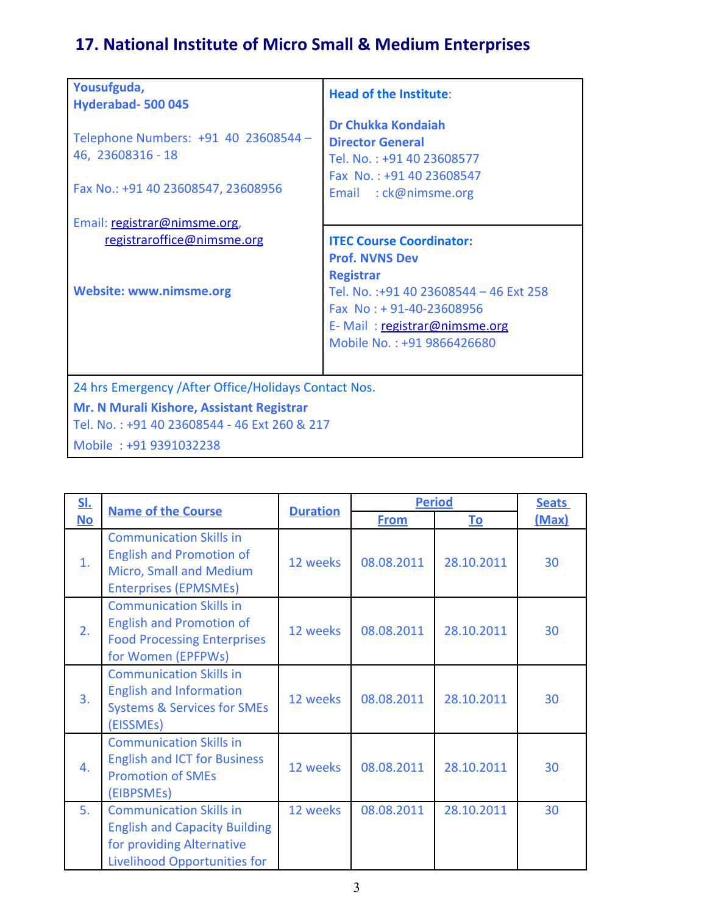## 17. National Institute of Micro Small & Medium Enterprises

| | |
|---|---|
| **Yousufguda,**<br>**Hyderabad- 500 045**<br><br>Telephone Numbers: +91 40 23608544 – 46, 23608316 - 18<br><br>Fax No.: +91 40 23608547, 23608956<br><br>Email: registrar@nimsme.org, registraroffice@nimsme.org<br><br>**Website: www.nimsme.org** | **Head of the Institute**:<br><br>**Dr Chukka Kondaiah**<br>**Director General**<br>Tel. No. : +91 40 23608577<br>Fax No. : +91 40 23608547<br>Email : ck@nimsme.org<br><br>**ITEC Course Coordinator:**<br>**Prof. NVNS Dev**<br>**Registrar**<br>Tel. No. :+91 40 23608544 – 46 Ext 258<br>Fax No : + 91-40-23608956<br>E- Mail : registrar@nimsme.org<br>Mobile No. : +91 9866426680 |
| 24 hrs Emergency /After Office/Holidays Contact Nos.<br>**Mr. N Murali Kishore, Assistant Registrar**<br>Tel. No. : +91 40 23608544 - 46 Ext 260 & 217<br>Mobile : +91 9391032238 | |

| Sl. No | Name of the Course | Duration | Period | | Seats (Max) |
|---|---|---|---|---|---|
| | | | From | To | |
| 1. | Communication Skills in English and Promotion of Micro, Small and Medium Enterprises (EPMSMEs) | 12 weeks | 08.08.2011 | 28.10.2011 | 30 |
| 2. | Communication Skills in English and Promotion of Food Processing Enterprises for Women (EPFPWs) | 12 weeks | 08.08.2011 | 28.10.2011 | 30 |
| 3. | Communication Skills in English and Information Systems & Services for SMEs (EISSMEs) | 12 weeks | 08.08.2011 | 28.10.2011 | 30 |
| 4. | Communication Skills in English and ICT for Business Promotion of SMEs (EIBPSMEs) | 12 weeks | 08.08.2011 | 28.10.2011 | 30 |
| 5. | Communication Skills in English and Capacity Building for providing Alternative Livelihood Opportunities for | 12 weeks | 08.08.2011 | 28.10.2011 | 30 |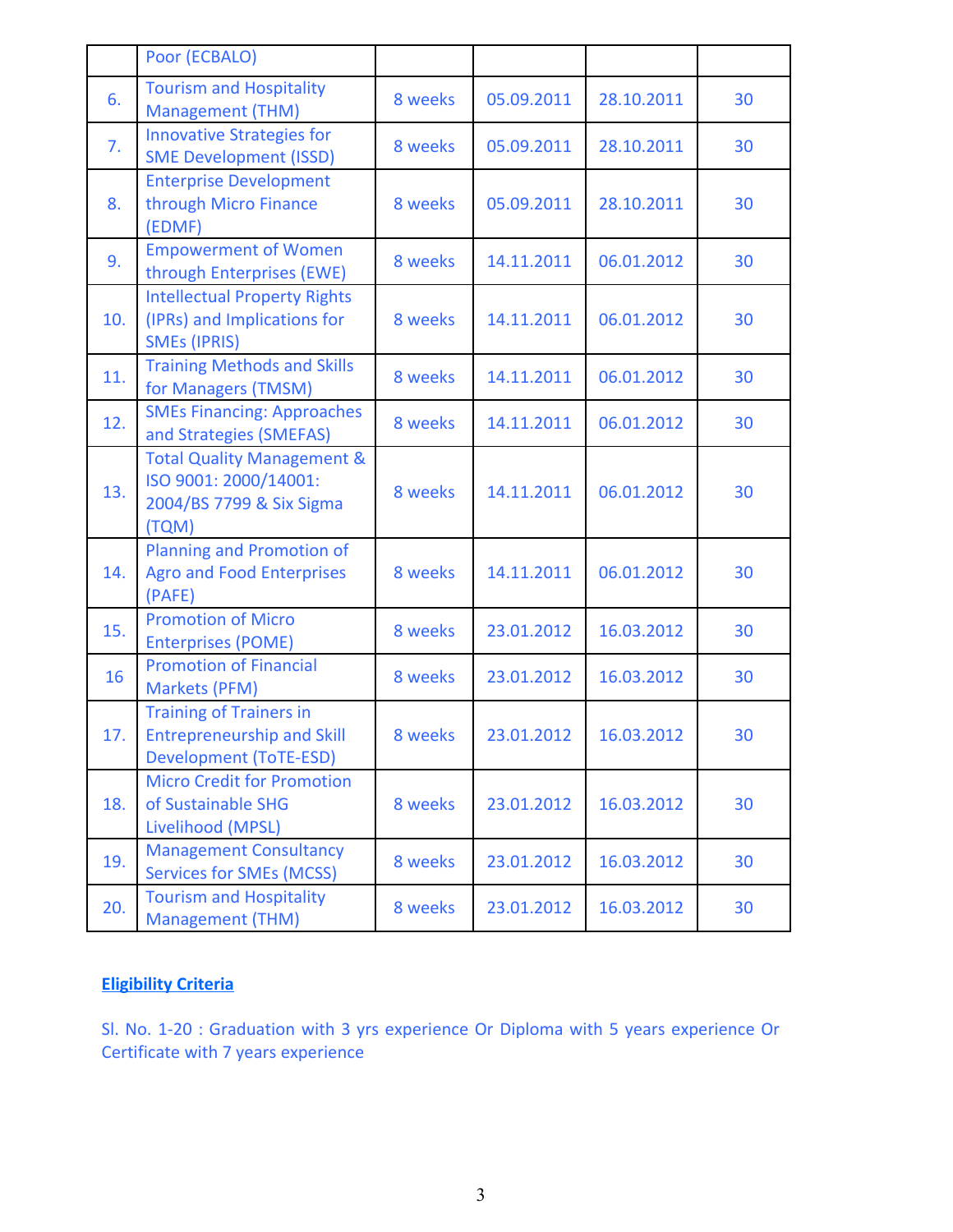|  | Poor (ECBALO) |  |  |  |  |
|---|---|---|---|---|---|
| 6. | Tourism and Hospitality Management (THM) | 8 weeks | 05.09.2011 | 28.10.2011 | 30 |
| 7. | Innovative Strategies for SME Development (ISSD) | 8 weeks | 05.09.2011 | 28.10.2011 | 30 |
| 8. | Enterprise Development through Micro Finance (EDMF) | 8 weeks | 05.09.2011 | 28.10.2011 | 30 |
| 9. | Empowerment of Women through Enterprises (EWE) | 8 weeks | 14.11.2011 | 06.01.2012 | 30 |
| 10. | Intellectual Property Rights (IPRs) and Implications for SMEs (IPRIS) | 8 weeks | 14.11.2011 | 06.01.2012 | 30 |
| 11. | Training Methods and Skills for Managers (TMSM) | 8 weeks | 14.11.2011 | 06.01.2012 | 30 |
| 12. | SMEs Financing: Approaches and Strategies (SMEFAS) | 8 weeks | 14.11.2011 | 06.01.2012 | 30 |
| 13. | Total Quality Management & ISO 9001: 2000/14001: 2004/BS 7799 & Six Sigma (TQM) | 8 weeks | 14.11.2011 | 06.01.2012 | 30 |
| 14. | Planning and Promotion of Agro and Food Enterprises (PAFE) | 8 weeks | 14.11.2011 | 06.01.2012 | 30 |
| 15. | Promotion of Micro Enterprises (POME) | 8 weeks | 23.01.2012 | 16.03.2012 | 30 |
| 16 | Promotion of Financial Markets (PFM) | 8 weeks | 23.01.2012 | 16.03.2012 | 30 |
| 17. | Training of Trainers in Entrepreneurship and Skill Development (ToTE-ESD) | 8 weeks | 23.01.2012 | 16.03.2012 | 30 |
| 18. | Micro Credit for Promotion of Sustainable SHG Livelihood (MPSL) | 8 weeks | 23.01.2012 | 16.03.2012 | 30 |
| 19. | Management Consultancy Services for SMEs (MCSS) | 8 weeks | 23.01.2012 | 16.03.2012 | 30 |
| 20. | Tourism and Hospitality Management (THM) | 8 weeks | 23.01.2012 | 16.03.2012 | 30 |

**Eligibility Criteria**

Sl. No. 1-20 : Graduation with 3 yrs experience Or Diploma with 5 years experience Or Certificate with 7 years experience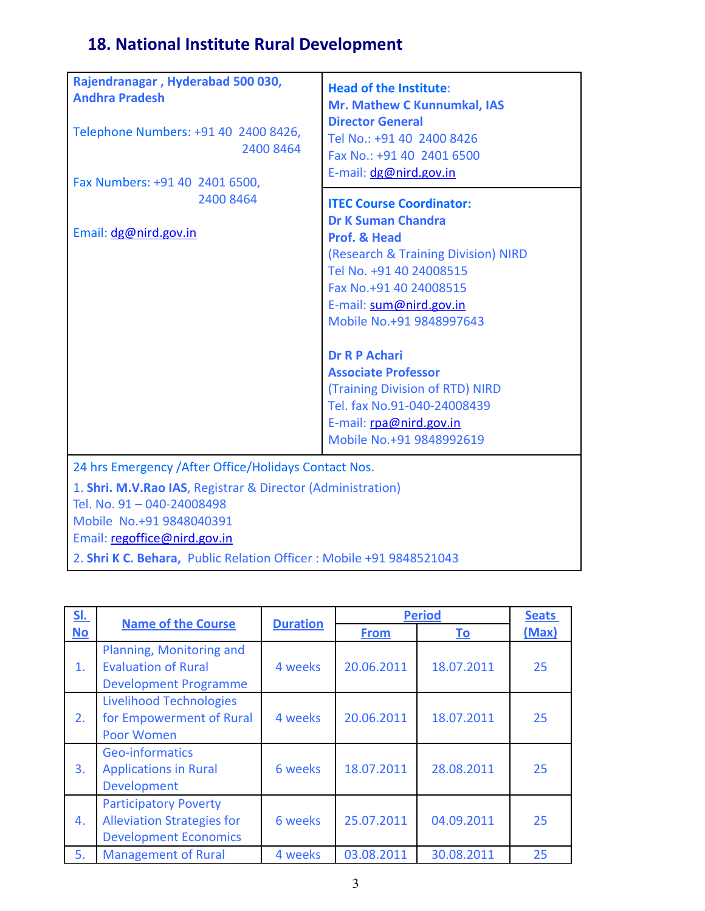## 18. National Institute Rural Development

| **Rajendranagar , Hyderabad 500 030, Andhra Pradesh**<br><br>Telephone Numbers: +91 40 2400 8426, 2400 8464<br><br>Fax Numbers: +91 40 2401 6500, 2400 8464<br><br>Email: dg@nird.gov.in | **Head of the Institute**:<br>**Mr. Mathew C Kunnumkal, IAS**<br>**Director General**<br>Tel No.: +91 40 2400 8426<br>Fax No.: +91 40 2401 6500<br>E-mail: dg@nird.gov.in<br><br>**ITEC Course Coordinator:**<br>**Dr K Suman Chandra**<br>**Prof. & Head**<br>(Research & Training Division) NIRD<br>Tel No. +91 40 24008515<br>Fax No.+91 40 24008515<br>E-mail: sum@nird.gov.in<br>Mobile No.+91 9848997643<br><br>**Dr R P Achari**<br>**Associate Professor**<br>(Training Division of RTD) NIRD<br>Tel. fax No.91-040-24008439<br>E-mail: rpa@nird.gov.in<br>Mobile No.+91 9848992619 |
|---|---|

24 hrs Emergency /After Office/Holidays Contact Nos.

1. **Shri. M.V.Rao IAS**, Registrar & Director (Administration)
Tel. No. 91 – 040-24008498
Mobile No.+91 9848040391
Email: regoffice@nird.gov.in

2. **Shri K C. Behara,** Public Relation Officer : Mobile +91 9848521043

| Sl. No | Name of the Course | Duration | Period | | Seats (Max) |
|---|---|---|---|---|---|
| | | | From | To | |
| 1. | Planning, Monitoring and Evaluation of Rural Development Programme | 4 weeks | 20.06.2011 | 18.07.2011 | 25 |
| 2. | Livelihood Technologies for Empowerment of Rural Poor Women | 4 weeks | 20.06.2011 | 18.07.2011 | 25 |
| 3. | Geo-informatics Applications in Rural Development | 6 weeks | 18.07.2011 | 28.08.2011 | 25 |
| 4. | Participatory Poverty Alleviation Strategies for Development Economics | 6 weeks | 25.07.2011 | 04.09.2011 | 25 |
| 5. | Management of Rural | 4 weeks | 03.08.2011 | 30.08.2011 | 25 |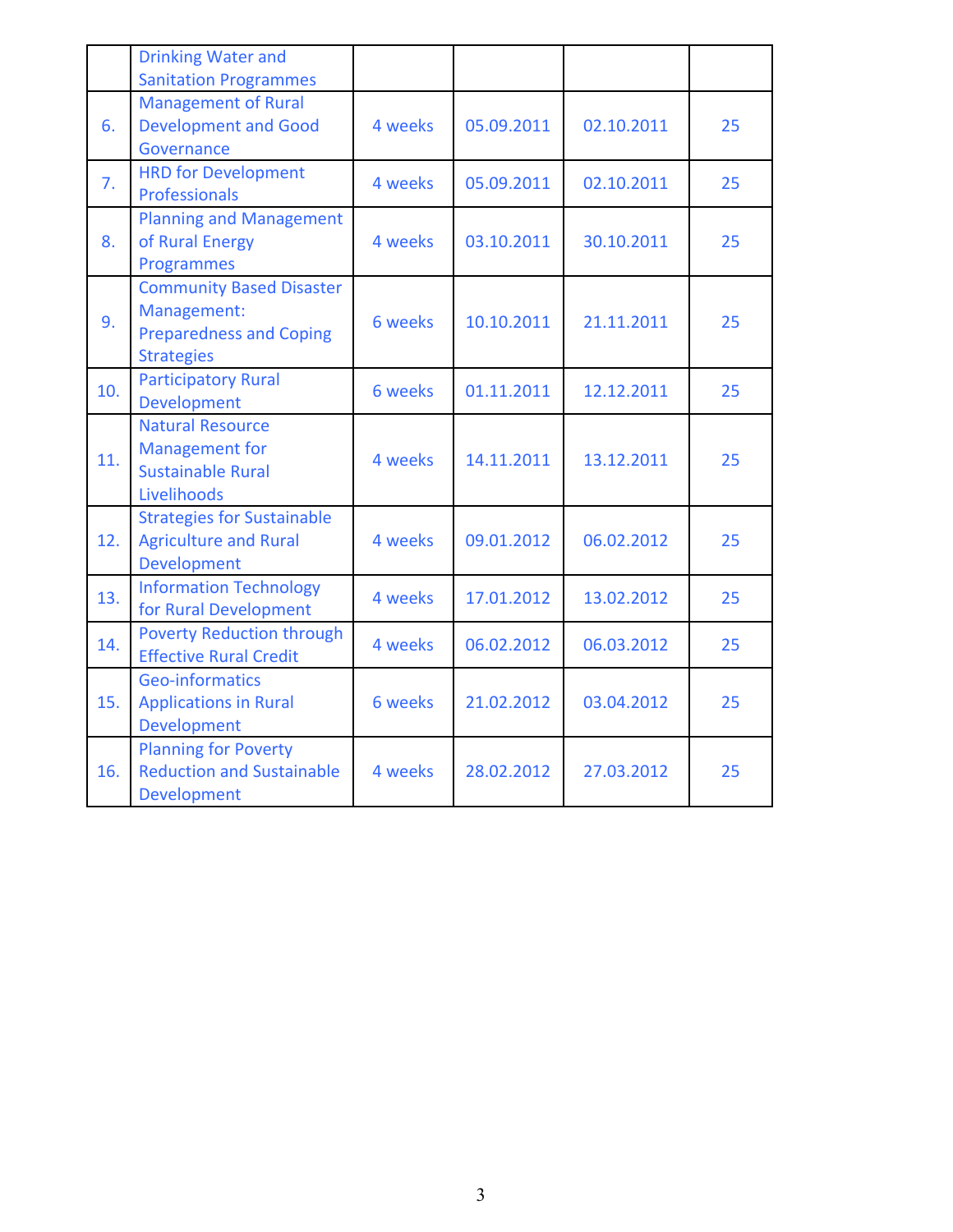|  | Drinking Water and Sanitation Programmes |  |  |  |  |
|---|---|---|---|---|---|
| 6. | Management of Rural Development and Good Governance | 4 weeks | 05.09.2011 | 02.10.2011 | 25 |
| 7. | HRD for Development Professionals | 4 weeks | 05.09.2011 | 02.10.2011 | 25 |
| 8. | Planning and Management of Rural Energy Programmes | 4 weeks | 03.10.2011 | 30.10.2011 | 25 |
| 9. | Community Based Disaster Management: Preparedness and Coping Strategies | 6 weeks | 10.10.2011 | 21.11.2011 | 25 |
| 10. | Participatory Rural Development | 6 weeks | 01.11.2011 | 12.12.2011 | 25 |
| 11. | Natural Resource Management for Sustainable Rural Livelihoods | 4 weeks | 14.11.2011 | 13.12.2011 | 25 |
| 12. | Strategies for Sustainable Agriculture and Rural Development | 4 weeks | 09.01.2012 | 06.02.2012 | 25 |
| 13. | Information Technology for Rural Development | 4 weeks | 17.01.2012 | 13.02.2012 | 25 |
| 14. | Poverty Reduction through Effective Rural Credit | 4 weeks | 06.02.2012 | 06.03.2012 | 25 |
| 15. | Geo-informatics Applications in Rural Development | 6 weeks | 21.02.2012 | 03.04.2012 | 25 |
| 16. | Planning for Poverty Reduction and Sustainable Development | 4 weeks | 28.02.2012 | 27.03.2012 | 25 |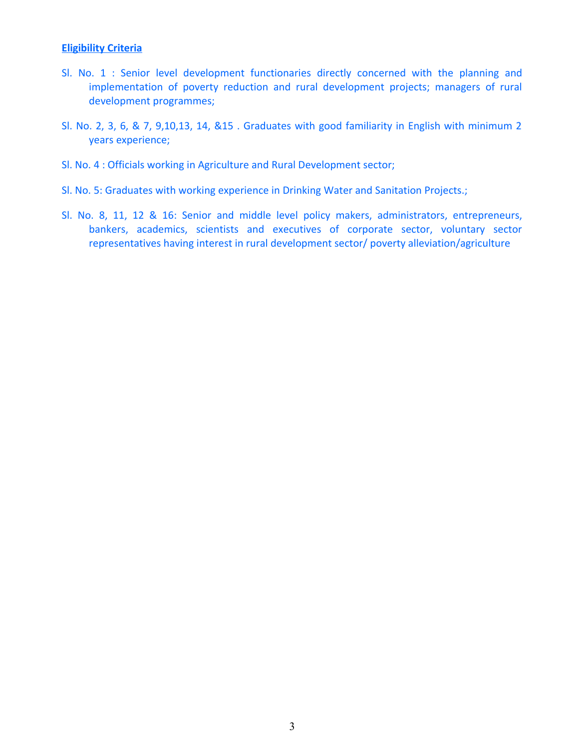**Eligibility Criteria**

Sl. No. 1 : Senior level development functionaries directly concerned with the planning and implementation of poverty reduction and rural development projects; managers of rural development programmes;

Sl. No. 2, 3, 6, & 7, 9,10,13, 14, &15 . Graduates with good familiarity in English with minimum 2 years experience;

Sl. No. 4 : Officials working in Agriculture and Rural Development sector;

Sl. No. 5: Graduates with working experience in Drinking Water and Sanitation Projects.;

Sl. No. 8, 11, 12 & 16: Senior and middle level policy makers, administrators, entrepreneurs, bankers, academics, scientists and executives of corporate sector, voluntary sector representatives having interest in rural development sector/ poverty alleviation/agriculture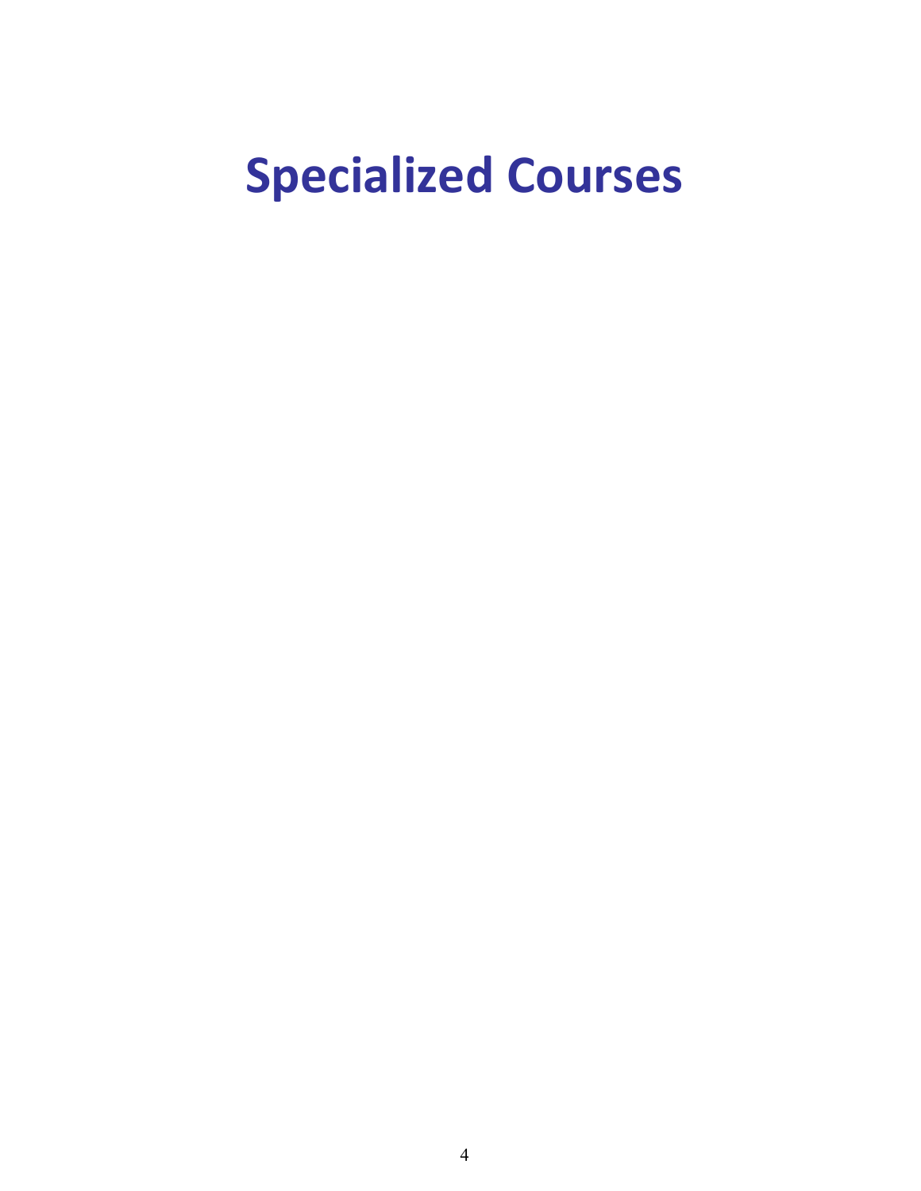# Specialized Courses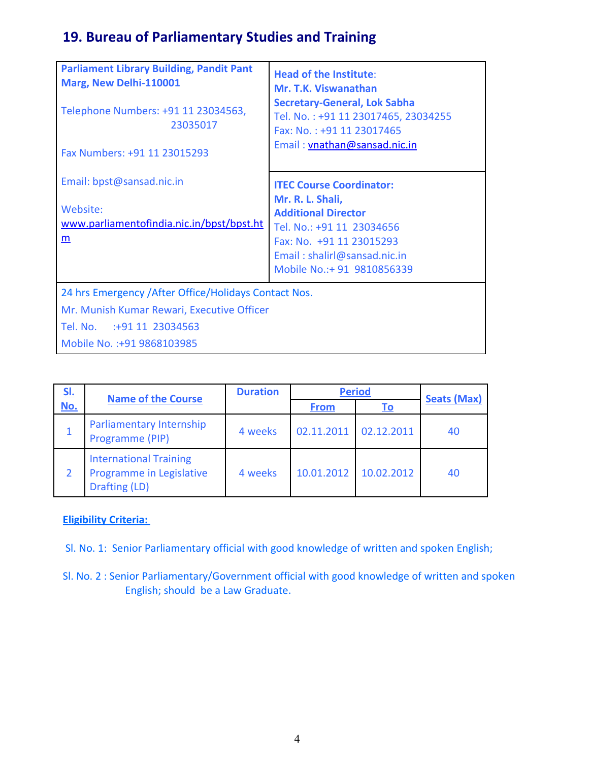## 19. Bureau of Parliamentary Studies and Training

| **Parliament Library Building, Pandit Pant Marg, New Delhi-110001**<br><br>Telephone Numbers: +91 11 23034563, 23035017<br><br>Fax Numbers: +91 11 23015293<br><br>Email: bpst@sansad.nic.in<br><br>Website: www.parliamentofindia.nic.in/bpst/bpst.htm | **Head of the Institute**:<br>**Mr. T.K. Viswanathan**<br>**Secretary-General, Lok Sabha**<br>Tel. No. : +91 11 23017465, 23034255<br>Fax: No. : +91 11 23017465<br>Email : vnathan@sansad.nic.in<br><br>**ITEC Course Coordinator:**<br>**Mr. R. L. Shali,**<br>**Additional Director**<br>Tel. No.: +91 11 23034656<br>Fax: No. +91 11 23015293<br>Email : shalirl@sansad.nic.in<br>Mobile No.:+ 91 9810856339 |
|---|---|
| 24 hrs Emergency /After Office/Holidays Contact Nos.<br>Mr. Munish Kumar Rewari, Executive Officer<br>Tel. No. :+91 11 23034563<br>Mobile No. :+91 9868103985 | |

| Sl. No. | Name of the Course | Duration | Period | | Seats (Max) |
|---|---|---|---|---|---|
| | | | From | To | |
| 1 | Parliamentary Internship Programme (PIP) | 4 weeks | 02.11.2011 | 02.12.2011 | 40 |
| 2 | International Training Programme in Legislative Drafting (LD) | 4 weeks | 10.01.2012 | 10.02.2012 | 40 |

**Eligibility Criteria:**

Sl. No. 1: Senior Parliamentary official with good knowledge of written and spoken English;

Sl. No. 2 : Senior Parliamentary/Government official with good knowledge of written and spoken English; should be a Law Graduate.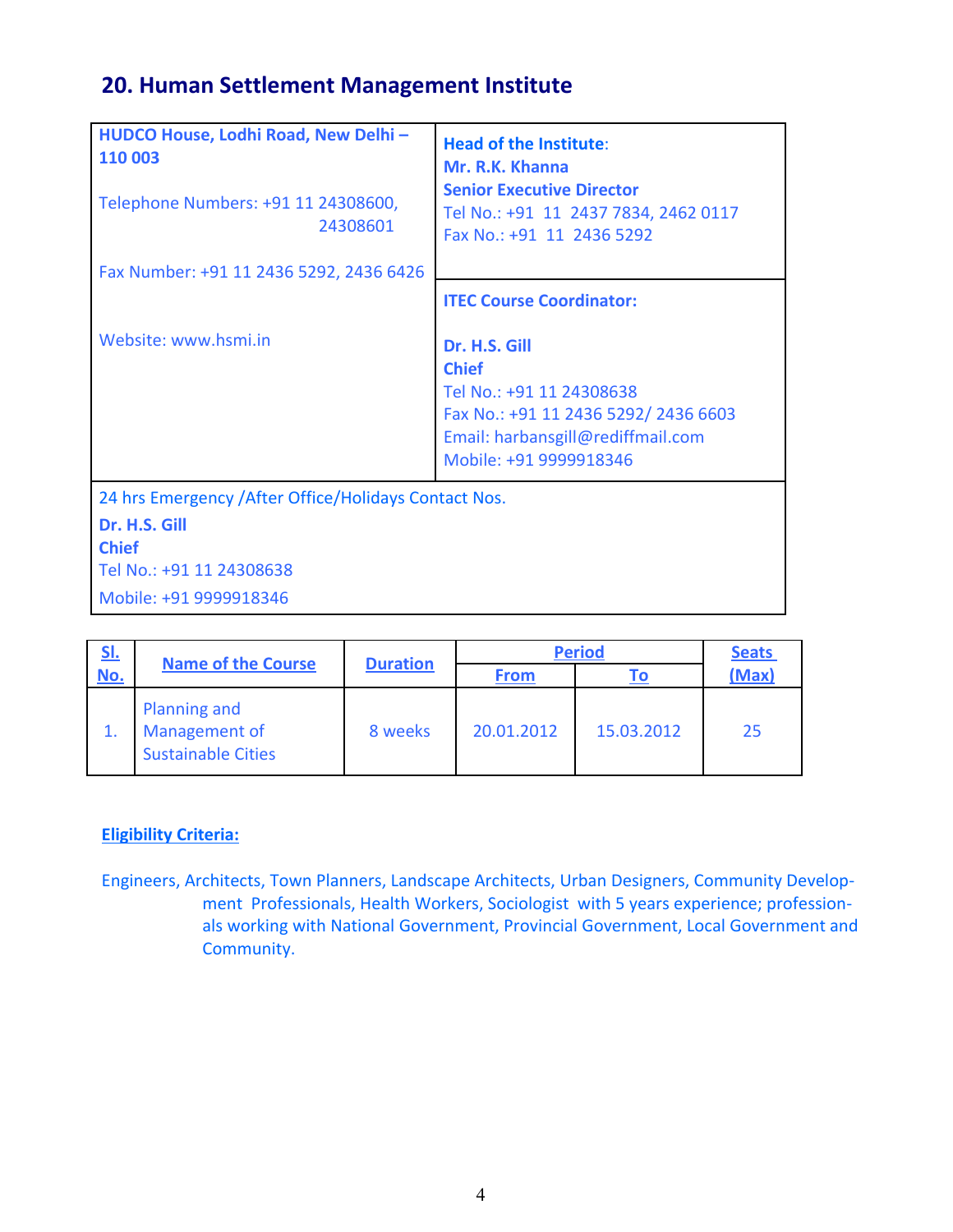## 20. Human Settlement Management Institute

| **HUDCO House, Lodhi Road, New Delhi – 110 003**<br><br>Telephone Numbers: +91 11 24308600, 24308601<br><br>Fax Number: +91 11 2436 5292, 2436 6426<br><br>Website: www.hsmi.in | **Head of the Institute**:<br>**Mr. R.K. Khanna**<br>**Senior Executive Director**<br>Tel No.: +91 11 2437 7834, 2462 0117<br>Fax No.: +91 11 2436 5292 |
|---|---|
| | **ITEC Course Coordinator:**<br><br>**Dr. H.S. Gill**<br>**Chief**<br>Tel No.: +91 11 24308638<br>Fax No.: +91 11 2436 5292/ 2436 6603<br>Email: harbansgill@rediffmail.com<br>Mobile: +91 9999918346 |
| 24 hrs Emergency /After Office/Holidays Contact Nos.<br>**Dr. H.S. Gill**<br>**Chief**<br>Tel No.: +91 11 24308638<br>Mobile: +91 9999918346 | |

| Sl. No. | Name of the Course | Duration | Period | | Seats (Max) |
|---|---|---|---|---|---|
| | | | From | To | |
| 1. | Planning and Management of Sustainable Cities | 8 weeks | 20.01.2012 | 15.03.2012 | 25 |

**Eligibility Criteria:**

Engineers, Architects, Town Planners, Landscape Architects, Urban Designers, Community Development Professionals, Health Workers, Sociologist with 5 years experience; professionals working with National Government, Provincial Government, Local Government and Community.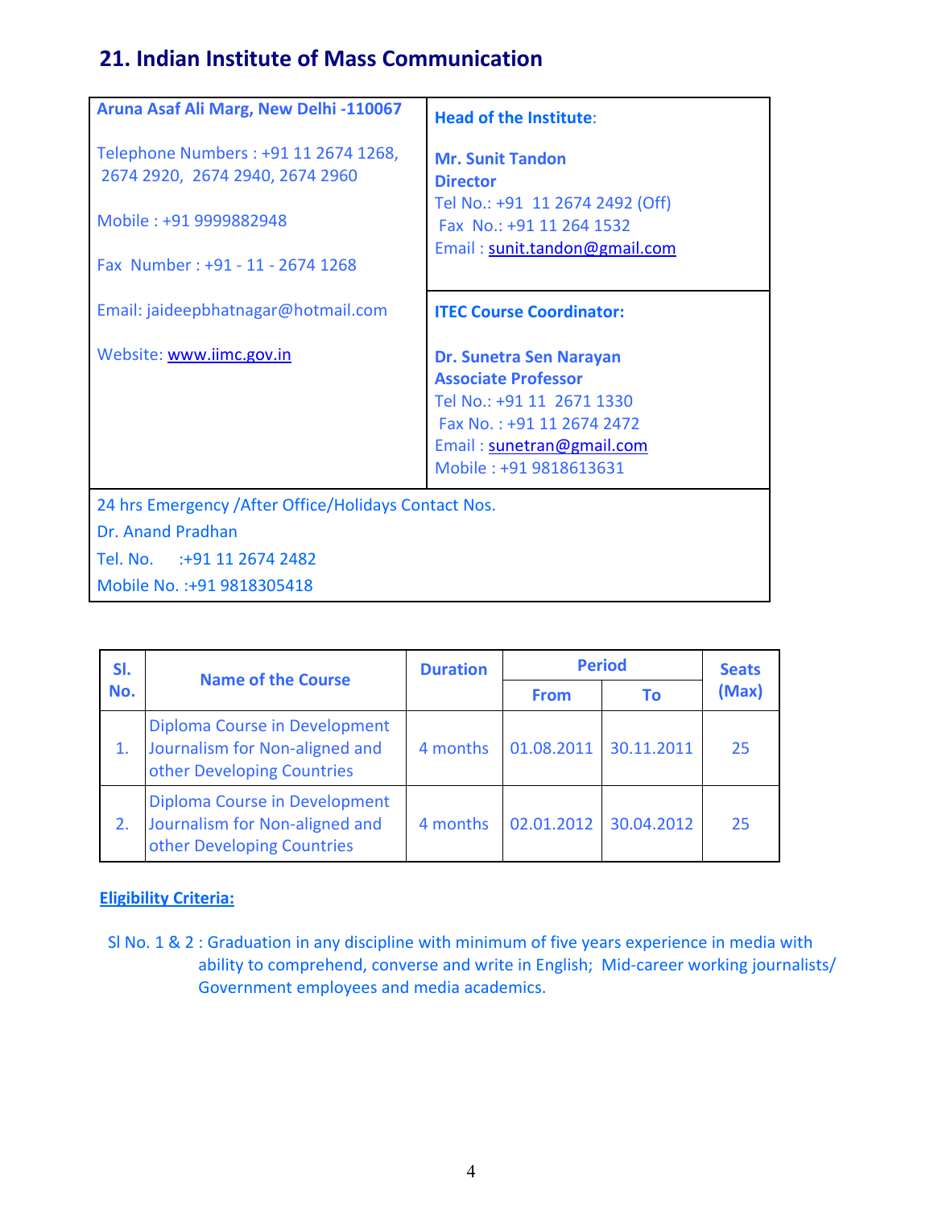## 21. Indian Institute of Mass Communication

| Aruna Asaf Ali Marg, New Delhi -110067<br><br>Telephone Numbers : +91 11 2674 1268, 2674 2920, 2674 2940, 2674 2960<br><br>Mobile : +91 9999882948<br><br>Fax Number : +91 - 11 - 2674 1268<br><br>Email: jaideepbhatnagar@hotmail.com<br><br>Website: www.iimc.gov.in | **Head of the Institute**:<br><br>**Mr. Sunit Tandon**<br>**Director**<br>Tel No.: +91 11 2674 2492 (Off)<br>Fax No.: +91 11 264 1532<br>Email : sunit.tandon@gmail.com<br><br>**ITEC Course Coordinator:**<br><br>**Dr. Sunetra Sen Narayan**<br>**Associate Professor**<br>Tel No.: +91 11 2671 1330<br>Fax No. : +91 11 2674 2472<br>Email : sunetran@gmail.com<br>Mobile : +91 9818613631 |
|---|---|
| 24 hrs Emergency /After Office/Holidays Contact Nos.<br>Dr. Anand Pradhan<br>Tel. No. :+91 11 2674 2482<br>Mobile No. :+91 9818305418 | |

| Sl. No. | Name of the Course | Duration | Period | | Seats (Max) |
|---|---|---|---|---|---|
| | | | From | To | |
| 1. | Diploma Course in Development Journalism for Non-aligned and other Developing Countries | 4 months | 01.08.2011 | 30.11.2011 | 25 |
| 2. | Diploma Course in Development Journalism for Non-aligned and other Developing Countries | 4 months | 02.01.2012 | 30.04.2012 | 25 |

**Eligibility Criteria:**

Sl No. 1 & 2 : Graduation in any discipline with minimum of five years experience in media with ability to comprehend, converse and write in English; Mid-career working journalists/ Government employees and media academics.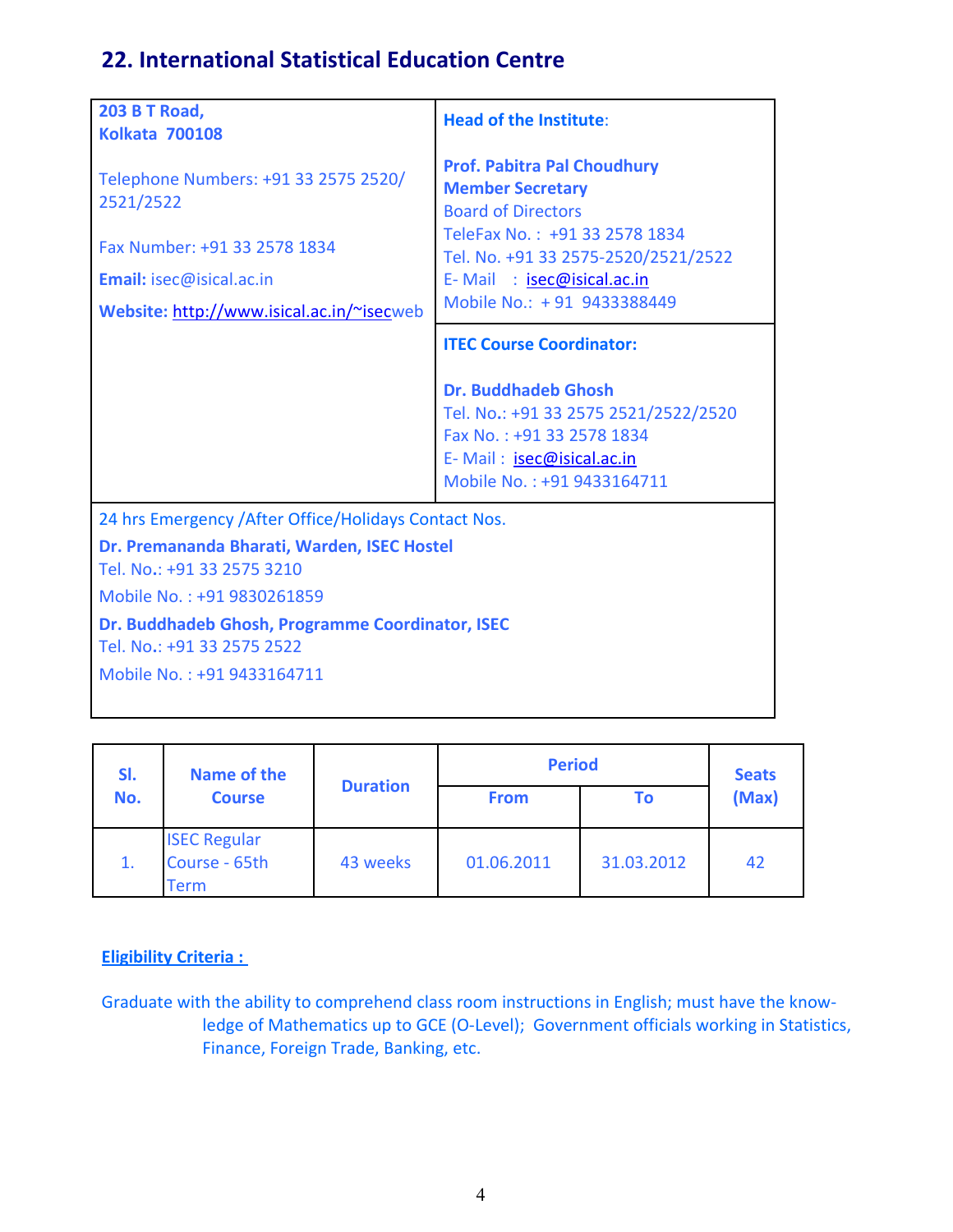## 22. International Statistical Education Centre

| **203 B T Road,**<br>**Kolkata 700108**<br><br>Telephone Numbers: +91 33 2575 2520/ 2521/2522<br><br>Fax Number: +91 33 2578 1834<br><br>**Email:** isec@isical.ac.in<br><br>**Website:** http://www.isical.ac.in/~isecweb | **Head of the Institute**:<br><br>**Prof. Pabitra Pal Choudhury**<br>**Member Secretary**<br>Board of Directors<br>TeleFax No. : +91 33 2578 1834<br>Tel. No. +91 33 2575-2520/2521/2522<br>E- Mail : isec@isical.ac.in<br>Mobile No.: + 91 9433388449 |
|---|---|
| | **ITEC Course Coordinator:**<br><br>**Dr. Buddhadeb Ghosh**<br>Tel. No.: +91 33 2575 2521/2522/2520<br>Fax No. : +91 33 2578 1834<br>E- Mail : isec@isical.ac.in<br>Mobile No. : +91 9433164711 |
| 24 hrs Emergency /After Office/Holidays Contact Nos.<br>**Dr. Premananda Bharati, Warden, ISEC Hostel**<br>Tel. No.: +91 33 2575 3210<br>Mobile No. : +91 9830261859<br>**Dr. Buddhadeb Ghosh, Programme Coordinator, ISEC**<br>Tel. No.: +91 33 2575 2522<br>Mobile No. : +91 9433164711 | |

| Sl. No. | Name of the Course | Duration | Period | | Seats (Max) |
|---|---|---|---|---|---|
| | | | From | To | |
| 1. | ISEC Regular Course - 65th Term | 43 weeks | 01.06.2011 | 31.03.2012 | 42 |

**Eligibility Criteria :**

Graduate with the ability to comprehend class room instructions in English; must have the knowledge of Mathematics up to GCE (O-Level); Government officials working in Statistics, Finance, Foreign Trade, Banking, etc.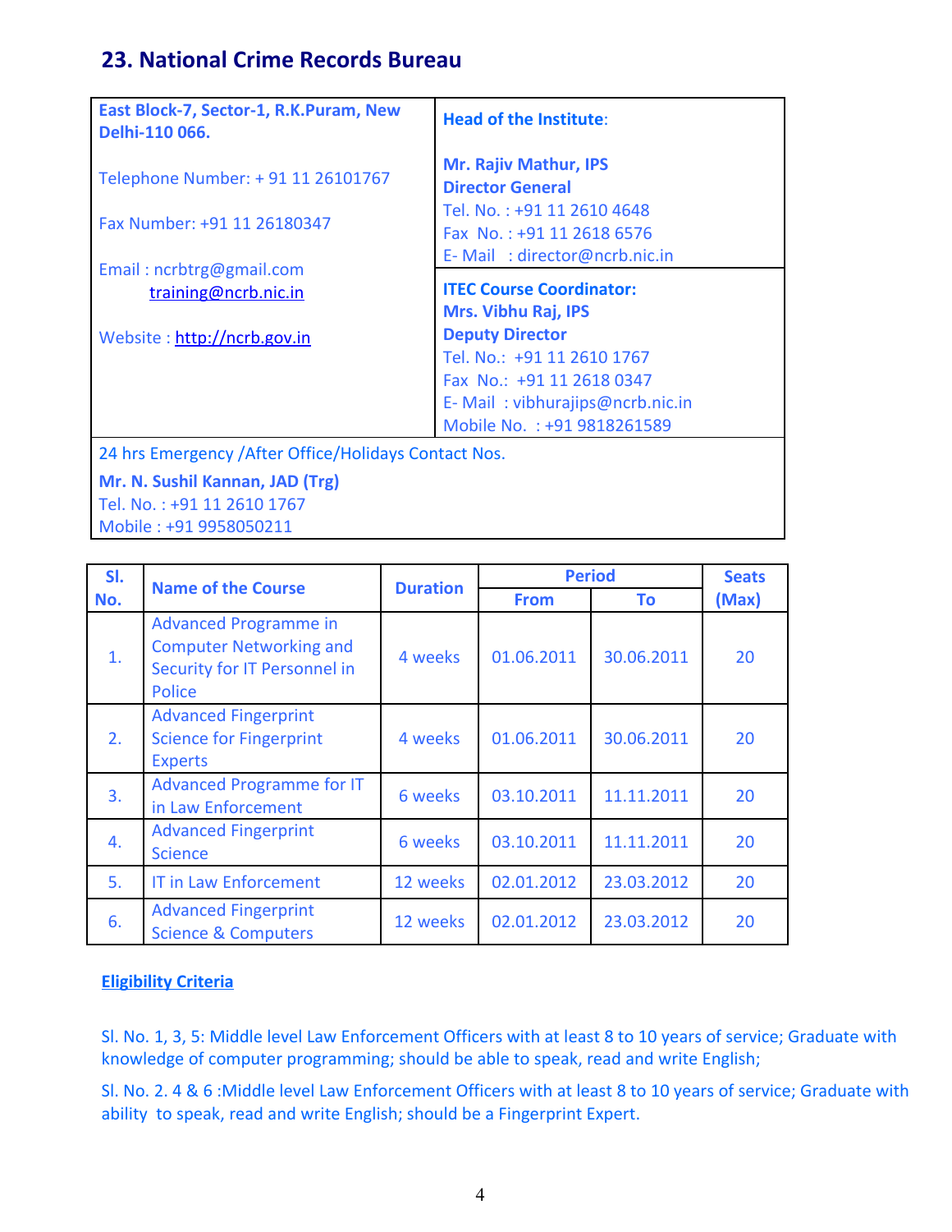## 23. National Crime Records Bureau

| East Block-7, Sector-1, R.K.Puram, New Delhi-110 066.<br><br>Telephone Number: + 91 11 26101767<br><br>Fax Number: +91 11 26180347<br><br>Email : ncrbtrg@gmail.com<br>training@ncrb.nic.in<br><br>Website : http://ncrb.gov.in | **Head of the Institute**:<br><br>**Mr. Rajiv Mathur, IPS**<br>**Director General**<br>Tel. No. : +91 11 2610 4648<br>Fax No. : +91 11 2618 6576<br>E- Mail : director@ncrb.nic.in<br><br>**ITEC Course Coordinator:**<br>**Mrs. Vibhu Raj, IPS**<br>**Deputy Director**<br>Tel. No.: +91 11 2610 1767<br>Fax No.: +91 11 2618 0347<br>E- Mail : vibhurajips@ncrb.nic.in<br>Mobile No. : +91 9818261589 |
|---|---|
| 24 hrs Emergency /After Office/Holidays Contact Nos.<br>**Mr. N. Sushil Kannan, JAD (Trg)**<br>Tel. No. : +91 11 2610 1767<br>Mobile : +91 9958050211 | |

| Sl. No. | Name of the Course | Duration | Period | | Seats (Max) |
|---|---|---|---|---|---|
| | | | From | To | |
| 1. | Advanced Programme in Computer Networking and Security for IT Personnel in Police | 4 weeks | 01.06.2011 | 30.06.2011 | 20 |
| 2. | Advanced Fingerprint Science for Fingerprint Experts | 4 weeks | 01.06.2011 | 30.06.2011 | 20 |
| 3. | Advanced Programme for IT in Law Enforcement | 6 weeks | 03.10.2011 | 11.11.2011 | 20 |
| 4. | Advanced Fingerprint Science | 6 weeks | 03.10.2011 | 11.11.2011 | 20 |
| 5. | IT in Law Enforcement | 12 weeks | 02.01.2012 | 23.03.2012 | 20 |
| 6. | Advanced Fingerprint Science & Computers | 12 weeks | 02.01.2012 | 23.03.2012 | 20 |

**Eligibility Criteria**

Sl. No. 1, 3, 5: Middle level Law Enforcement Officers with at least 8 to 10 years of service; Graduate with knowledge of computer programming; should be able to speak, read and write English;

Sl. No. 2. 4 & 6 :Middle level Law Enforcement Officers with at least 8 to 10 years of service; Graduate with ability to speak, read and write English; should be a Fingerprint Expert.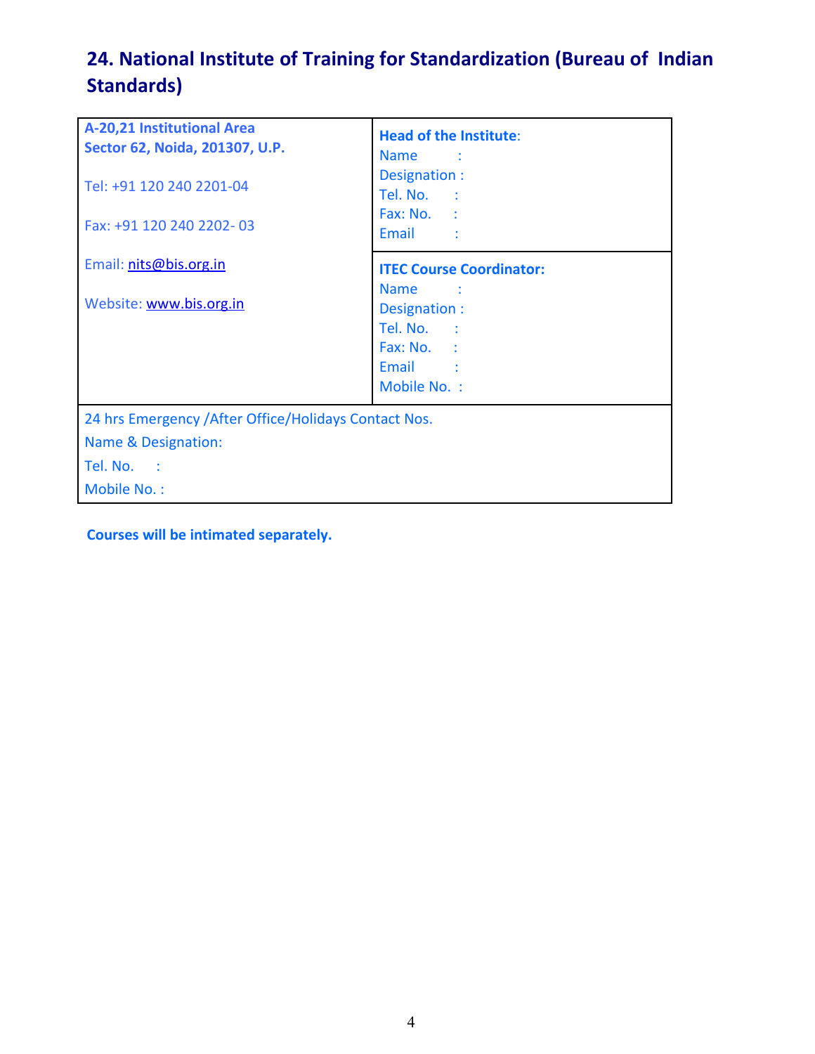## 24. National Institute of Training for Standardization (Bureau of Indian Standards)

| **A-20,21 Institutional Area**<br>**Sector 62, Noida, 201307, U.P.**<br><br>Tel: +91 120 240 2201-04<br><br>Fax: +91 120 240 2202- 03<br><br>Email: nits@bis.org.in<br><br>Website: www.bis.org.in | **Head of the Institute**:<br>Name :<br>Designation :<br>Tel. No. :<br>Fax: No. :<br>Email :<br><br>**ITEC Course Coordinator:**<br>Name :<br>Designation :<br>Tel. No. :<br>Fax: No. :<br>Email :<br>Mobile No. : |
|---|---|
| 24 hrs Emergency /After Office/Holidays Contact Nos.<br>Name & Designation:<br>Tel. No. :<br>Mobile No. : | |

**Courses will be intimated separately.**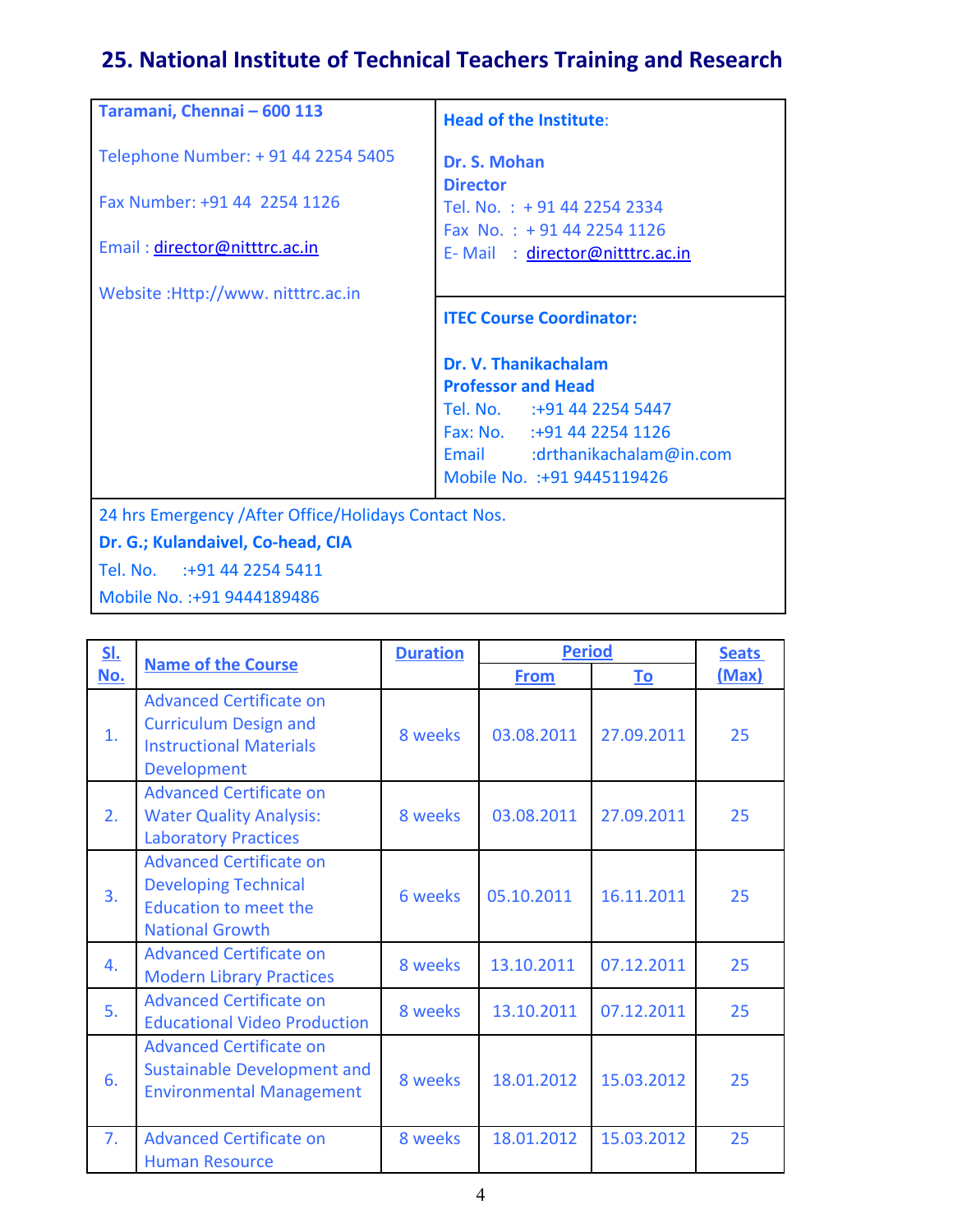## 25. National Institute of Technical Teachers Training and Research

| | |
|---|---|
| **Taramani, Chennai – 600 113**<br><br>Telephone Number: + 91 44 2254 5405<br><br>Fax Number: +91 44 2254 1126<br><br>Email : director@nitttrc.ac.in<br><br>Website :Http://www. nitttrc.ac.in | **Head of the Institute**:<br><br>**Dr. S. Mohan**<br>**Director**<br>Tel. No. : + 91 44 2254 2334<br>Fax No. : + 91 44 2254 1126<br>E- Mail : director@nitttrc.ac.in |
| | **ITEC Course Coordinator:**<br><br>**Dr. V. Thanikachalam**<br>**Professor and Head**<br>Tel. No. :+91 44 2254 5447<br>Fax: No. :+91 44 2254 1126<br>Email :drthanikachalam@in.com<br>Mobile No. :+91 9445119426 |
| 24 hrs Emergency /After Office/Holidays Contact Nos.<br>**Dr. G.; Kulandaivel, Co-head, CIA**<br>Tel. No. :+91 44 2254 5411<br>Mobile No. :+91 9444189486 | |

| Sl. No. | Name of the Course | Duration | Period | | Seats (Max) |
|---|---|---|---|---|---|
| | | | From | To | |
| 1. | Advanced Certificate on Curriculum Design and Instructional Materials Development | 8 weeks | 03.08.2011 | 27.09.2011 | 25 |
| 2. | Advanced Certificate on Water Quality Analysis: Laboratory Practices | 8 weeks | 03.08.2011 | 27.09.2011 | 25 |
| 3. | Advanced Certificate on Developing Technical Education to meet the National Growth | 6 weeks | 05.10.2011 | 16.11.2011 | 25 |
| 4. | Advanced Certificate on Modern Library Practices | 8 weeks | 13.10.2011 | 07.12.2011 | 25 |
| 5. | Advanced Certificate on Educational Video Production | 8 weeks | 13.10.2011 | 07.12.2011 | 25 |
| 6. | Advanced Certificate on Sustainable Development and Environmental Management | 8 weeks | 18.01.2012 | 15.03.2012 | 25 |
| 7. | Advanced Certificate on Human Resource | 8 weeks | 18.01.2012 | 15.03.2012 | 25 |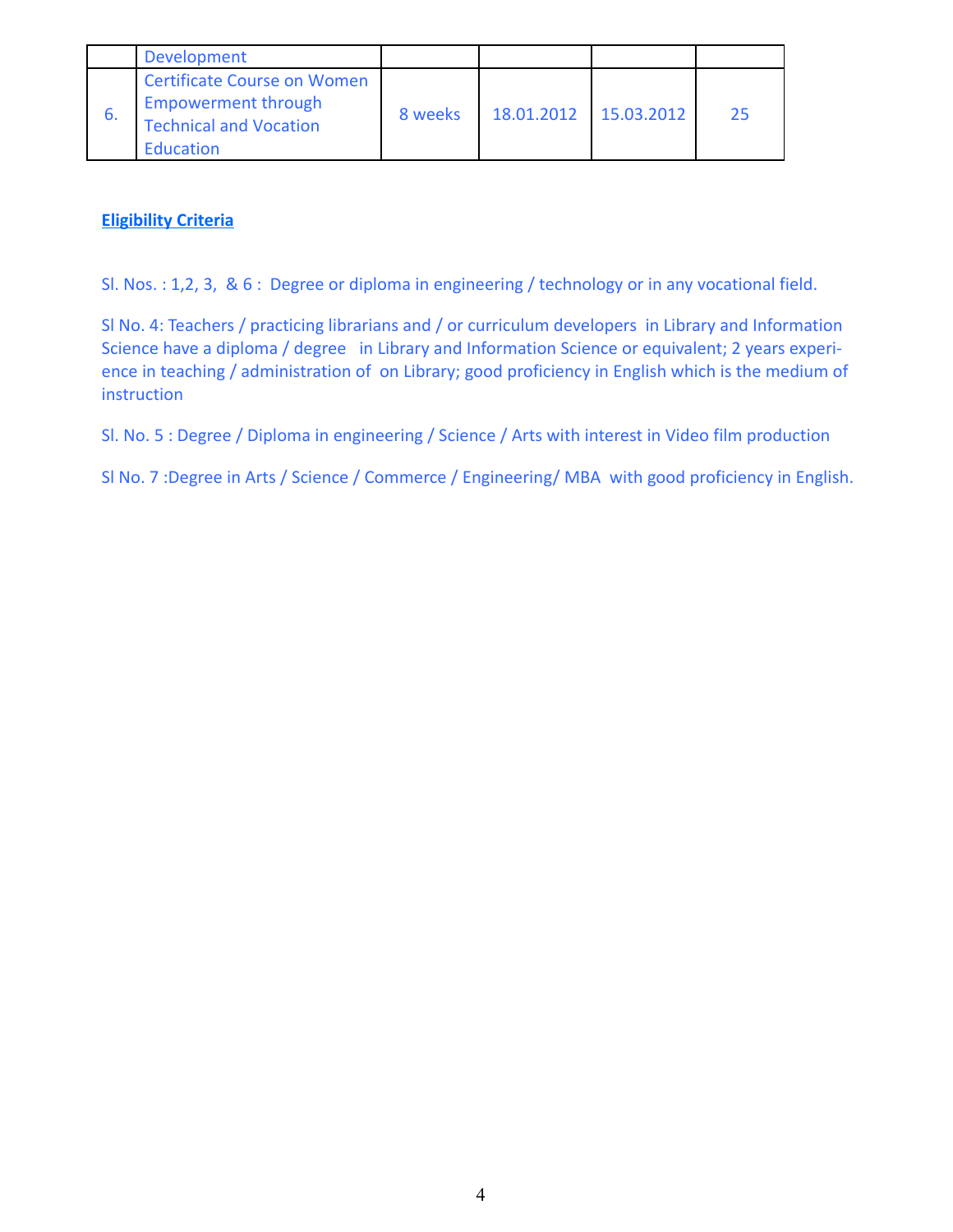|  |  |  |  |  |  |
|---|---|---|---|---|---|
|  | Development |  |  |  |  |
| 6. | Certificate Course on Women Empowerment through Technical and Vocation Education | 8 weeks | 18.01.2012 | 15.03.2012 | 25 |

**Eligibility Criteria**

Sl. Nos. : 1,2, 3, & 6 : Degree or diploma in engineering / technology or in any vocational field.

Sl No. 4: Teachers / practicing librarians and / or curriculum developers in Library and Information Science have a diploma / degree in Library and Information Science or equivalent; 2 years experience in teaching / administration of on Library; good proficiency in English which is the medium of instruction

Sl. No. 5 : Degree / Diploma in engineering / Science / Arts with interest in Video film production

Sl No. 7 :Degree in Arts / Science / Commerce / Engineering/ MBA with good proficiency in English.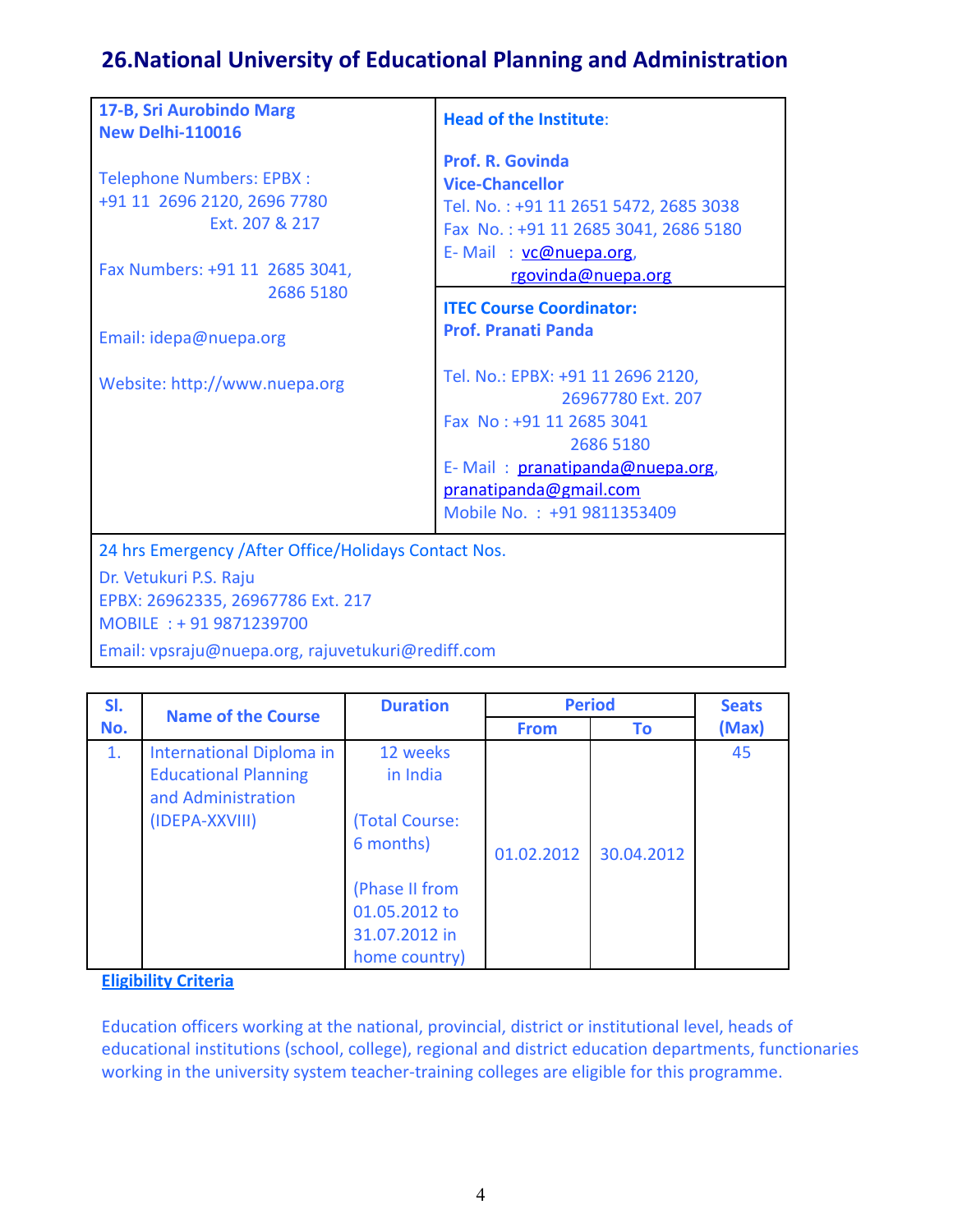## 26.National University of Educational Planning and Administration

| 17-B, Sri Aurobindo Marg<br>New Delhi-110016<br><br>Telephone Numbers: EPBX :<br>+91 11 2696 2120, 2696 7780<br>Ext. 207 & 217<br><br>Fax Numbers: +91 11 2685 3041,<br>2686 5180<br><br>Email: idepa@nuepa.org<br><br>Website: http://www.nuepa.org | **Head of the Institute**:<br><br>**Prof. R. Govinda**<br>**Vice-Chancellor**<br>Tel. No. : +91 11 2651 5472, 2685 3038<br>Fax No. : +91 11 2685 3041, 2686 5180<br>E- Mail : vc@nuepa.org,<br>rgovinda@nuepa.org<br><br>**ITEC Course Coordinator:**<br>**Prof. Pranati Panda**<br><br>Tel. No.: EPBX: +91 11 2696 2120,<br>26967780 Ext. 207<br>Fax No : +91 11 2685 3041<br>2686 5180<br>E- Mail : pranatipanda@nuepa.org,<br>pranatipanda@gmail.com<br>Mobile No. : +91 9811353409 |
|---|---|

24 hrs Emergency /After Office/Holidays Contact Nos.
Dr. Vetukuri P.S. Raju
EPBX: 26962335, 26967786 Ext. 217
MOBILE : + 91 9871239700
Email: vpsraju@nuepa.org, rajuvetukuri@rediff.com

| Sl. No. | Name of the Course | Duration | Period | | Seats (Max) |
|---|---|---|---|---|---|
| | | | From | To | |
| 1. | International Diploma in Educational Planning and Administration (IDEPA-XXVIII) | 12 weeks in India<br><br>(Total Course: 6 months)<br><br>(Phase II from 01.05.2012 to 31.07.2012 in home country) | 01.02.2012 | 30.04.2012 | 45 |

**Eligibility Criteria**

Education officers working at the national, provincial, district or institutional level, heads of educational institutions (school, college), regional and district education departments, functionaries working in the university system teacher-training colleges are eligible for this programme.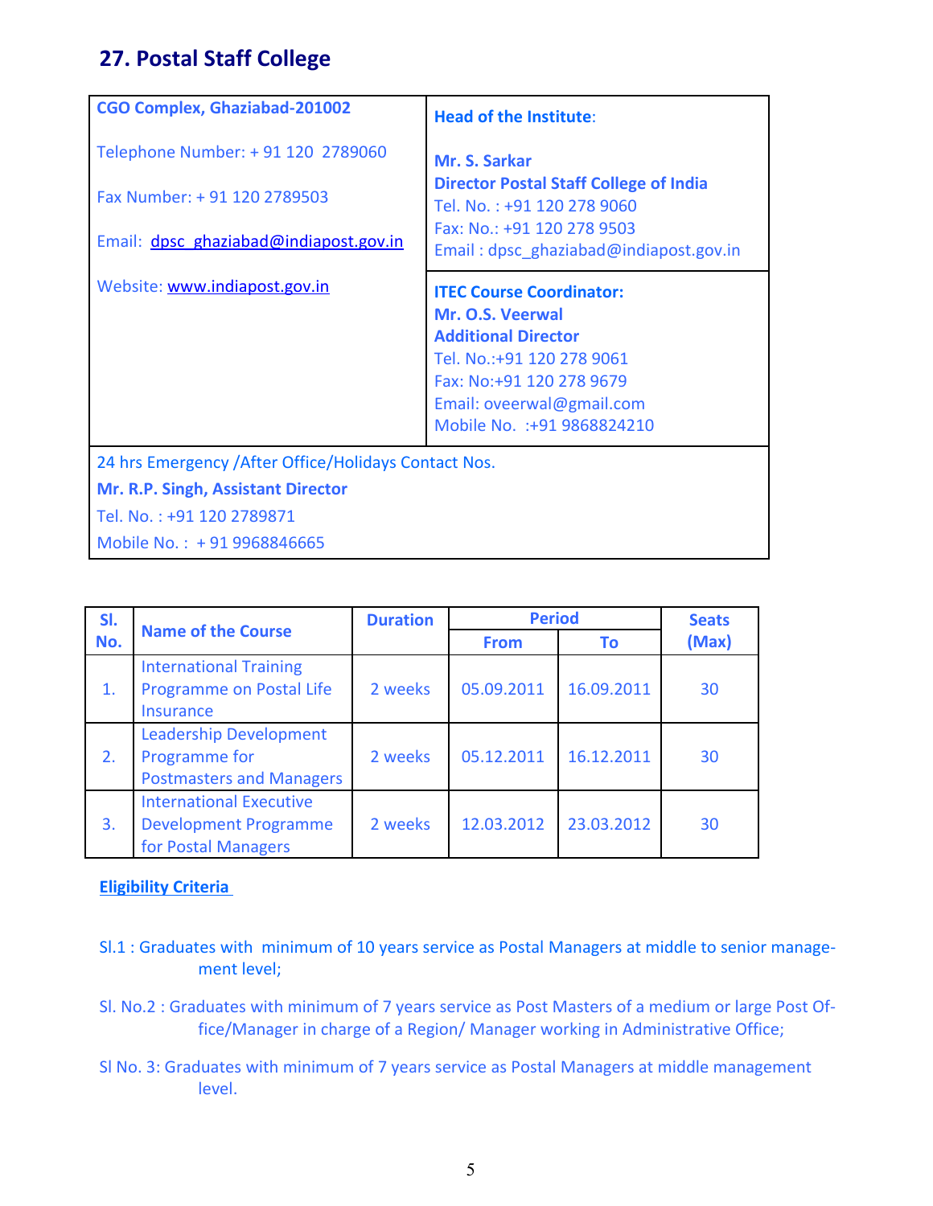## 27. Postal Staff College

| CGO Complex, Ghaziabad-201002<br><br>Telephone Number: + 91 120 2789060<br><br>Fax Number: + 91 120 2789503<br><br>Email: dpsc_ghaziabad@indiapost.gov.in<br><br>Website: www.indiapost.gov.in | **Head of the Institute**:<br><br>**Mr. S. Sarkar**<br>**Director Postal Staff College of India**<br>Tel. No. : +91 120 278 9060<br>Fax: No.: +91 120 278 9503<br>Email : dpsc_ghaziabad@indiapost.gov.in<br><br>**ITEC Course Coordinator:**<br>**Mr. O.S. Veerwal**<br>**Additional Director**<br>Tel. No.:+91 120 278 9061<br>Fax: No:+91 120 278 9679<br>Email: oveerwal@gmail.com<br>Mobile No. :+91 9868824210 |
|---|---|
| 24 hrs Emergency /After Office/Holidays Contact Nos.<br>**Mr. R.P. Singh, Assistant Director**<br>Tel. No. : +91 120 2789871<br>Mobile No. : + 91 9968846665 | |

| Sl. No. | Name of the Course | Duration | Period | | Seats (Max) |
|---|---|---|---|---|---|
| | | | From | To | |
| 1. | International Training Programme on Postal Life Insurance | 2 weeks | 05.09.2011 | 16.09.2011 | 30 |
| 2. | Leadership Development Programme for Postmasters and Managers | 2 weeks | 05.12.2011 | 16.12.2011 | 30 |
| 3. | International Executive Development Programme for Postal Managers | 2 weeks | 12.03.2012 | 23.03.2012 | 30 |

**Eligibility Criteria**

Sl.1 : Graduates with minimum of 10 years service as Postal Managers at middle to senior management level;

Sl. No.2 : Graduates with minimum of 7 years service as Post Masters of a medium or large Post Office/Manager in charge of a Region/ Manager working in Administrative Office;

Sl No. 3: Graduates with minimum of 7 years service as Postal Managers at middle management level.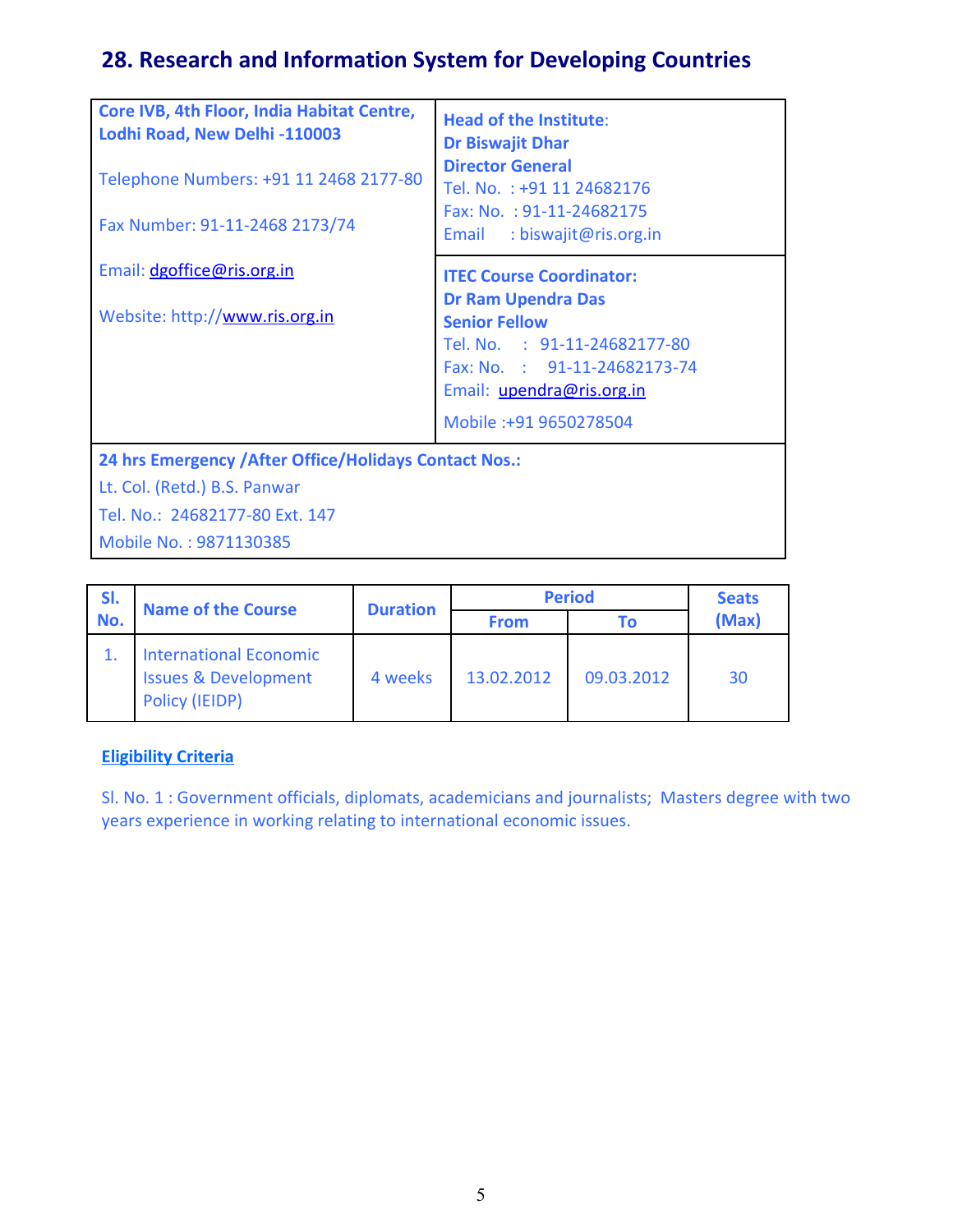## 28. Research and Information System for Developing Countries

| **Core IVB, 4th Floor, India Habitat Centre, Lodhi Road, New Delhi -110003**<br><br>Telephone Numbers: +91 11 2468 2177-80<br><br>Fax Number: 91-11-2468 2173/74<br><br>Email: dgoffice@ris.org.in<br><br>Website: http://www.ris.org.in | **Head of the Institute**:<br>**Dr Biswajit Dhar**<br>**Director General**<br>Tel. No. : +91 11 24682176<br>Fax: No. : 91-11-24682175<br>Email : biswajit@ris.org.in<br><br>**ITEC Course Coordinator:**<br>**Dr Ram Upendra Das**<br>**Senior Fellow**<br>Tel. No. : 91-11-24682177-80<br>Fax: No. : 91-11-24682173-74<br>Email: upendra@ris.org.in<br>Mobile :+91 9650278504 |
|---|---|
| **24 hrs Emergency /After Office/Holidays Contact Nos.:**<br>Lt. Col. (Retd.) B.S. Panwar<br>Tel. No.: 24682177-80 Ext. 147<br>Mobile No. : 9871130385 | |

| Sl. No. | Name of the Course | Duration | Period | | Seats (Max) |
|---|---|---|---|---|---|
| | | | From | To | |
| 1. | International Economic Issues & Development Policy (IEIDP) | 4 weeks | 13.02.2012 | 09.03.2012 | 30 |

**Eligibility Criteria**

Sl. No. 1 : Government officials, diplomats, academicians and journalists; Masters degree with two years experience in working relating to international economic issues.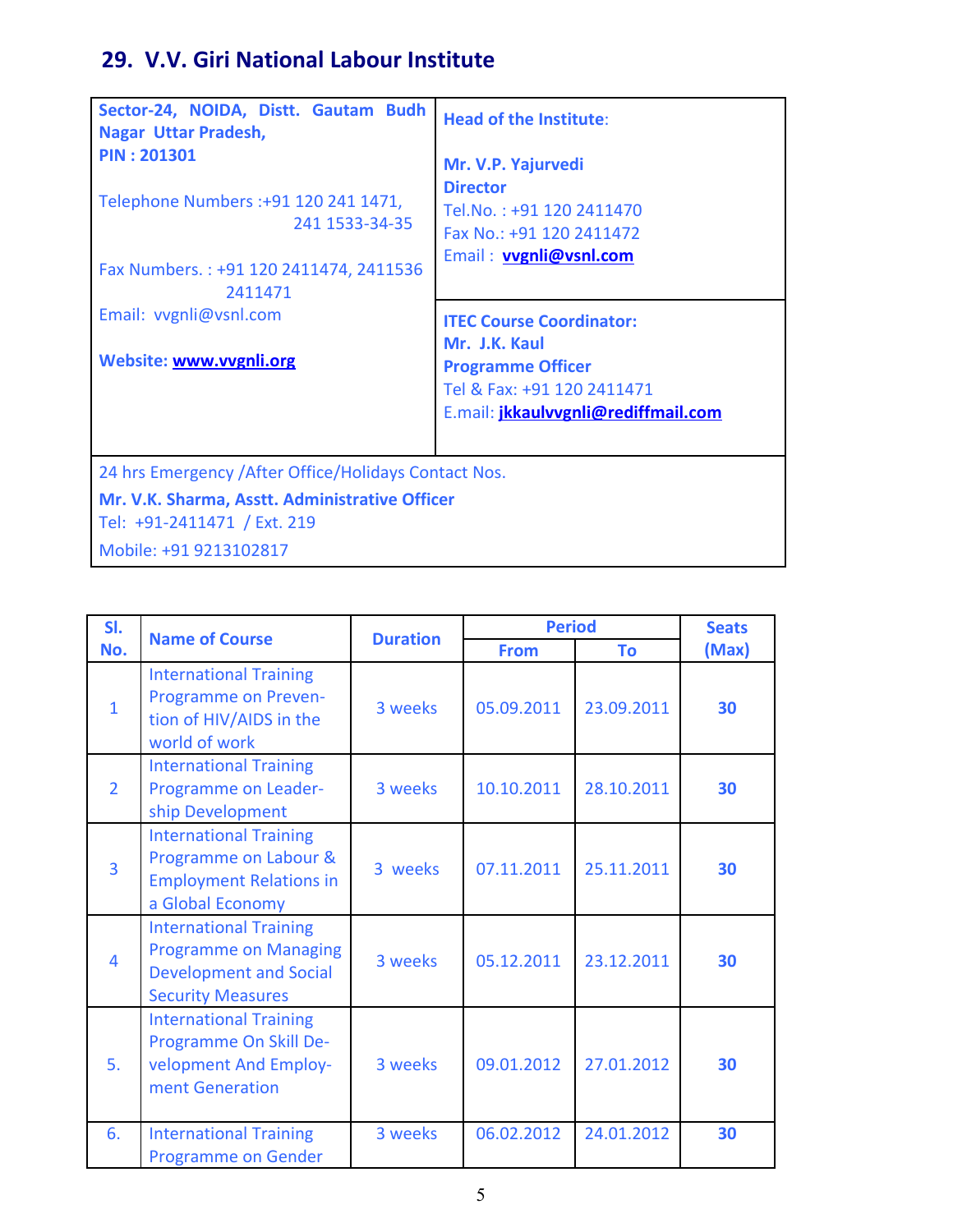## 29. V.V. Giri National Labour Institute

| | |
|---|---|
| **Sector-24, NOIDA, Distt. Gautam Budh Nagar Uttar Pradesh, PIN : 201301**<br><br>Telephone Numbers :+91 120 241 1471, 241 1533-34-35<br><br>Fax Numbers. : +91 120 2411474, 2411536 2411471<br>Email: vvgnli@vsnl.com<br><br>**Website: www.vvgnli.org** | **Head of the Institute**:<br><br>**Mr. V.P. Yajurvedi**<br>**Director**<br>Tel.No. : +91 120 2411470<br>Fax No.: +91 120 2411472<br>Email : **vvgnli@vsnl.com** |
| | **ITEC Course Coordinator:**<br>**Mr. J.K. Kaul**<br>**Programme Officer**<br>Tel & Fax: +91 120 2411471<br>E.mail: **jkkaulvvgnli@rediffmail.com** |
| 24 hrs Emergency /After Office/Holidays Contact Nos.<br>**Mr. V.K. Sharma, Asstt. Administrative Officer**<br>Tel: +91-2411471 / Ext. 219<br>Mobile: +91 9213102817 | |

| Sl. No. | Name of Course | Duration | Period | | Seats (Max) |
|---|---|---|---|---|---|
| | | | From | To | |
| 1 | International Training Programme on Prevention of HIV/AIDS in the world of work | 3 weeks | 05.09.2011 | 23.09.2011 | **30** |
| 2 | International Training Programme on Leadership Development | 3 weeks | 10.10.2011 | 28.10.2011 | **30** |
| 3 | International Training Programme on Labour & Employment Relations in a Global Economy | 3 weeks | 07.11.2011 | 25.11.2011 | **30** |
| 4 | International Training Programme on Managing Development and Social Security Measures | 3 weeks | 05.12.2011 | 23.12.2011 | **30** |
| 5. | International Training Programme On Skill Development And Employment Generation | 3 weeks | 09.01.2012 | 27.01.2012 | **30** |
| 6. | International Training Programme on Gender | 3 weeks | 06.02.2012 | 24.01.2012 | **30** |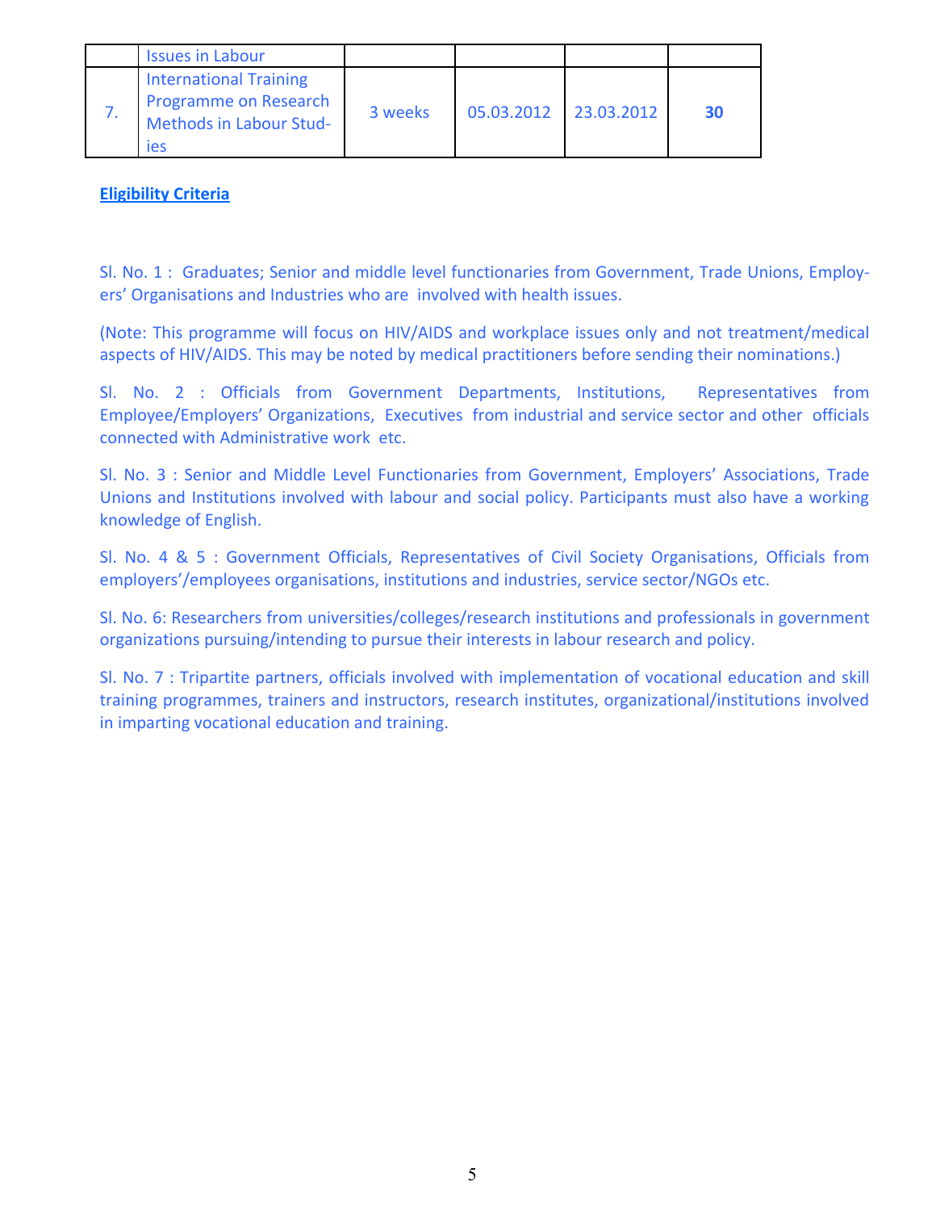| | | | | | |
|---|---|---|---|---|---|
| | Issues in Labour | | | | |
| 7. | International Training Programme on Research Methods in Labour Studies | 3 weeks | 05.03.2012 | 23.03.2012 | **30** |

**Eligibility Criteria**

Sl. No. 1 : Graduates; Senior and middle level functionaries from Government, Trade Unions, Employers' Organisations and Industries who are involved with health issues.

(Note: This programme will focus on HIV/AIDS and workplace issues only and not treatment/medical aspects of HIV/AIDS. This may be noted by medical practitioners before sending their nominations.)

Sl. No. 2 : Officials from Government Departments, Institutions, Representatives from Employee/Employers' Organizations, Executives from industrial and service sector and other officials connected with Administrative work etc.

Sl. No. 3 : Senior and Middle Level Functionaries from Government, Employers' Associations, Trade Unions and Institutions involved with labour and social policy. Participants must also have a working knowledge of English.

Sl. No. 4 & 5 : Government Officials, Representatives of Civil Society Organisations, Officials from employers'/employees organisations, institutions and industries, service sector/NGOs etc.

Sl. No. 6: Researchers from universities/colleges/research institutions and professionals in government organizations pursuing/intending to pursue their interests in labour research and policy.

Sl. No. 7 : Tripartite partners, officials involved with implementation of vocational education and skill training programmes, trainers and instructors, research institutes, organizational/institutions involved in imparting vocational education and training.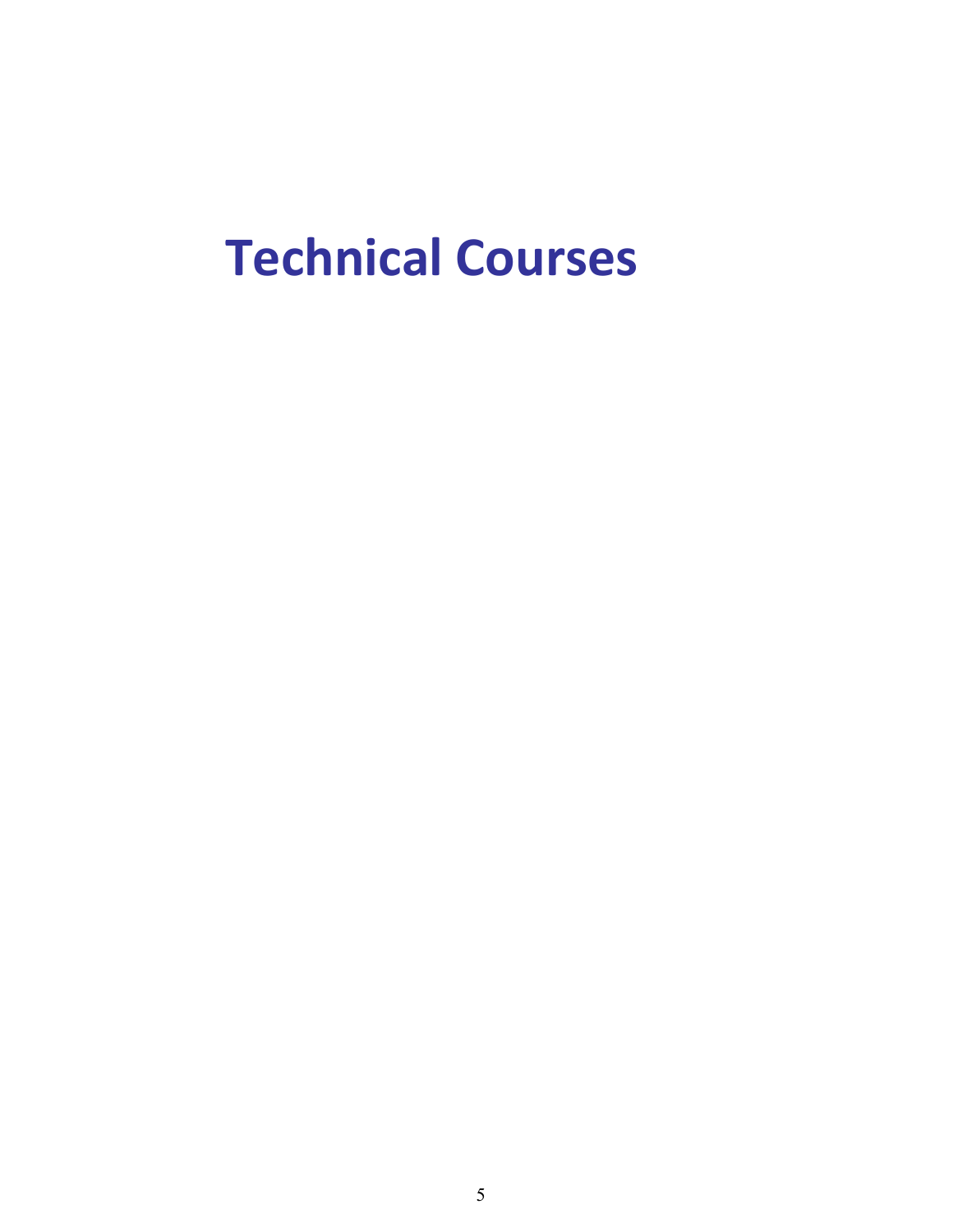# Technical Courses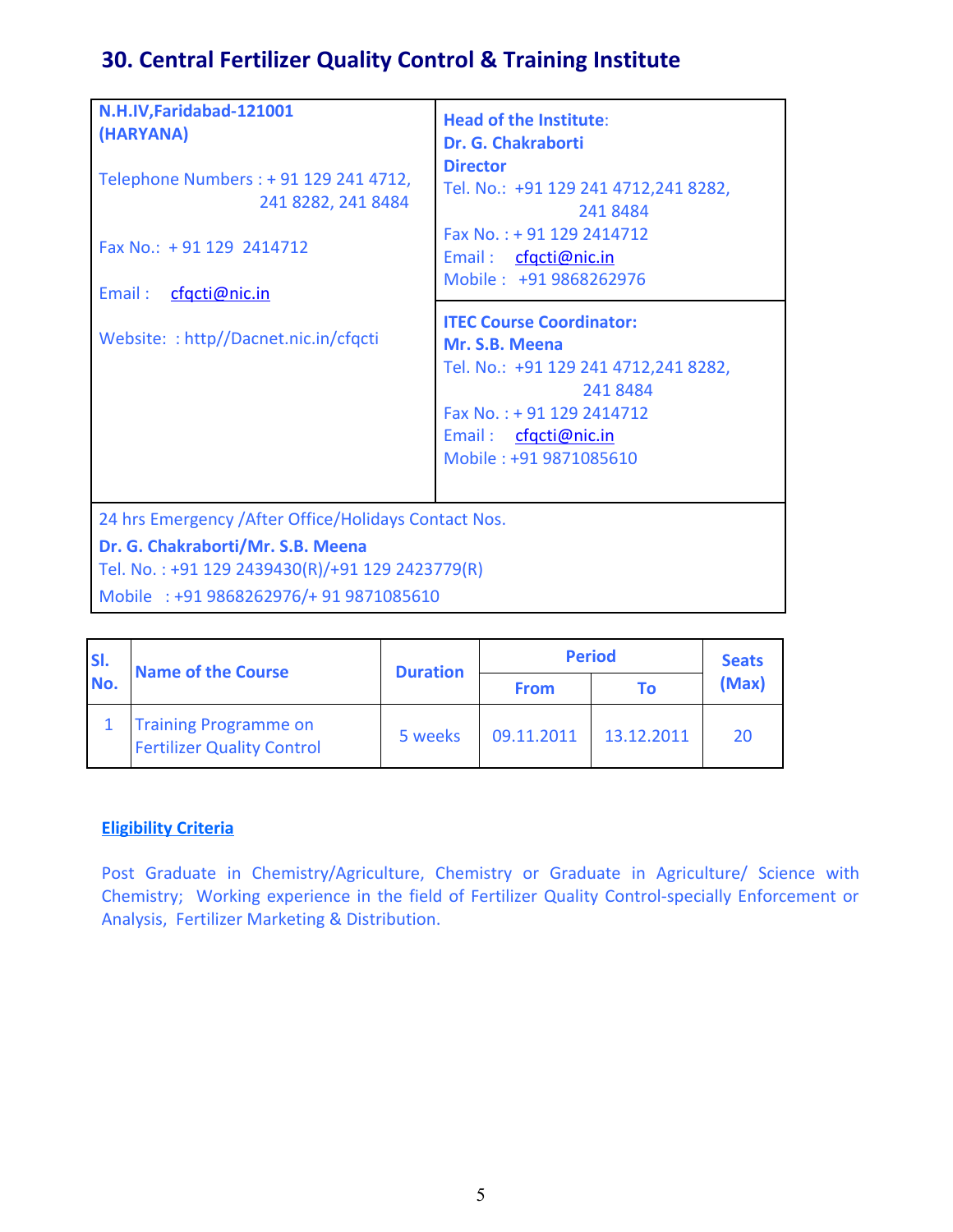## 30. Central Fertilizer Quality Control & Training Institute

| | |
|---|---|
| **N.H.IV,Faridabad-121001 (HARYANA)**<br><br>Telephone Numbers : + 91 129 241 4712, 241 8282, 241 8484<br><br>Fax No.: + 91 129 2414712<br><br>Email : cfqcti@nic.in<br><br>Website: : http//Dacnet.nic.in/cfqcti | **Head of the Institute**:<br>**Dr. G. Chakraborti**<br>**Director**<br>Tel. No.: +91 129 241 4712,241 8282, 241 8484<br>Fax No. : + 91 129 2414712<br>Email : cfqcti@nic.in<br>Mobile : +91 9868262976<br><br>**ITEC Course Coordinator:**<br>**Mr. S.B. Meena**<br>Tel. No.: +91 129 241 4712,241 8282, 241 8484<br>Fax No. : + 91 129 2414712<br>Email : cfqcti@nic.in<br>Mobile : +91 9871085610 |
| 24 hrs Emergency /After Office/Holidays Contact Nos.<br>**Dr. G. Chakraborti/Mr. S.B. Meena**<br>Tel. No. : +91 129 2439430(R)/+91 129 2423779(R)<br>Mobile : +91 9868262976/+ 91 9871085610 | |

| Sl. No. | Name of the Course | Duration | Period | | Seats (Max) |
|---|---|---|---|---|---|
| | | | From | To | |
| 1 | Training Programme on Fertilizer Quality Control | 5 weeks | 09.11.2011 | 13.12.2011 | 20 |

**Eligibility Criteria**

Post Graduate in Chemistry/Agriculture, Chemistry or Graduate in Agriculture/ Science with Chemistry; Working experience in the field of Fertilizer Quality Control-specially Enforcement or Analysis, Fertilizer Marketing & Distribution.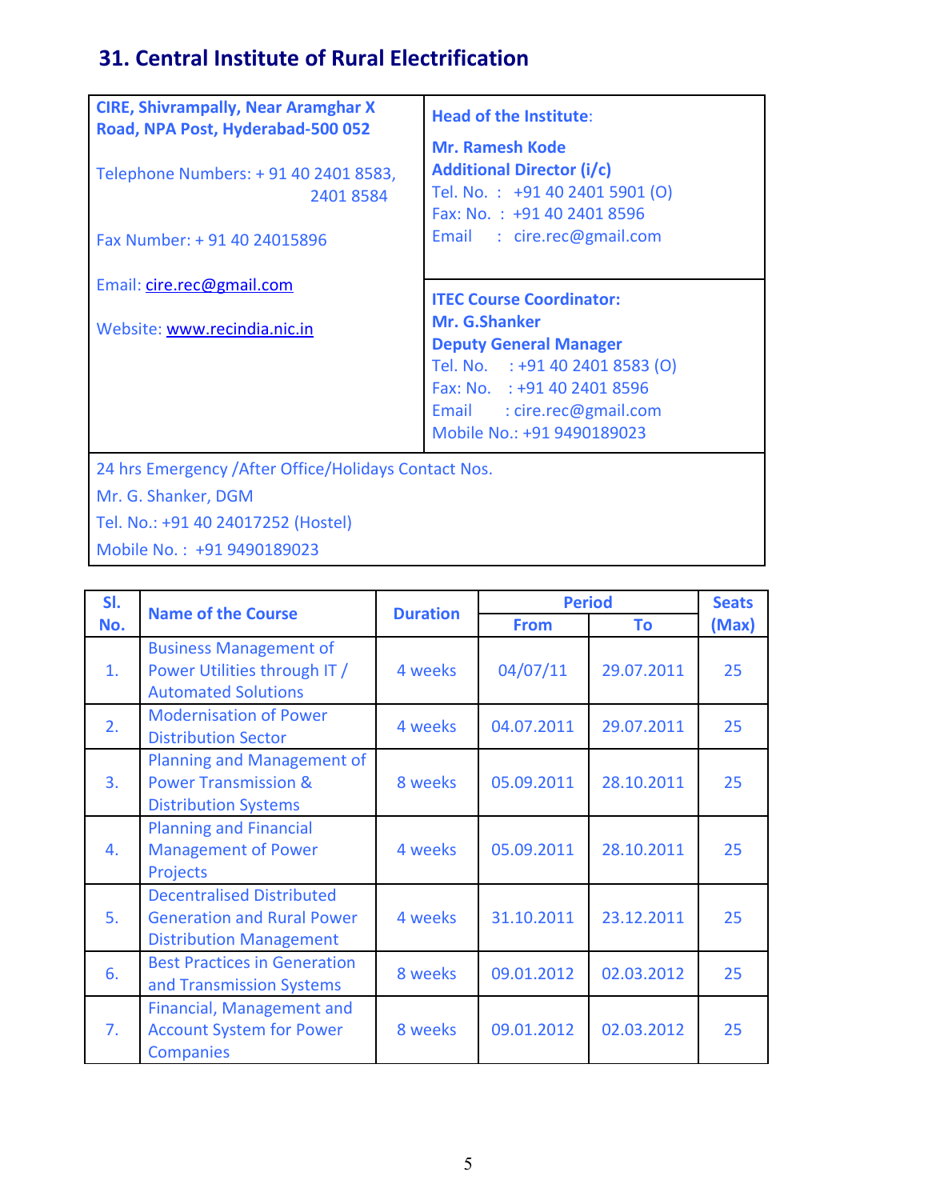## 31. Central Institute of Rural Electrification

| **CIRE, Shivrampally, Near Aramghar X Road, NPA Post, Hyderabad-500 052**<br><br>Telephone Numbers: + 91 40 2401 8583, 2401 8584<br><br>Fax Number: + 91 40 24015896<br><br>Email: cire.rec@gmail.com<br><br>Website: www.recindia.nic.in | **Head of the Institute**:<br>**Mr. Ramesh Kode**<br>**Additional Director (i/c)**<br>Tel. No. : +91 40 2401 5901 (O)<br>Fax: No. : +91 40 2401 8596<br>Email : cire.rec@gmail.com<br><br>**ITEC Course Coordinator:**<br>**Mr. G.Shanker**<br>**Deputy General Manager**<br>Tel. No. : +91 40 2401 8583 (O)<br>Fax: No. : +91 40 2401 8596<br>Email : cire.rec@gmail.com<br>Mobile No.: +91 9490189023 |
|---|---|
| 24 hrs Emergency /After Office/Holidays Contact Nos.<br>Mr. G. Shanker, DGM<br>Tel. No.: +91 40 24017252 (Hostel)<br>Mobile No. : +91 9490189023 | |

| Sl. No. | Name of the Course | Duration | Period | | Seats (Max) |
|---|---|---|---|---|---|
| | | | From | To | |
| 1. | Business Management of Power Utilities through IT / Automated Solutions | 4 weeks | 04/07/11 | 29.07.2011 | 25 |
| 2. | Modernisation of Power Distribution Sector | 4 weeks | 04.07.2011 | 29.07.2011 | 25 |
| 3. | Planning and Management of Power Transmission & Distribution Systems | 8 weeks | 05.09.2011 | 28.10.2011 | 25 |
| 4. | Planning and Financial Management of Power Projects | 4 weeks | 05.09.2011 | 28.10.2011 | 25 |
| 5. | Decentralised Distributed Generation and Rural Power Distribution Management | 4 weeks | 31.10.2011 | 23.12.2011 | 25 |
| 6. | Best Practices in Generation and Transmission Systems | 8 weeks | 09.01.2012 | 02.03.2012 | 25 |
| 7. | Financial, Management and Account System for Power Companies | 8 weeks | 09.01.2012 | 02.03.2012 | 25 |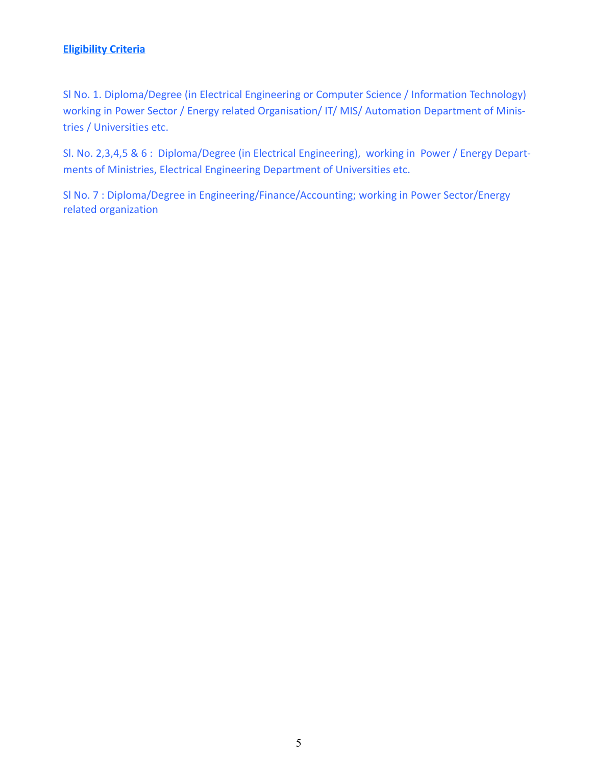**Eligibility Criteria**

Sl No. 1. Diploma/Degree (in Electrical Engineering or Computer Science / Information Technology) working in Power Sector / Energy related Organisation/ IT/ MIS/ Automation Department of Ministries / Universities etc.

Sl. No. 2,3,4,5 & 6 : Diploma/Degree (in Electrical Engineering), working in Power / Energy Departments of Ministries, Electrical Engineering Department of Universities etc.

Sl No. 7 : Diploma/Degree in Engineering/Finance/Accounting; working in Power Sector/Energy related organization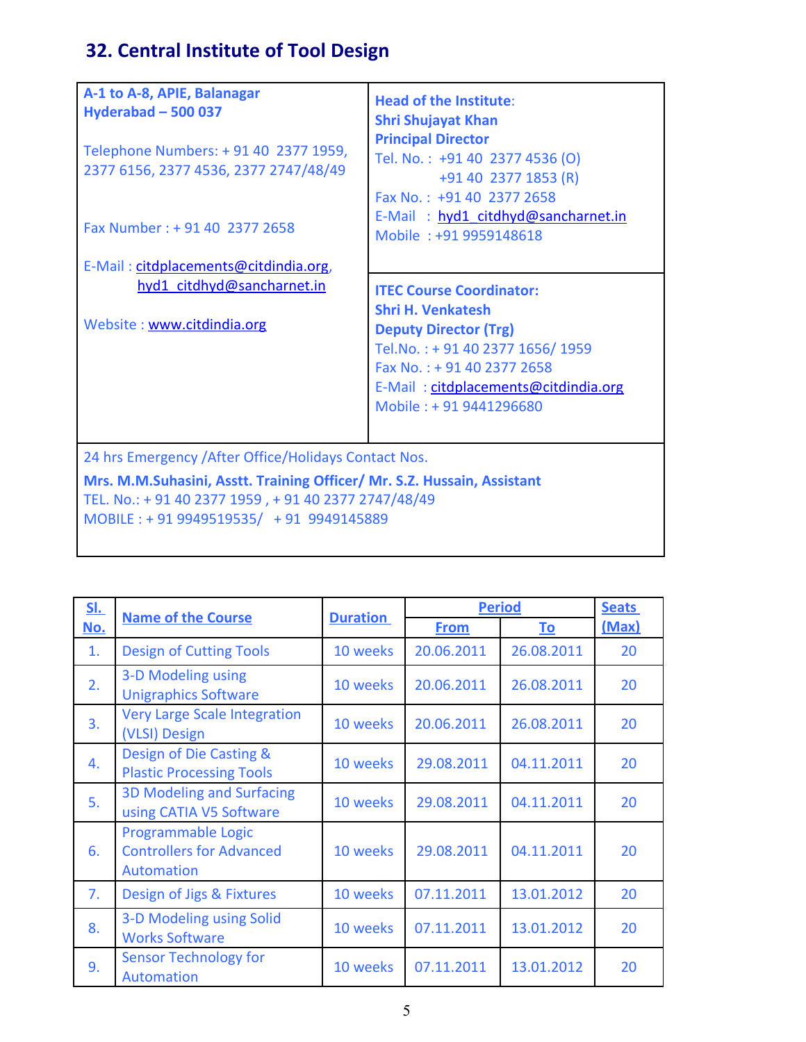## 32. Central Institute of Tool Design

| **A-1 to A-8, APIE, Balanagar**<br>**Hyderabad – 500 037**<br><br>Telephone Numbers: + 91 40 2377 1959, 2377 6156, 2377 4536, 2377 2747/48/49<br><br>Fax Number : + 91 40 2377 2658<br><br>E-Mail : citdplacements@citdindia.org, hyd1_citdhyd@sancharnet.in<br><br>Website : www.citdindia.org | **Head of the Institute**:<br>**Shri Shujayat Khan**<br>**Principal Director**<br>Tel. No. : +91 40 2377 4536 (O)<br>+91 40 2377 1853 (R)<br>Fax No. : +91 40 2377 2658<br>E-Mail : hyd1_citdhyd@sancharnet.in<br>Mobile : +91 9959148618<br><br>**ITEC Course Coordinator:**<br>**Shri H. Venkatesh**<br>**Deputy Director (Trg)**<br>Tel.No. : + 91 40 2377 1656/ 1959<br>Fax No. : + 91 40 2377 2658<br>E-Mail : citdplacements@citdindia.org<br>Mobile : + 91 9441296680 |
|---|---|
| 24 hrs Emergency /After Office/Holidays Contact Nos.<br>**Mrs. M.M.Suhasini, Asstt. Training Officer/ Mr. S.Z. Hussain, Assistant**<br>TEL. No.: + 91 40 2377 1959 , + 91 40 2377 2747/48/49<br>MOBILE : + 91 9949519535/ + 91 9949145889 | |

| Sl. No. | Name of the Course | Duration | Period | | Seats (Max) |
|---|---|---|---|---|---|
| | | | From | To | |
| 1. | Design of Cutting Tools | 10 weeks | 20.06.2011 | 26.08.2011 | 20 |
| 2. | 3-D Modeling using Unigraphics Software | 10 weeks | 20.06.2011 | 26.08.2011 | 20 |
| 3. | Very Large Scale Integration (VLSI) Design | 10 weeks | 20.06.2011 | 26.08.2011 | 20 |
| 4. | Design of Die Casting & Plastic Processing Tools | 10 weeks | 29.08.2011 | 04.11.2011 | 20 |
| 5. | 3D Modeling and Surfacing using CATIA V5 Software | 10 weeks | 29.08.2011 | 04.11.2011 | 20 |
| 6. | Programmable Logic Controllers for Advanced Automation | 10 weeks | 29.08.2011 | 04.11.2011 | 20 |
| 7. | Design of Jigs & Fixtures | 10 weeks | 07.11.2011 | 13.01.2012 | 20 |
| 8. | 3-D Modeling using Solid Works Software | 10 weeks | 07.11.2011 | 13.01.2012 | 20 |
| 9. | Sensor Technology for Automation | 10 weeks | 07.11.2011 | 13.01.2012 | 20 |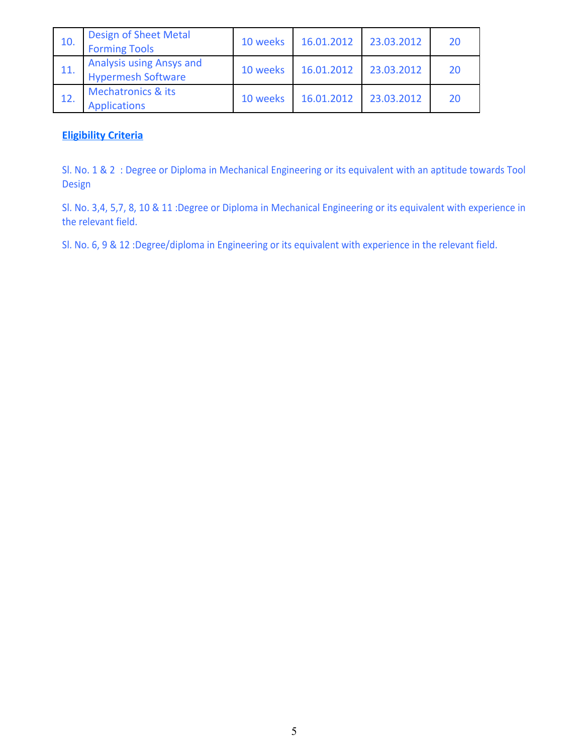| 10. | Design of Sheet Metal Forming Tools | 10 weeks | 16.01.2012 | 23.03.2012 | 20 |
|---|---|---|---|---|---|
| 11. | Analysis using Ansys and Hypermesh Software | 10 weeks | 16.01.2012 | 23.03.2012 | 20 |
| 12. | Mechatronics & its Applications | 10 weeks | 16.01.2012 | 23.03.2012 | 20 |

**Eligibility Criteria**

Sl. No. 1 & 2 : Degree or Diploma in Mechanical Engineering or its equivalent with an aptitude towards Tool Design

Sl. No. 3,4, 5,7, 8, 10 & 11 :Degree or Diploma in Mechanical Engineering or its equivalent with experience in the relevant field.

Sl. No. 6, 9 & 12 :Degree/diploma in Engineering or its equivalent with experience in the relevant field.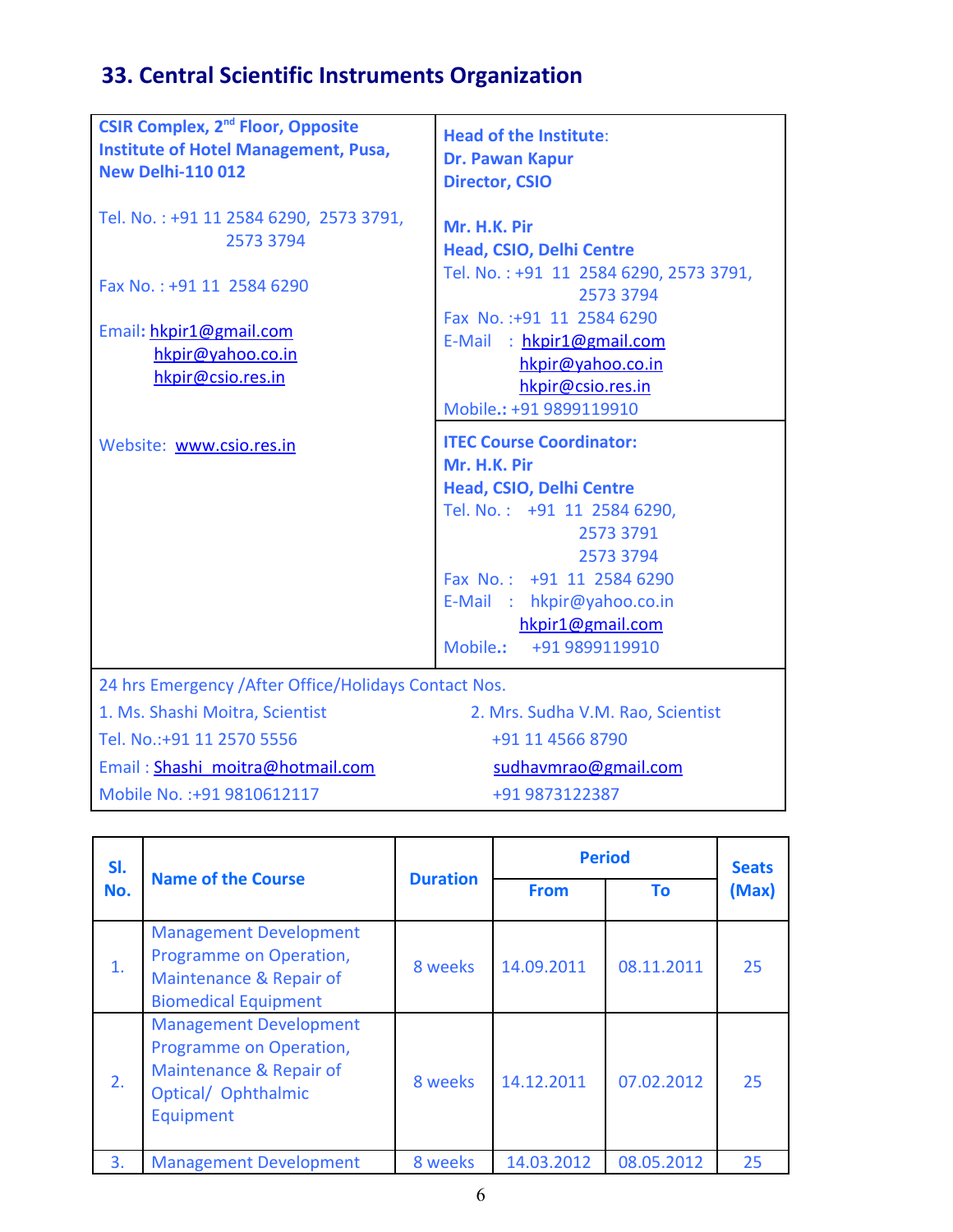## 33. Central Scientific Instruments Organization

| **CSIR Complex, 2nd Floor, Opposite Institute of Hotel Management, Pusa, New Delhi-110 012**<br><br>Tel. No. : +91 11 2584 6290, 2573 3791, 2573 3794<br><br>Fax No. : +91 11 2584 6290<br><br>Email: hkpir1@gmail.com<br>hkpir@yahoo.co.in<br>hkpir@csio.res.in<br><br>Website: www.csio.res.in | **Head of the Institute: Dr. Pawan Kapur Director, CSIO**<br><br>**Mr. H.K. Pir Head, CSIO, Delhi Centre**<br>Tel. No. : +91 11 2584 6290, 2573 3791, 2573 3794<br>Fax No. :+91 11 2584 6290<br>E-Mail : hkpir1@gmail.com<br>hkpir@yahoo.co.in<br>hkpir@csio.res.in<br>Mobile.: +91 9899119910<br><br>**ITEC Course Coordinator: Mr. H.K. Pir Head, CSIO, Delhi Centre**<br>Tel. No. : +91 11 2584 6290, 2573 3791 2573 3794<br>Fax No. : +91 11 2584 6290<br>E-Mail : hkpir@yahoo.co.in<br>hkpir1@gmail.com<br>Mobile.: +91 9899119910 |
|---|---|

24 hrs Emergency /After Office/Holidays Contact Nos.

1. Ms. Shashi Moitra, Scientist
   Tel. No.:+91 11 2570 5556
   Email : Shashi_moitra@hotmail.com
   Mobile No. :+91 9810612117

2. Mrs. Sudha V.M. Rao, Scientist
   +91 11 4566 8790
   sudhavmrao@gmail.com
   +91 9873122387

| Sl. No. | Name of the Course | Duration | Period | | Seats (Max) |
|---|---|---|---|---|---|
| | | | From | To | |
| 1. | Management Development Programme on Operation, Maintenance & Repair of Biomedical Equipment | 8 weeks | 14.09.2011 | 08.11.2011 | 25 |
| 2. | Management Development Programme on Operation, Maintenance & Repair of Optical/ Ophthalmic Equipment | 8 weeks | 14.12.2011 | 07.02.2012 | 25 |
| 3. | Management Development | 8 weeks | 14.03.2012 | 08.05.2012 | 25 |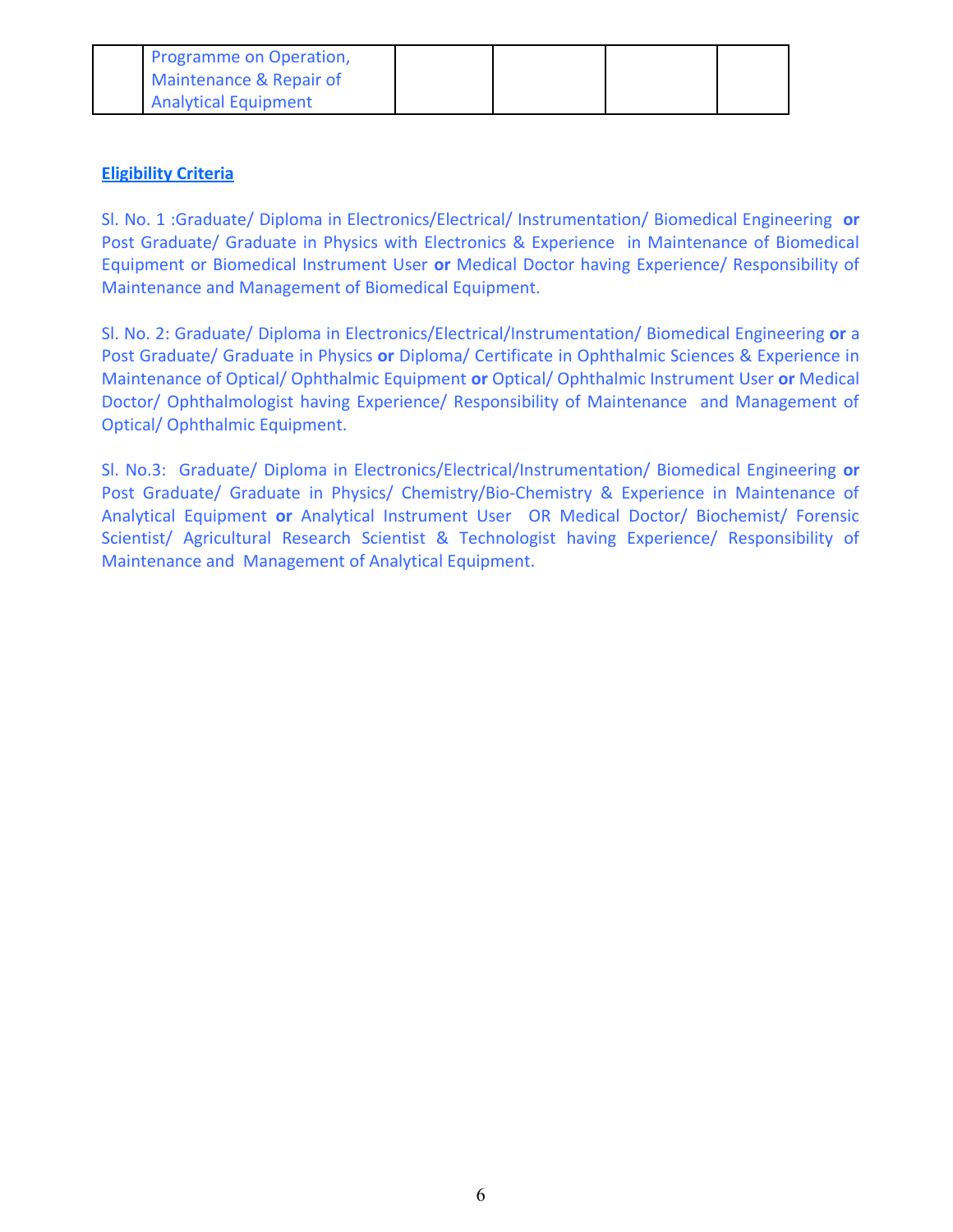| | Programme on Operation, Maintenance & Repair of Analytical Equipment | | | | |
|---|---|---|---|---|---|

**Eligibility Criteria**

Sl. No. 1 :Graduate/ Diploma in Electronics/Electrical/ Instrumentation/ Biomedical Engineering **or** Post Graduate/ Graduate in Physics with Electronics & Experience in Maintenance of Biomedical Equipment or Biomedical Instrument User **or** Medical Doctor having Experience/ Responsibility of Maintenance and Management of Biomedical Equipment.

Sl. No. 2: Graduate/ Diploma in Electronics/Electrical/Instrumentation/ Biomedical Engineering **or** a Post Graduate/ Graduate in Physics **or** Diploma/ Certificate in Ophthalmic Sciences & Experience in Maintenance of Optical/ Ophthalmic Equipment **or** Optical/ Ophthalmic Instrument User **or** Medical Doctor/ Ophthalmologist having Experience/ Responsibility of Maintenance and Management of Optical/ Ophthalmic Equipment.

Sl. No.3: Graduate/ Diploma in Electronics/Electrical/Instrumentation/ Biomedical Engineering **or** Post Graduate/ Graduate in Physics/ Chemistry/Bio-Chemistry & Experience in Maintenance of Analytical Equipment **or** Analytical Instrument User OR Medical Doctor/ Biochemist/ Forensic Scientist/ Agricultural Research Scientist & Technologist having Experience/ Responsibility of Maintenance and Management of Analytical Equipment.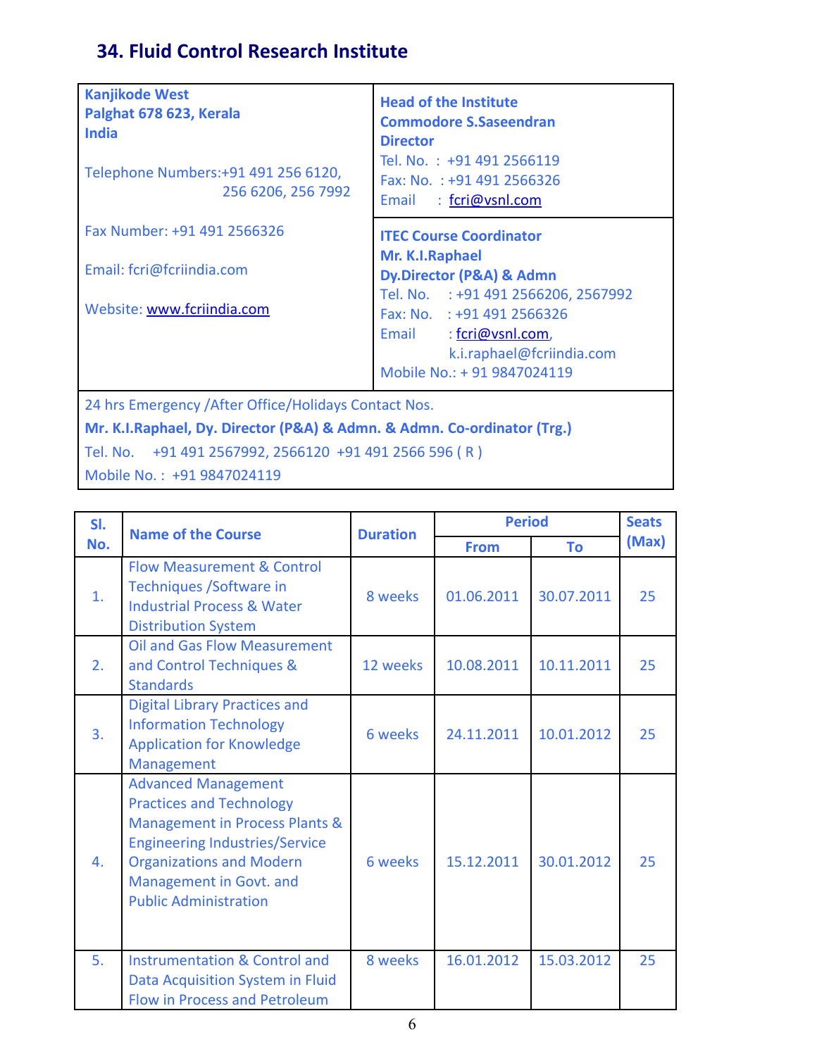## 34. Fluid Control Research Institute

| **Kanjikode West**<br>**Palghat 678 623, Kerala**<br>**India**<br><br>Telephone Numbers:+91 491 256 6120, 256 6206, 256 7992<br><br>Fax Number: +91 491 2566326<br><br>Email: fcri@fcriindia.com<br><br>Website: www.fcriindia.com | **Head of the Institute**<br>**Commodore S.Saseendran**<br>**Director**<br>Tel. No. : +91 491 2566119<br>Fax: No. : +91 491 2566326<br>Email : fcri@vsnl.com<br><br>**ITEC Course Coordinator**<br>**Mr. K.I.Raphael**<br>**Dy.Director (P&A) & Admn**<br>Tel. No. : +91 491 2566206, 2567992<br>Fax: No. : +91 491 2566326<br>Email : fcri@vsnl.com, k.i.raphael@fcriindia.com<br>Mobile No.: + 91 9847024119 |
|---|---|

24 hrs Emergency /After Office/Holidays Contact Nos.
**Mr. K.I.Raphael, Dy. Director (P&A) & Admn. & Admn. Co-ordinator (Trg.)**
Tel. No. +91 491 2567992, 2566120 +91 491 2566 596 ( R )
Mobile No. : +91 9847024119

| Sl. No. | Name of the Course | Duration | Period | | Seats (Max) |
|---|---|---|---|---|---|
| | | | From | To | |
| 1. | Flow Measurement & Control Techniques /Software in Industrial Process & Water Distribution System | 8 weeks | 01.06.2011 | 30.07.2011 | 25 |
| 2. | Oil and Gas Flow Measurement and Control Techniques & Standards | 12 weeks | 10.08.2011 | 10.11.2011 | 25 |
| 3. | Digital Library Practices and Information Technology Application for Knowledge Management | 6 weeks | 24.11.2011 | 10.01.2012 | 25 |
| 4. | Advanced Management Practices and Technology Management in Process Plants & Engineering Industries/Service Organizations and Modern Management in Govt. and Public Administration | 6 weeks | 15.12.2011 | 30.01.2012 | 25 |
| 5. | Instrumentation & Control and Data Acquisition System in Fluid Flow in Process and Petroleum | 8 weeks | 16.01.2012 | 15.03.2012 | 25 |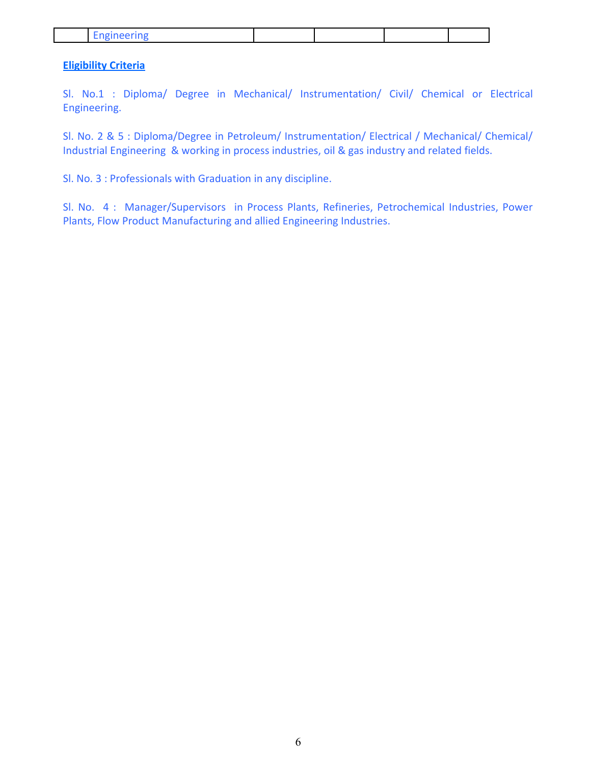|  | Engineering |  |  |  |  |
|---|---|---|---|---|---|

**Eligibility Criteria**

Sl. No.1 : Diploma/ Degree in Mechanical/ Instrumentation/ Civil/ Chemical or Electrical Engineering.

Sl. No. 2 & 5 : Diploma/Degree in Petroleum/ Instrumentation/ Electrical / Mechanical/ Chemical/ Industrial Engineering & working in process industries, oil & gas industry and related fields.

Sl. No. 3 : Professionals with Graduation in any discipline.

Sl. No. 4 : Manager/Supervisors in Process Plants, Refineries, Petrochemical Industries, Power Plants, Flow Product Manufacturing and allied Engineering Industries.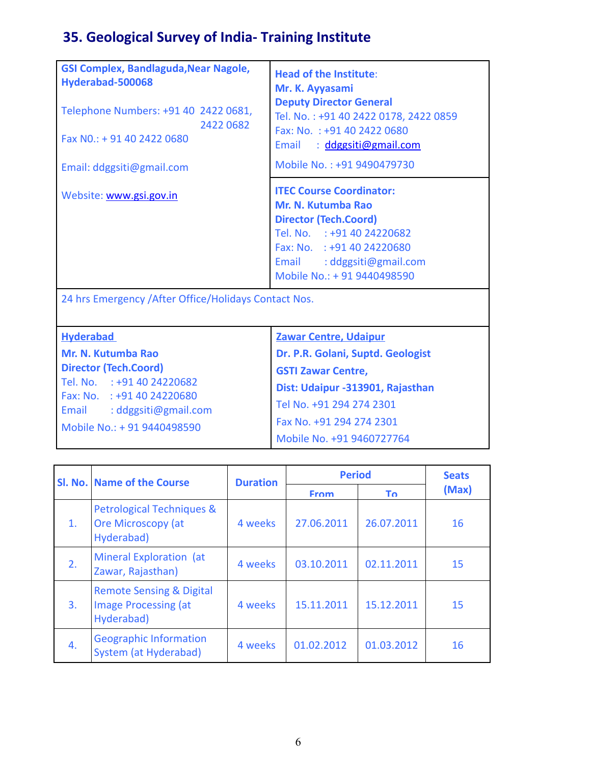## 35. Geological Survey of India- Training Institute

| **GSI Complex, Bandlaguda,Near Nagole, Hyderabad-500068**<br><br>Telephone Numbers: +91 40 2422 0681, 2422 0682<br><br>Fax N0.: + 91 40 2422 0680<br><br>Email: ddggsiti@gmail.com<br><br>Website: www.gsi.gov.in | **Head of the Institute**:<br>**Mr. K. Ayyasami**<br>**Deputy Director General**<br>Tel. No. : +91 40 2422 0178, 2422 0859<br>Fax: No. : +91 40 2422 0680<br>Email : ddggsiti@gmail.com<br>Mobile No. : +91 9490479730<br><br>**ITEC Course Coordinator:**<br>**Mr. N. Kutumba Rao**<br>**Director (Tech.Coord)**<br>Tel. No. : +91 40 24220682<br>Fax: No. : +91 40 24220680<br>Email : ddggsiti@gmail.com<br>Mobile No.: + 91 9440498590 |
|---|---|
| 24 hrs Emergency /After Office/Holidays Contact Nos. | |
| **Hyderabad**<br>**Mr. N. Kutumba Rao**<br>**Director (Tech.Coord)**<br>Tel. No. : +91 40 24220682<br>Fax: No. : +91 40 24220680<br>Email : ddggsiti@gmail.com<br>Mobile No.: + 91 9440498590 | **Zawar Centre, Udaipur**<br>**Dr. P.R. Golani, Suptd. Geologist**<br>**GSTI Zawar Centre,**<br>**Dist: Udaipur -313901, Rajasthan**<br>Tel No. +91 294 274 2301<br>Fax No. +91 294 274 2301<br>Mobile No. +91 9460727764 |

| Sl. No. | Name of the Course | Duration | Period | | Seats (Max) |
|---|---|---|---|---|---|
| | | | From | To | |
| 1. | Petrological Techniques & Ore Microscopy (at Hyderabad) | 4 weeks | 27.06.2011 | 26.07.2011 | 16 |
| 2. | Mineral Exploration (at Zawar, Rajasthan) | 4 weeks | 03.10.2011 | 02.11.2011 | 15 |
| 3. | Remote Sensing & Digital Image Processing (at Hyderabad) | 4 weeks | 15.11.2011 | 15.12.2011 | 15 |
| 4. | Geographic Information System (at Hyderabad) | 4 weeks | 01.02.2012 | 01.03.2012 | 16 |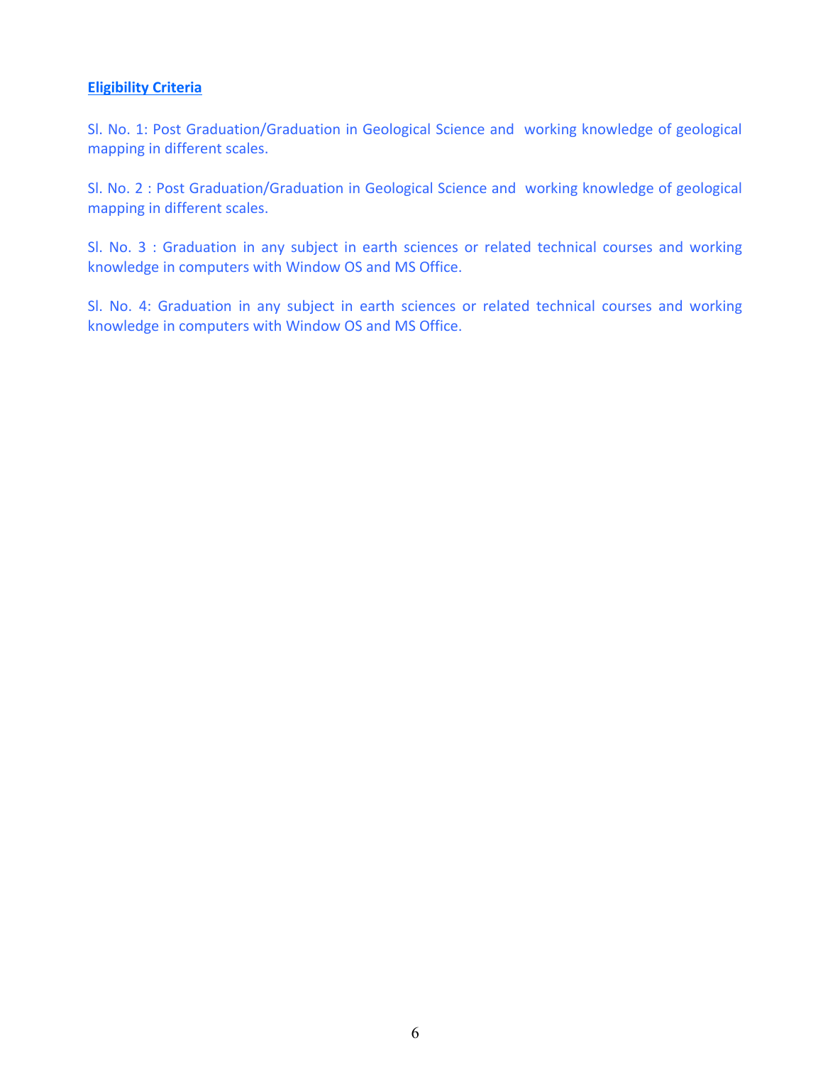**Eligibility Criteria**

Sl. No. 1: Post Graduation/Graduation in Geological Science and working knowledge of geological mapping in different scales.

Sl. No. 2 : Post Graduation/Graduation in Geological Science and working knowledge of geological mapping in different scales.

Sl. No. 3 : Graduation in any subject in earth sciences or related technical courses and working knowledge in computers with Window OS and MS Office.

Sl. No. 4: Graduation in any subject in earth sciences or related technical courses and working knowledge in computers with Window OS and MS Office.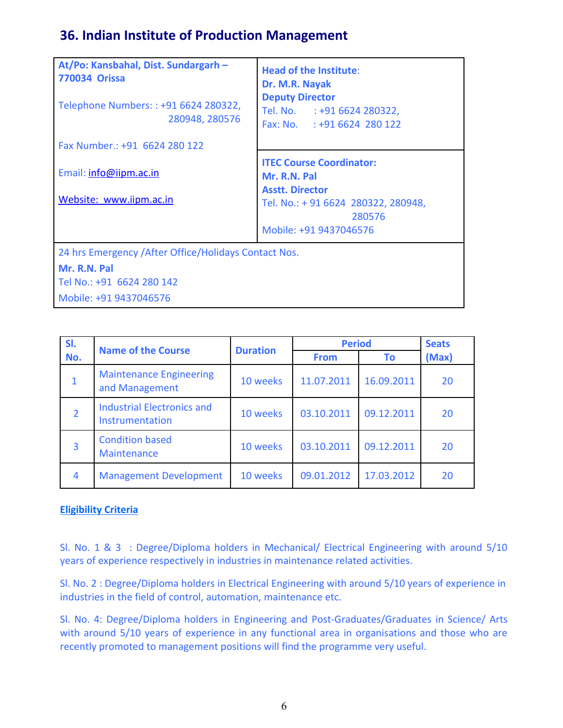## 36. Indian Institute of Production Management

| At/Po: Kansbahal, Dist. Sundargarh – 770034 Orissa<br><br>Telephone Numbers: : +91 6624 280322, 280948, 280576<br><br>Fax Number.: +91 6624 280 122<br><br>Email: info@iipm.ac.in<br><br>Website: www.iipm.ac.in | **Head of the Institute**:<br>**Dr. M.R. Nayak**<br>**Deputy Director**<br>Tel. No. : +91 6624 280322,<br>Fax: No. : +91 6624 280 122<br><br>**ITEC Course Coordinator:**<br>**Mr. R.N. Pal**<br>**Asstt. Director**<br>Tel. No.: + 91 6624 280322, 280948, 280576<br>Mobile: +91 9437046576 |
|---|---|
| 24 hrs Emergency /After Office/Holidays Contact Nos.<br>**Mr. R.N. Pal**<br>Tel No.: +91 6624 280 142<br>Mobile: +91 9437046576 | |

| Sl. No. | Name of the Course | Duration | Period | | Seats (Max) |
|---|---|---|---|---|---|
| | | | From | To | |
| 1 | Maintenance Engineering and Management | 10 weeks | 11.07.2011 | 16.09.2011 | 20 |
| 2 | Industrial Electronics and Instrumentation | 10 weeks | 03.10.2011 | 09.12.2011 | 20 |
| 3 | Condition based Maintenance | 10 weeks | 03.10.2011 | 09.12.2011 | 20 |
| 4 | Management Development | 10 weeks | 09.01.2012 | 17.03.2012 | 20 |

**Eligibility Criteria**

Sl. No. 1 & 3 : Degree/Diploma holders in Mechanical/ Electrical Engineering with around 5/10 years of experience respectively in industries in maintenance related activities.

Sl. No. 2 : Degree/Diploma holders in Electrical Engineering with around 5/10 years of experience in industries in the field of control, automation, maintenance etc.

Sl. No. 4: Degree/Diploma holders in Engineering and Post-Graduates/Graduates in Science/ Arts with around 5/10 years of experience in any functional area in organisations and those who are recently promoted to management positions will find the programme very useful.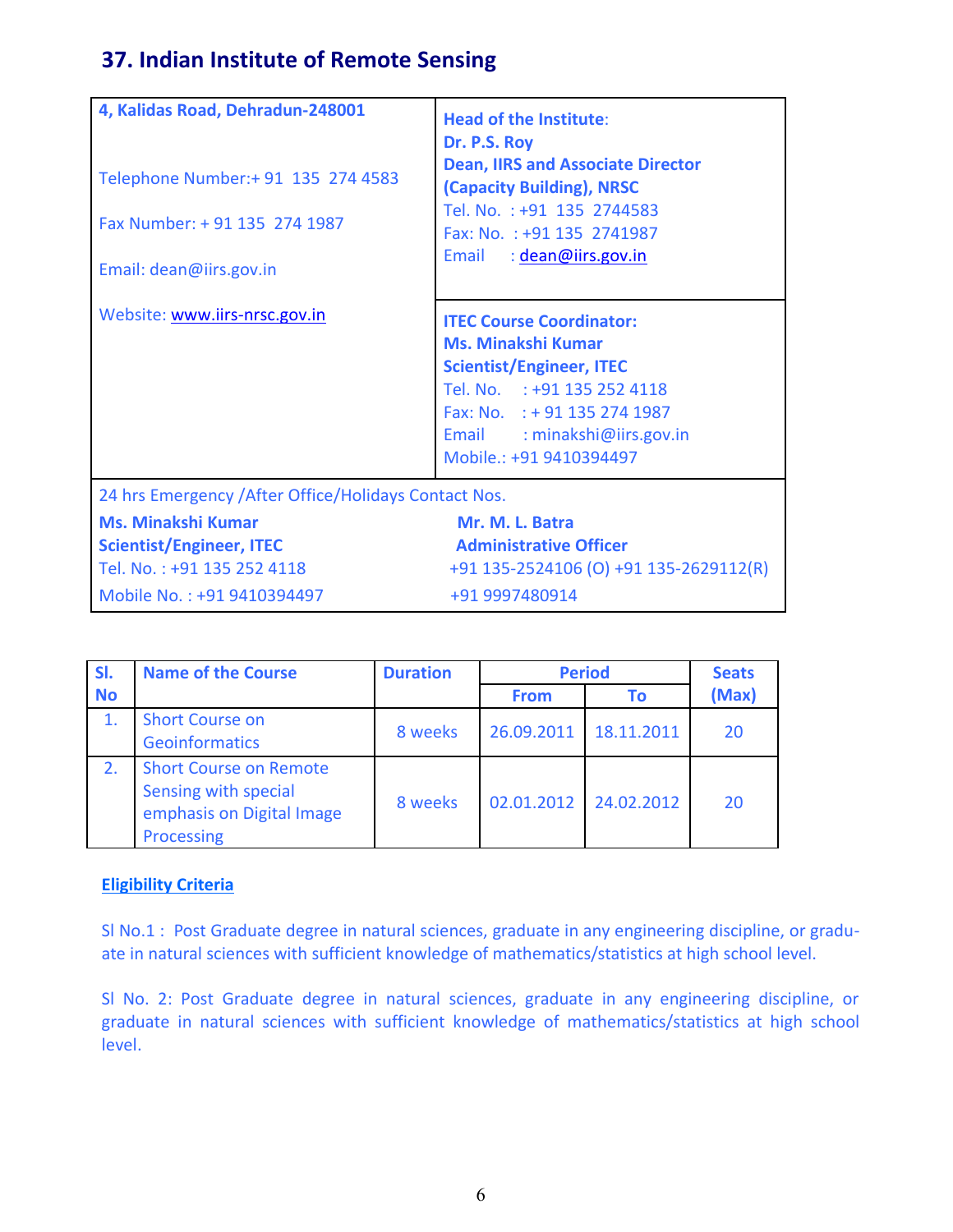## 37. Indian Institute of Remote Sensing

| **4, Kalidas Road, Dehradun-248001**<br><br>Telephone Number:+ 91 135 274 4583<br><br>Fax Number: + 91 135 274 1987<br><br>Email: dean@iirs.gov.in<br><br>Website: www.iirs-nrsc.gov.in | **Head of the Institute**:<br>**Dr. P.S. Roy**<br>**Dean, IIRS and Associate Director (Capacity Building), NRSC**<br>Tel. No. : +91 135 2744583<br>Fax: No. : +91 135 2741987<br>Email : dean@iirs.gov.in<br><br>**ITEC Course Coordinator:**<br>**Ms. Minakshi Kumar**<br>**Scientist/Engineer, ITEC**<br>Tel. No. : +91 135 252 4118<br>Fax: No. : + 91 135 274 1987<br>Email : minakshi@iirs.gov.in<br>Mobile.: +91 9410394497 |
|---|---|
| 24 hrs Emergency /After Office/Holidays Contact Nos.<br>**Ms. Minakshi Kumar**<br>**Scientist/Engineer, ITEC**<br>Tel. No. : +91 135 252 4118<br>Mobile No. : +91 9410394497 | **Mr. M. L. Batra**<br>**Administrative Officer**<br>+91 135-2524106 (O) +91 135-2629112(R)<br>+91 9997480914 |

| Sl. No | Name of the Course | Duration | Period | | Seats (Max) |
|---|---|---|---|---|---|
| | | | From | To | |
| 1. | Short Course on Geoinformatics | 8 weeks | 26.09.2011 | 18.11.2011 | 20 |
| 2. | Short Course on Remote Sensing with special emphasis on Digital Image Processing | 8 weeks | 02.01.2012 | 24.02.2012 | 20 |

**Eligibility Criteria**

Sl No.1 : Post Graduate degree in natural sciences, graduate in any engineering discipline, or graduate in natural sciences with sufficient knowledge of mathematics/statistics at high school level.

Sl No. 2: Post Graduate degree in natural sciences, graduate in any engineering discipline, or graduate in natural sciences with sufficient knowledge of mathematics/statistics at high school level.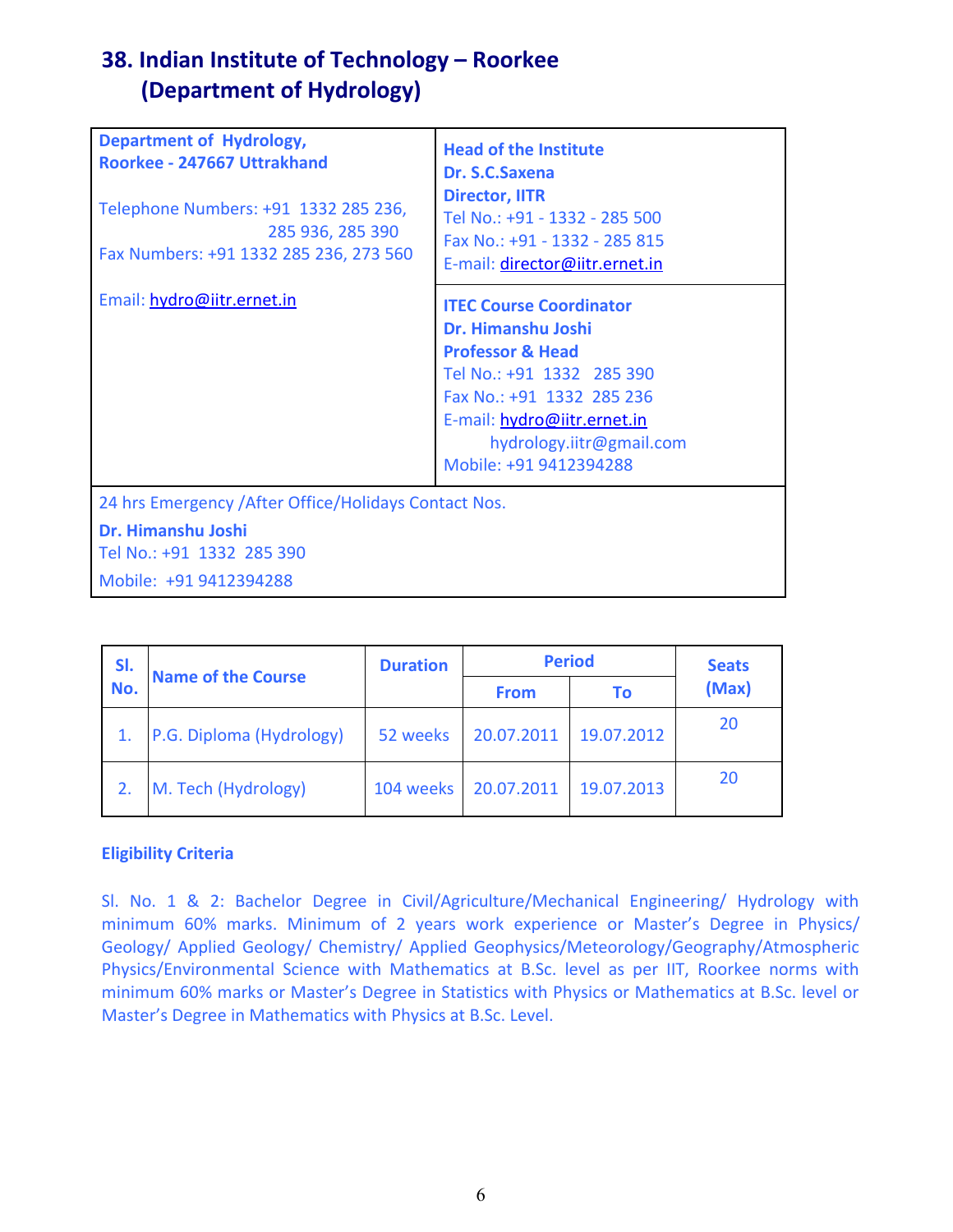## 38. Indian Institute of Technology – Roorkee (Department of Hydrology)

| | |
|---|---|
| **Department of Hydrology, Roorkee - 247667 Uttrakhand**<br><br>Telephone Numbers: +91 1332 285 236, 285 936, 285 390<br>Fax Numbers: +91 1332 285 236, 273 560<br><br>Email: hydro@iitr.ernet.in | **Head of the Institute**<br>**Dr. S.C.Saxena**<br>**Director, IITR**<br>Tel No.: +91 - 1332 - 285 500<br>Fax No.: +91 - 1332 - 285 815<br>E-mail: director@iitr.ernet.in |
| | **ITEC Course Coordinator**<br>**Dr. Himanshu Joshi**<br>**Professor & Head**<br>Tel No.: +91 1332 285 390<br>Fax No.: +91 1332 285 236<br>E-mail: hydro@iitr.ernet.in<br>hydrology.iitr@gmail.com<br>Mobile: +91 9412394288 |
| 24 hrs Emergency /After Office/Holidays Contact Nos.<br>**Dr. Himanshu Joshi**<br>Tel No.: +91 1332 285 390<br>Mobile: +91 9412394288 | |

| Sl. No. | Name of the Course | Duration | Period | | Seats (Max) |
|---|---|---|---|---|---|
| | | | From | To | |
| 1. | P.G. Diploma (Hydrology) | 52 weeks | 20.07.2011 | 19.07.2012 | 20 |
| 2. | M. Tech (Hydrology) | 104 weeks | 20.07.2011 | 19.07.2013 | 20 |

**Eligibility Criteria**

Sl. No. 1 & 2: Bachelor Degree in Civil/Agriculture/Mechanical Engineering/ Hydrology with minimum 60% marks. Minimum of 2 years work experience or Master's Degree in Physics/ Geology/ Applied Geology/ Chemistry/ Applied Geophysics/Meteorology/Geography/Atmospheric Physics/Environmental Science with Mathematics at B.Sc. level as per IIT, Roorkee norms with minimum 60% marks or Master's Degree in Statistics with Physics or Mathematics at B.Sc. level or Master's Degree in Mathematics with Physics at B.Sc. Level.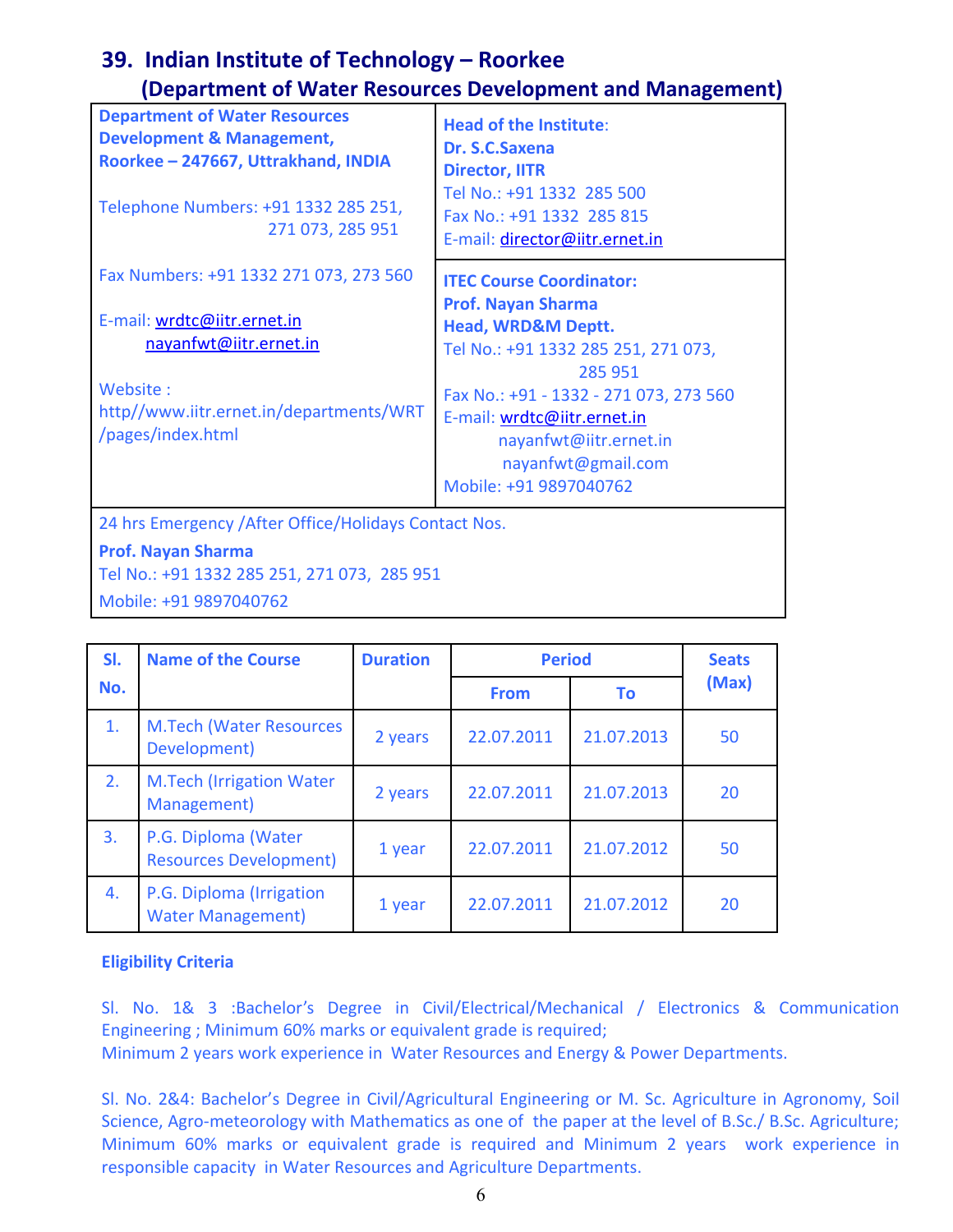## 39. Indian Institute of Technology – Roorkee
### (Department of Water Resources Development and Management)

| | |
|---|---|
| **Department of Water Resources Development & Management, Roorkee – 247667, Uttrakhand, INDIA**<br><br>Telephone Numbers: +91 1332 285 251, 271 073, 285 951<br><br>Fax Numbers: +91 1332 271 073, 273 560<br><br>E-mail: wrdtc@iitr.ernet.in<br>nayanfwt@iitr.ernet.in<br><br>Website : http//www.iitr.ernet.in/departments/WRT/pages/index.html | **Head of the Institute**:<br>**Dr. S.C.Saxena**<br>**Director, IITR**<br>Tel No.: +91 1332 285 500<br>Fax No.: +91 1332 285 815<br>E-mail: director@iitr.ernet.in<br><br>**ITEC Course Coordinator:**<br>**Prof. Nayan Sharma**<br>**Head, WRD&M Deptt.**<br>Tel No.: +91 1332 285 251, 271 073, 285 951<br>Fax No.: +91 - 1332 - 271 073, 273 560<br>E-mail: wrdtc@iitr.ernet.in<br>nayanfwt@iitr.ernet.in<br>nayanfwt@gmail.com<br>Mobile: +91 9897040762 |
| 24 hrs Emergency /After Office/Holidays Contact Nos.<br>**Prof. Nayan Sharma**<br>Tel No.: +91 1332 285 251, 271 073, 285 951<br>Mobile: +91 9897040762 | |

| Sl. No. | Name of the Course | Duration | Period | | Seats (Max) |
|---|---|---|---|---|---|
| | | | From | To | |
| 1. | M.Tech (Water Resources Development) | 2 years | 22.07.2011 | 21.07.2013 | 50 |
| 2. | M.Tech (Irrigation Water Management) | 2 years | 22.07.2011 | 21.07.2013 | 20 |
| 3. | P.G. Diploma (Water Resources Development) | 1 year | 22.07.2011 | 21.07.2012 | 50 |
| 4. | P.G. Diploma (Irrigation Water Management) | 1 year | 22.07.2011 | 21.07.2012 | 20 |

**Eligibility Criteria**

Sl. No. 1& 3 :Bachelor's Degree in Civil/Electrical/Mechanical / Electronics & Communication Engineering ; Minimum 60% marks or equivalent grade is required;
Minimum 2 years work experience in Water Resources and Energy & Power Departments.

Sl. No. 2&4: Bachelor's Degree in Civil/Agricultural Engineering or M. Sc. Agriculture in Agronomy, Soil Science, Agro-meteorology with Mathematics as one of the paper at the level of B.Sc./ B.Sc. Agriculture; Minimum 60% marks or equivalent grade is required and Minimum 2 years work experience in responsible capacity in Water Resources and Agriculture Departments.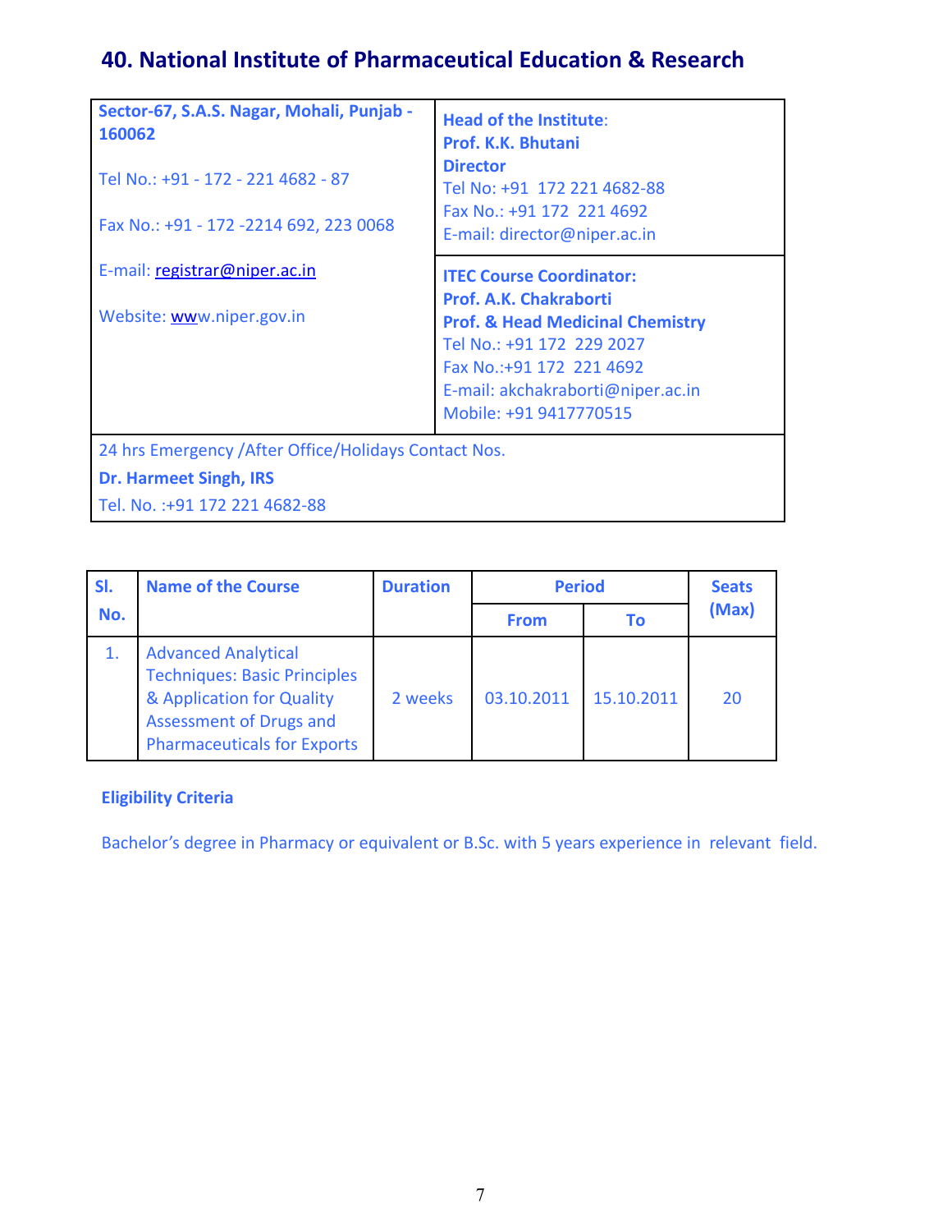## 40. National Institute of Pharmaceutical Education & Research

| **Sector-67, S.A.S. Nagar, Mohali, Punjab - 160062**<br><br>Tel No.: +91 - 172 - 221 4682 - 87<br><br>Fax No.: +91 - 172 -2214 692, 223 0068<br><br>E-mail: registrar@niper.ac.in<br><br>Website: www.niper.gov.in | **Head of the Institute**:<br>**Prof. K.K. Bhutani**<br>**Director**<br>Tel No: +91 172 221 4682-88<br>Fax No.: +91 172 221 4692<br>E-mail: director@niper.ac.in<br><br>**ITEC Course Coordinator:**<br>**Prof. A.K. Chakraborti**<br>**Prof. & Head Medicinal Chemistry**<br>Tel No.: +91 172 229 2027<br>Fax No.:+91 172 221 4692<br>E-mail: akchakraborti@niper.ac.in<br>Mobile: +91 9417770515 |
|---|---|
| 24 hrs Emergency /After Office/Holidays Contact Nos.<br>**Dr. Harmeet Singh, IRS**<br>Tel. No. :+91 172 221 4682-88 | |

| **Sl. No.** | **Name of the Course** | **Duration** | **Period** | | **Seats (Max)** |
|---|---|---|---|---|---|
| | | | **From** | **To** | |
| 1. | Advanced Analytical Techniques: Basic Principles & Application for Quality Assessment of Drugs and Pharmaceuticals for Exports | 2 weeks | 03.10.2011 | 15.10.2011 | 20 |

**Eligibility Criteria**

Bachelor's degree in Pharmacy or equivalent or B.Sc. with 5 years experience in relevant field.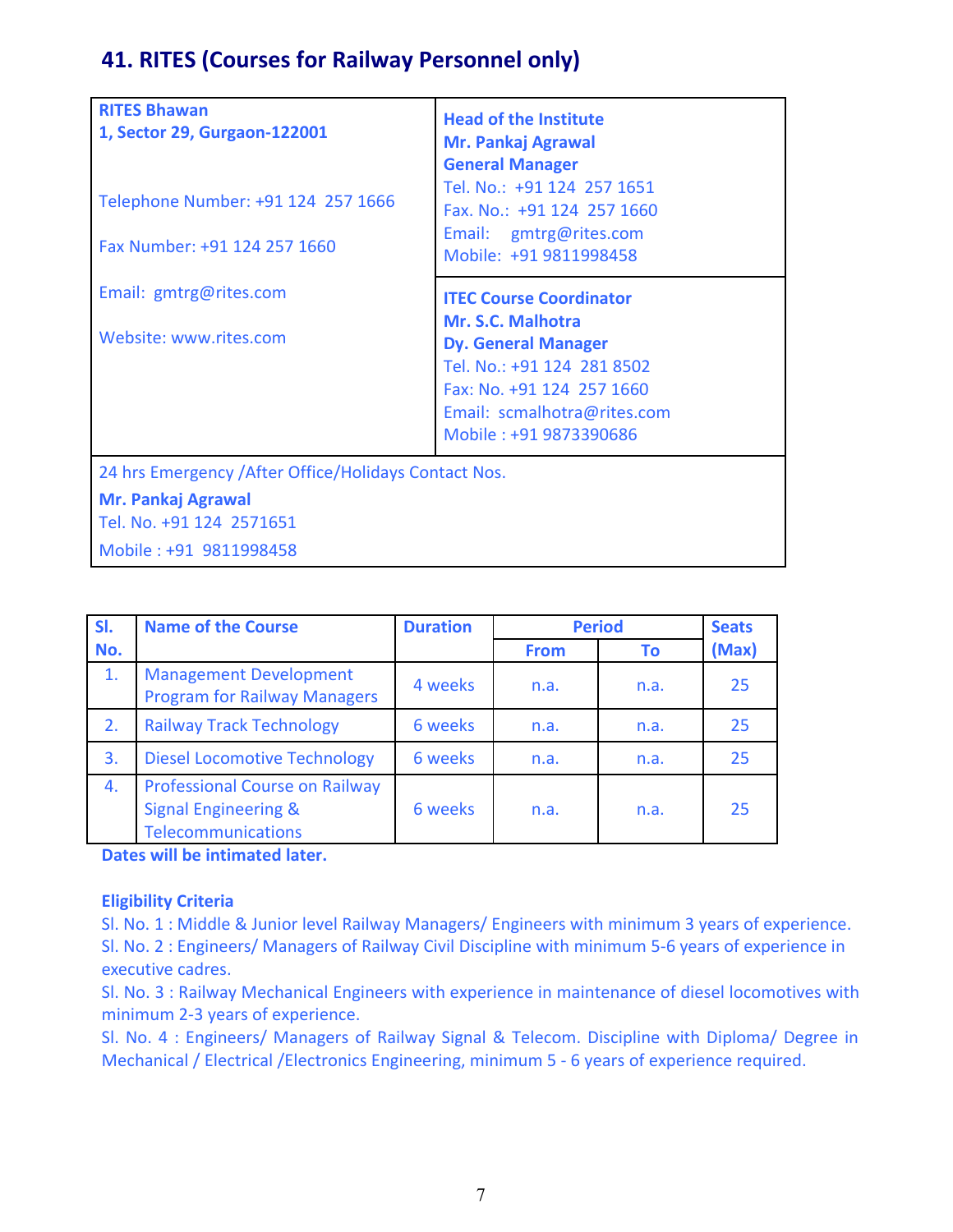## 41. RITES (Courses for Railway Personnel only)

| RITES Bhawan<br>1, Sector 29, Gurgaon-122001<br><br>Telephone Number: +91 124 257 1666<br><br>Fax Number: +91 124 257 1660<br><br>Email: gmtrg@rites.com<br><br>Website: www.rites.com | **Head of the Institute**<br>**Mr. Pankaj Agrawal**<br>**General Manager**<br>Tel. No.: +91 124 257 1651<br>Fax. No.: +91 124 257 1660<br>Email: gmtrg@rites.com<br>Mobile: +91 9811998458 |
|---|---|
| | **ITEC Course Coordinator**<br>**Mr. S.C. Malhotra**<br>**Dy. General Manager**<br>Tel. No.: +91 124 281 8502<br>Fax: No. +91 124 257 1660<br>Email: scmalhotra@rites.com<br>Mobile : +91 9873390686 |
| 24 hrs Emergency /After Office/Holidays Contact Nos.<br>**Mr. Pankaj Agrawal**<br>Tel. No. +91 124 2571651<br>Mobile : +91 9811998458 | |

| Sl. No. | Name of the Course | Duration | Period | | Seats (Max) |
|---|---|---|---|---|---|
| | | | From | To | |
| 1. | Management Development Program for Railway Managers | 4 weeks | n.a. | n.a. | 25 |
| 2. | Railway Track Technology | 6 weeks | n.a. | n.a. | 25 |
| 3. | Diesel Locomotive Technology | 6 weeks | n.a. | n.a. | 25 |
| 4. | Professional Course on Railway Signal Engineering & Telecommunications | 6 weeks | n.a. | n.a. | 25 |

**Dates will be intimated later.**

**Eligibility Criteria**

Sl. No. 1 : Middle & Junior level Railway Managers/ Engineers with minimum 3 years of experience.

Sl. No. 2 : Engineers/ Managers of Railway Civil Discipline with minimum 5-6 years of experience in executive cadres.

Sl. No. 3 : Railway Mechanical Engineers with experience in maintenance of diesel locomotives with minimum 2-3 years of experience.

Sl. No. 4 : Engineers/ Managers of Railway Signal & Telecom. Discipline with Diploma/ Degree in Mechanical / Electrical /Electronics Engineering, minimum 5 - 6 years of experience required.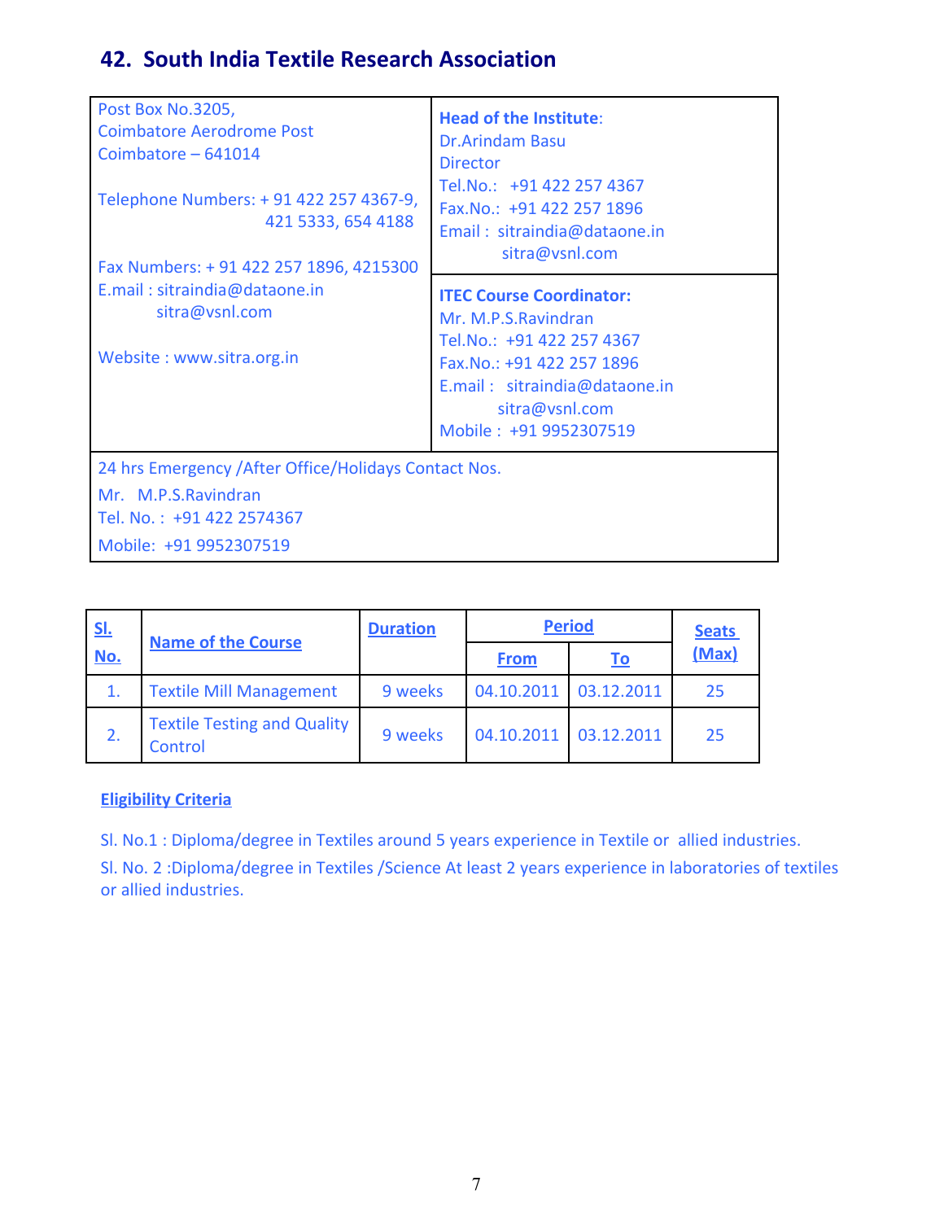## 42. South India Textile Research Association

| Post Box No.3205,<br>Coimbatore Aerodrome Post<br>Coimbatore – 641014<br><br>Telephone Numbers: + 91 422 257 4367-9, 421 5333, 654 4188<br><br>Fax Numbers: + 91 422 257 1896, 4215300<br>E.mail : sitraindia@dataone.in<br>sitra@vsnl.com<br><br>Website : www.sitra.org.in | **Head of the Institute**:<br>Dr.Arindam Basu<br>Director<br>Tel.No.: +91 422 257 4367<br>Fax.No.: +91 422 257 1896<br>Email : sitraindia@dataone.in<br>sitra@vsnl.com<br><br>**ITEC Course Coordinator:**<br>Mr. M.P.S.Ravindran<br>Tel.No.: +91 422 257 4367<br>Fax.No.: +91 422 257 1896<br>E.mail : sitraindia@dataone.in<br>sitra@vsnl.com<br>Mobile : +91 9952307519 |
|---|---|
| 24 hrs Emergency /After Office/Holidays Contact Nos.<br>Mr. M.P.S.Ravindran<br>Tel. No. : +91 422 2574367<br>Mobile: +91 9952307519 | |

| Sl. No. | Name of the Course | Duration | Period | | Seats (Max) |
|---|---|---|---|---|---|
| | | | From | To | |
| 1. | Textile Mill Management | 9 weeks | 04.10.2011 | 03.12.2011 | 25 |
| 2. | Textile Testing and Quality Control | 9 weeks | 04.10.2011 | 03.12.2011 | 25 |

**Eligibility Criteria**

Sl. No.1 : Diploma/degree in Textiles around 5 years experience in Textile or allied industries.

Sl. No. 2 :Diploma/degree in Textiles /Science At least 2 years experience in laboratories of textiles or allied industries.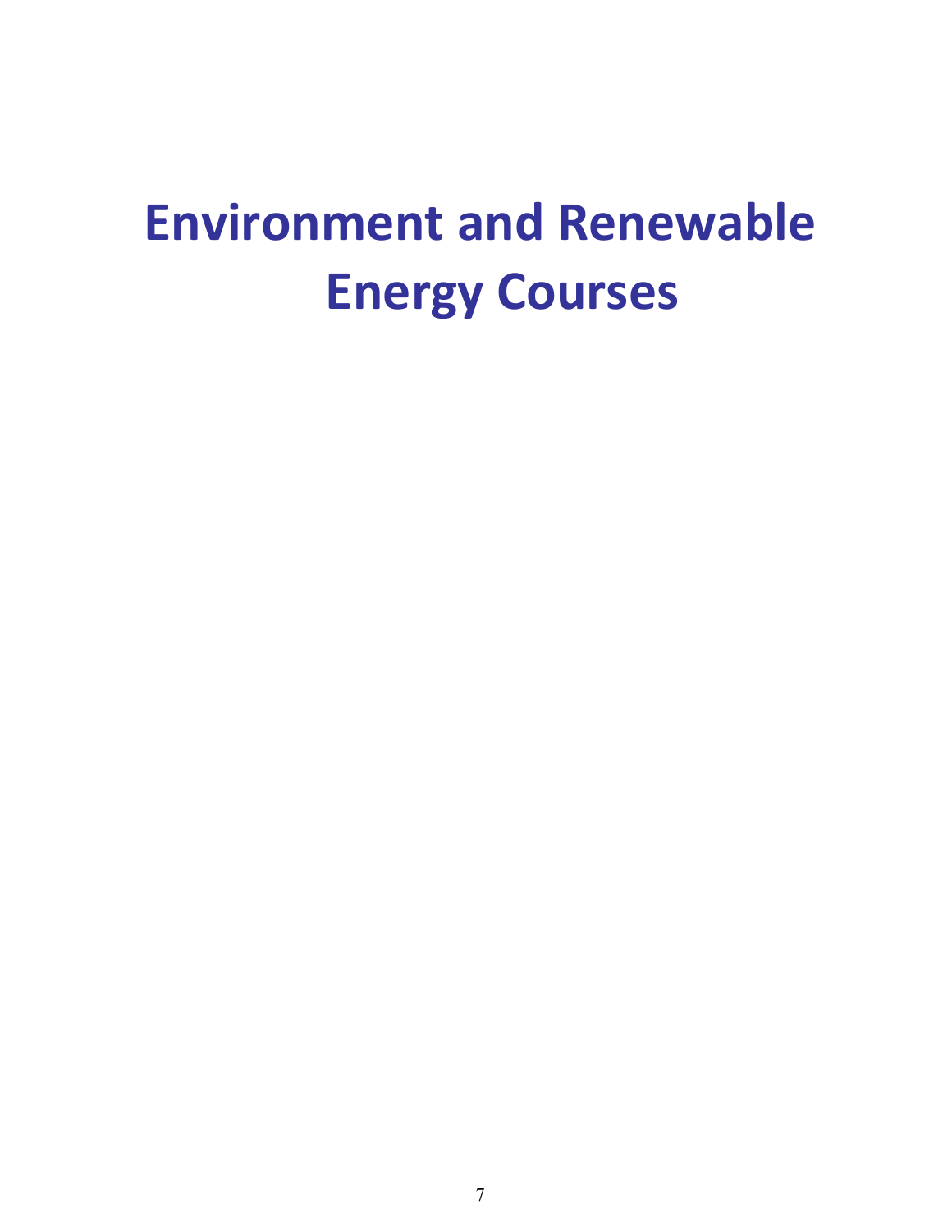# Environment and Renewable Energy Courses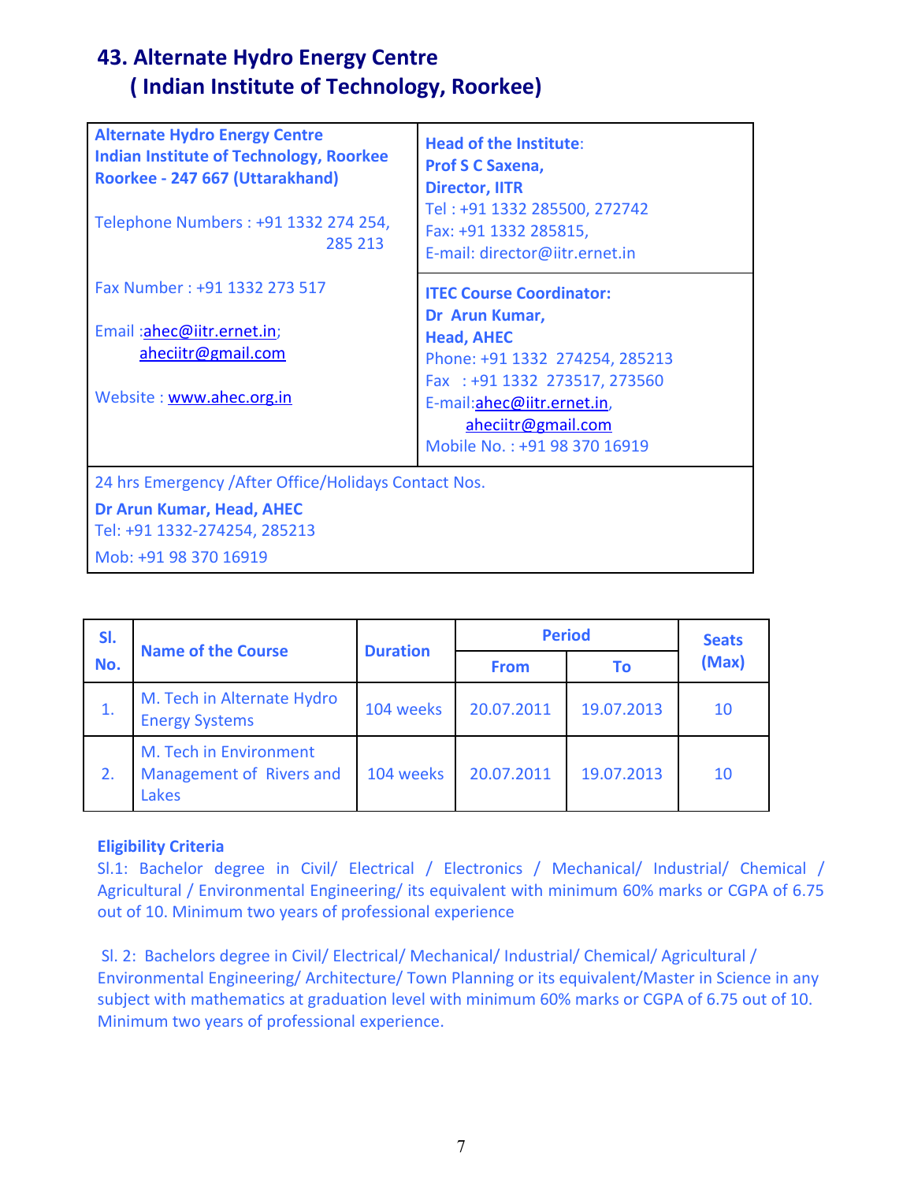## 43. Alternate Hydro Energy Centre
## ( Indian Institute of Technology, Roorkee)

| **Alternate Hydro Energy Centre**<br>**Indian Institute of Technology, Roorkee**<br>**Roorkee - 247 667 (Uttarakhand)**<br><br>Telephone Numbers : +91 1332 274 254, 285 213<br><br>Fax Number : +91 1332 273 517<br><br>Email :ahec@iitr.ernet.in; aheciitr@gmail.com<br><br>Website : www.ahec.org.in | **Head of the Institute**:<br>**Prof S C Saxena,**<br>**Director, IITR**<br>Tel : +91 1332 285500, 272742<br>Fax: +91 1332 285815,<br>E-mail: director@iitr.ernet.in<br><br>**ITEC Course Coordinator:**<br>**Dr Arun Kumar,**<br>**Head, AHEC**<br>Phone: +91 1332 274254, 285213<br>Fax : +91 1332 273517, 273560<br>E-mail:ahec@iitr.ernet.in, aheciitr@gmail.com<br>Mobile No. : +91 98 370 16919 |
|---|---|
| 24 hrs Emergency /After Office/Holidays Contact Nos.<br>**Dr Arun Kumar, Head, AHEC**<br>Tel: +91 1332-274254, 285213<br>Mob: +91 98 370 16919 | |

| Sl. No. | Name of the Course | Duration | Period | | Seats (Max) |
|---|---|---|---|---|---|
| | | | From | To | |
| 1. | M. Tech in Alternate Hydro Energy Systems | 104 weeks | 20.07.2011 | 19.07.2013 | 10 |
| 2. | M. Tech in Environment Management of Rivers and Lakes | 104 weeks | 20.07.2011 | 19.07.2013 | 10 |

**Eligibility Criteria**

Sl.1: Bachelor degree in Civil/ Electrical / Electronics / Mechanical/ Industrial/ Chemical / Agricultural / Environmental Engineering/ its equivalent with minimum 60% marks or CGPA of 6.75 out of 10. Minimum two years of professional experience

Sl. 2: Bachelors degree in Civil/ Electrical/ Mechanical/ Industrial/ Chemical/ Agricultural / Environmental Engineering/ Architecture/ Town Planning or its equivalent/Master in Science in any subject with mathematics at graduation level with minimum 60% marks or CGPA of 6.75 out of 10. Minimum two years of professional experience.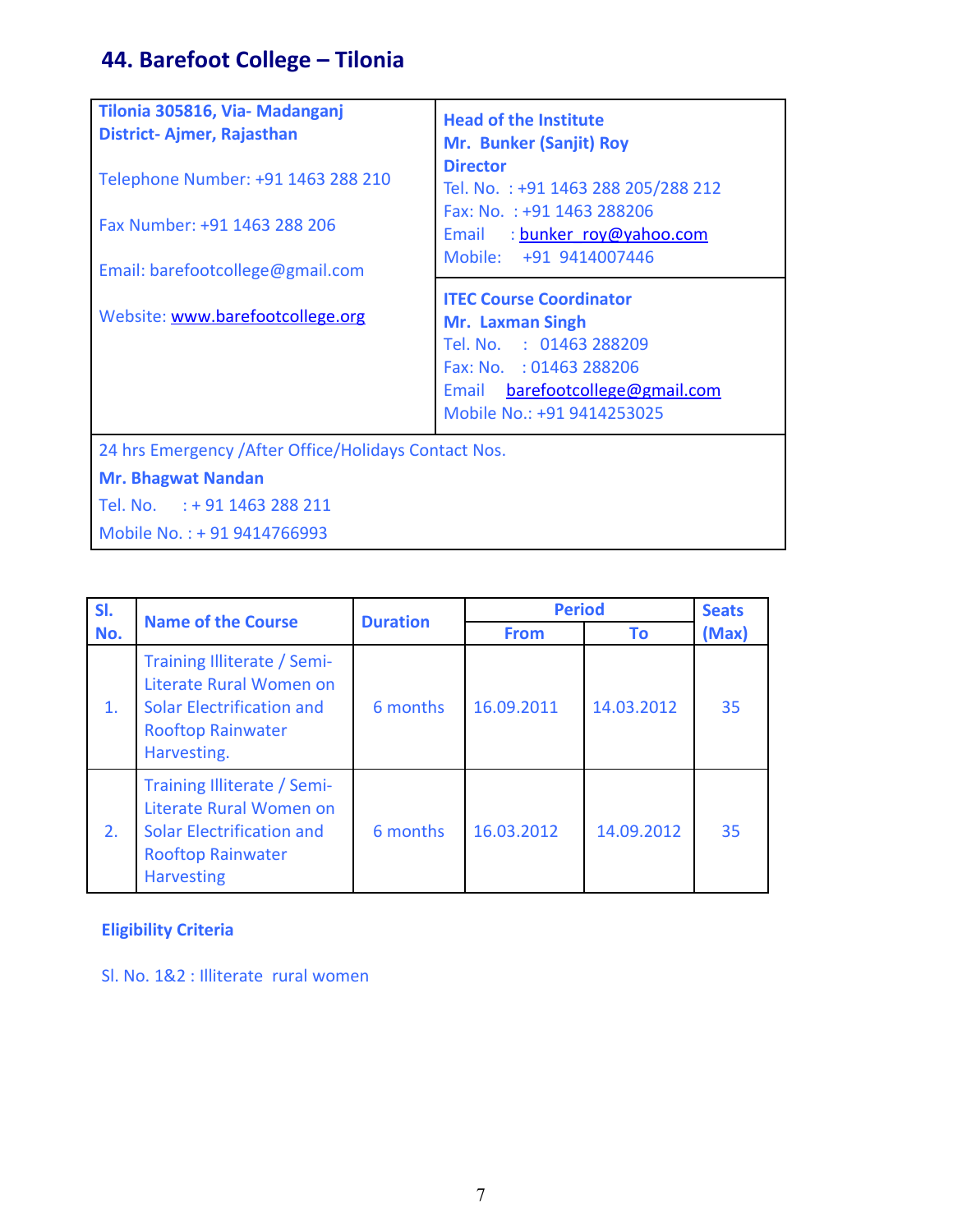## 44. Barefoot College – Tilonia

| | |
|---|---|
| **Tilonia 305816, Via- Madanganj**<br>**District- Ajmer, Rajasthan**<br><br>Telephone Number: +91 1463 288 210<br><br>Fax Number: +91 1463 288 206<br><br>Email: barefootcollege@gmail.com<br><br>Website: www.barefootcollege.org | **Head of the Institute**<br>**Mr. Bunker (Sanjit) Roy**<br>**Director**<br>Tel. No. : +91 1463 288 205/288 212<br>Fax: No. : +91 1463 288206<br>Email : bunker_roy@yahoo.com<br>Mobile: +91 9414007446 |
| | **ITEC Course Coordinator**<br>**Mr. Laxman Singh**<br>Tel. No. : 01463 288209<br>Fax: No. : 01463 288206<br>Email barefootcollege@gmail.com<br>Mobile No.: +91 9414253025 |
| 24 hrs Emergency /After Office/Holidays Contact Nos.<br>**Mr. Bhagwat Nandan**<br>Tel. No. : + 91 1463 288 211<br>Mobile No. : + 91 9414766993 | |

| Sl. No. | Name of the Course | Duration | Period | | Seats (Max) |
|---|---|---|---|---|---|
| | | | From | To | |
| 1. | Training Illiterate / Semi-Literate Rural Women on Solar Electrification and Rooftop Rainwater Harvesting. | 6 months | 16.09.2011 | 14.03.2012 | 35 |
| 2. | Training Illiterate / Semi-Literate Rural Women on Solar Electrification and Rooftop Rainwater Harvesting | 6 months | 16.03.2012 | 14.09.2012 | 35 |

**Eligibility Criteria**

Sl. No. 1&2 : Illiterate rural women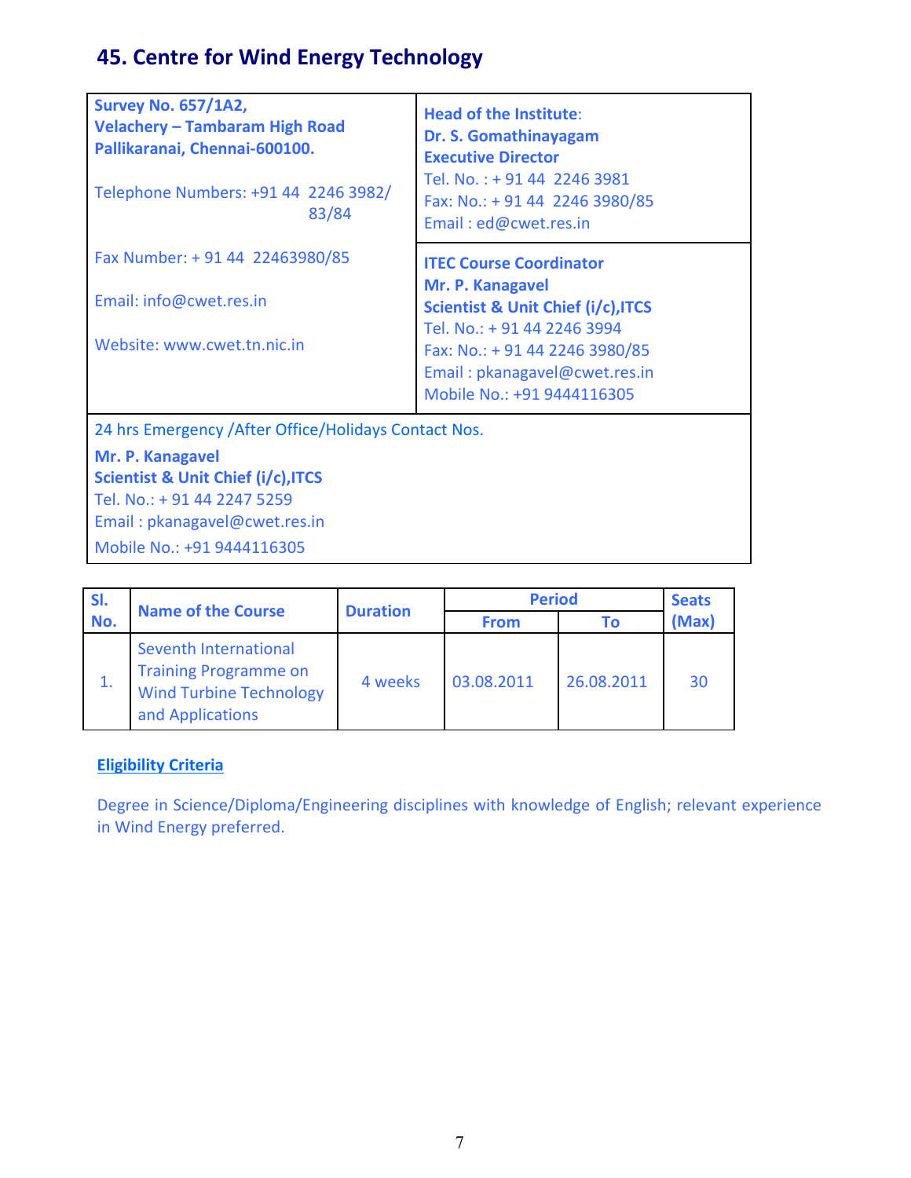## 45. Centre for Wind Energy Technology

| **Survey No. 657/1A2,** **Velachery – Tambaram High Road** **Pallikaranai, Chennai-600100.** Telephone Numbers: +91 44 2246 3982/ 83/84 | **Head of the Institute**: **Dr. S. Gomathinayagam** **Executive Director** Tel. No. : + 91 44 2246 3981 Fax: No.: + 91 44 2246 3980/85 Email : ed@cwet.res.in |
|---|---|
| Fax Number: + 91 44 22463980/85 Email: info@cwet.res.in Website: www.cwet.tn.nic.in | **ITEC Course Coordinator** **Mr. P. Kanagavel** **Scientist & Unit Chief (i/c),ITCS** Tel. No.: + 91 44 2246 3994 Fax: No.: + 91 44 2246 3980/85 Email : pkanagavel@cwet.res.in Mobile No.: +91 9444116305 |
| 24 hrs Emergency /After Office/Holidays Contact Nos. **Mr. P. Kanagavel** **Scientist & Unit Chief (i/c),ITCS** Tel. No.: + 91 44 2247 5259 Email : pkanagavel@cwet.res.in Mobile No.: +91 9444116305 | |

| Sl. No. | Name of the Course | Duration | Period | | Seats (Max) |
|---|---|---|---|---|---|
| | | | From | To | |
| 1. | Seventh International Training Programme on Wind Turbine Technology and Applications | 4 weeks | 03.08.2011 | 26.08.2011 | 30 |

**Eligibility Criteria**

Degree in Science/Diploma/Engineering disciplines with knowledge of English; relevant experience in Wind Energy preferred.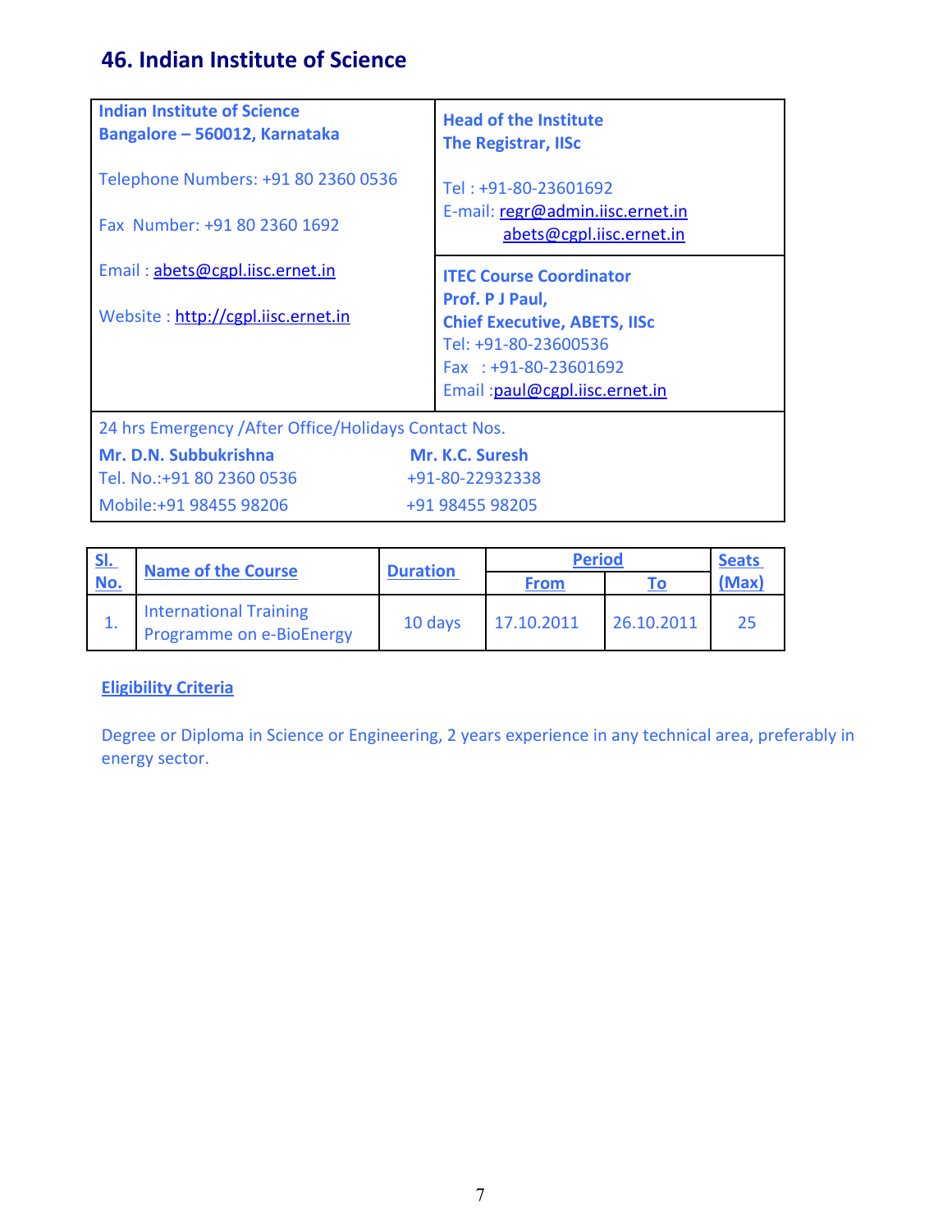## 46. Indian Institute of Science

| **Indian Institute of Science**<br>**Bangalore – 560012, Karnataka**<br><br>Telephone Numbers: +91 80 2360 0536<br><br>Fax Number: +91 80 2360 1692<br><br>Email : abets@cgpl.iisc.ernet.in<br><br>Website : http://cgpl.iisc.ernet.in | **Head of the Institute**<br>**The Registrar, IISc**<br><br>Tel : +91-80-23601692<br>E-mail: regr@admin.iisc.ernet.in<br>abets@cgpl.iisc.ernet.in<br><br>**ITEC Course Coordinator**<br>**Prof. P J Paul,**<br>**Chief Executive, ABETS, IISc**<br>Tel: +91-80-23600536<br>Fax : +91-80-23601692<br>Email :paul@cgpl.iisc.ernet.in |
|---|---|

24 hrs Emergency /After Office/Holidays Contact Nos.

| **Mr. D.N. Subbukrishna** | **Mr. K.C. Suresh** |
|---|---|
| Tel. No.:+91 80 2360 0536 | +91-80-22932338 |
| Mobile:+91 98455 98206 | +91 98455 98205 |

| Sl. No. | Name of the Course | Duration | Period | | Seats (Max) |
|---|---|---|---|---|---|
| | | | From | To | |
| 1. | International Training Programme on e-BioEnergy | 10 days | 17.10.2011 | 26.10.2011 | 25 |

**Eligibility Criteria**

Degree or Diploma in Science or Engineering, 2 years experience in any technical area, preferably in energy sector.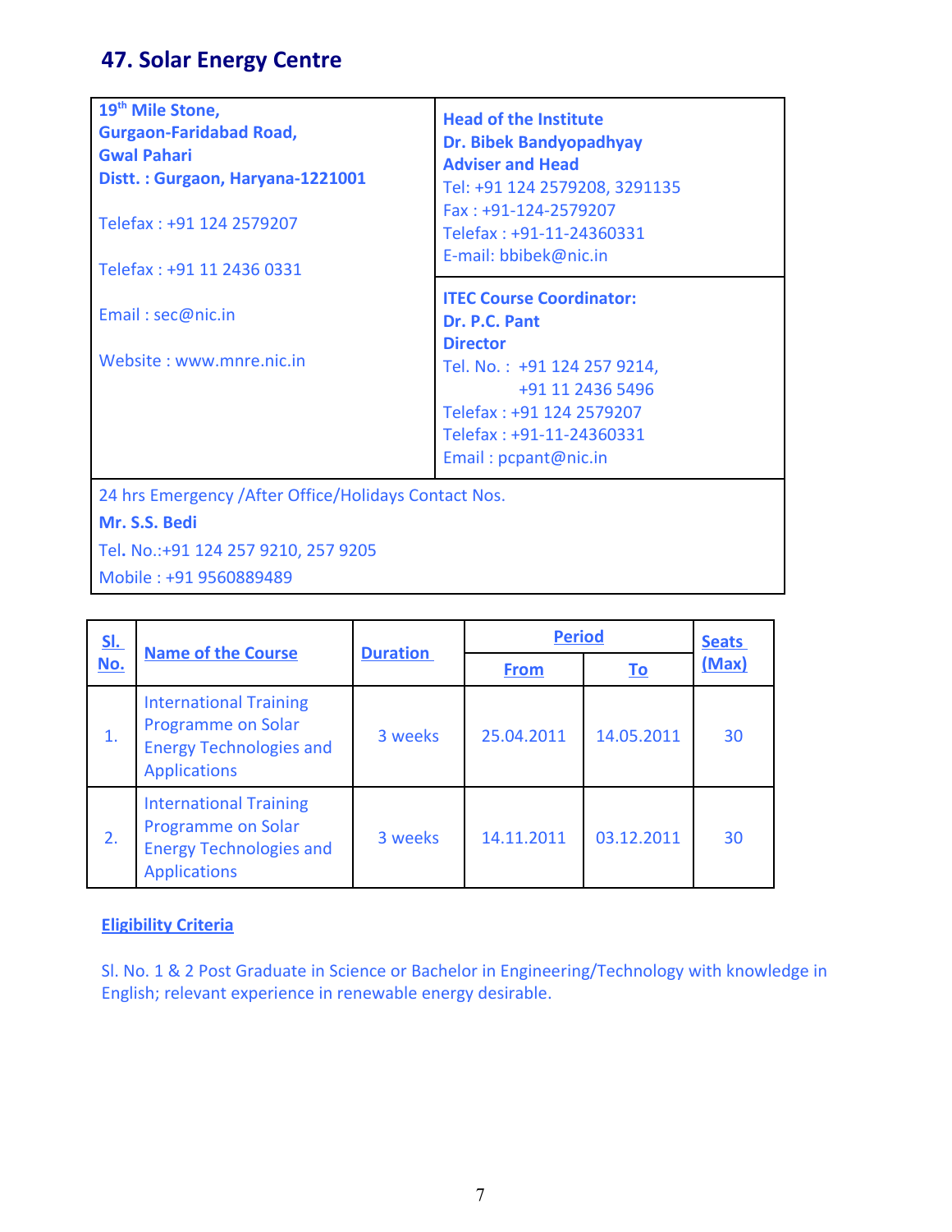## 47. Solar Energy Centre

| | |
|---|---|
| **19th Mile Stone,**<br>**Gurgaon-Faridabad Road,**<br>**Gwal Pahari**<br>**Distt. : Gurgaon, Haryana-1221001**<br><br>Telefax : +91 124 2579207<br><br>Telefax : +91 11 2436 0331<br><br>Email : sec@nic.in<br><br>Website : www.mnre.nic.in | **Head of the Institute**<br>**Dr. Bibek Bandyopadhyay**<br>**Adviser and Head**<br>Tel: +91 124 2579208, 3291135<br>Fax : +91-124-2579207<br>Telefax : +91-11-24360331<br>E-mail: bbibek@nic.in<br><br>**ITEC Course Coordinator:**<br>**Dr. P.C. Pant**<br>**Director**<br>Tel. No. : +91 124 257 9214,<br>+91 11 2436 5496<br>Telefax : +91 124 2579207<br>Telefax : +91-11-24360331<br>Email : pcpant@nic.in |
| 24 hrs Emergency /After Office/Holidays Contact Nos.<br>**Mr. S.S. Bedi**<br>Tel. No.:+91 124 257 9210, 257 9205<br>Mobile : +91 9560889489 | |

| Sl. No. | Name of the Course | Duration | Period | | Seats (Max) |
|---|---|---|---|---|---|
| | | | From | To | |
| 1. | International Training Programme on Solar Energy Technologies and Applications | 3 weeks | 25.04.2011 | 14.05.2011 | 30 |
| 2. | International Training Programme on Solar Energy Technologies and Applications | 3 weeks | 14.11.2011 | 03.12.2011 | 30 |

**Eligibility Criteria**

Sl. No. 1 & 2 Post Graduate in Science or Bachelor in Engineering/Technology with knowledge in English; relevant experience in renewable energy desirable.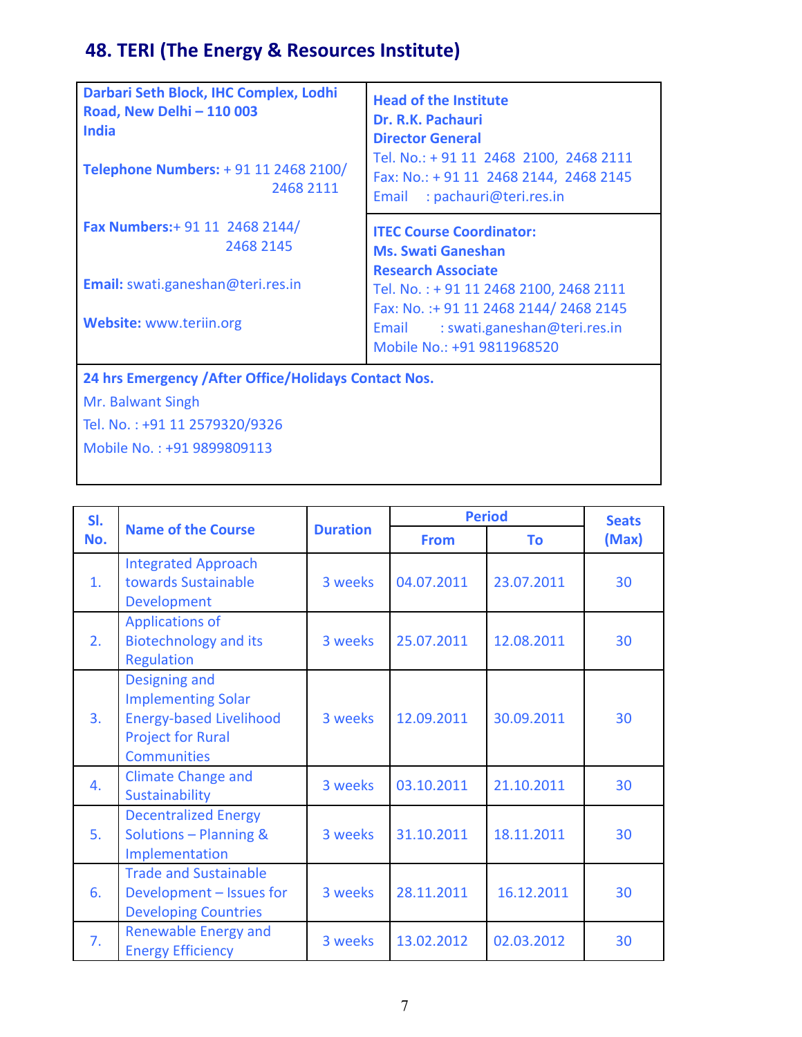## 48. TERI (The Energy & Resources Institute)

| | |
|---|---|
| **Darbari Seth Block, IHC Complex, Lodhi Road, New Delhi – 110 003 India**<br><br>**Telephone Numbers:** + 91 11 2468 2100/ 2468 2111<br><br>**Fax Numbers:**+ 91 11 2468 2144/ 2468 2145<br><br>**Email:** swati.ganeshan@teri.res.in<br><br>**Website:** www.teriin.org | **Head of the Institute**<br>**Dr. R.K. Pachauri**<br>**Director General**<br>Tel. No.: + 91 11 2468 2100, 2468 2111<br>Fax: No.: + 91 11 2468 2144, 2468 2145<br>Email : pachauri@teri.res.in<br><br>**ITEC Course Coordinator:**<br>**Ms. Swati Ganeshan**<br>**Research Associate**<br>Tel. No. : + 91 11 2468 2100, 2468 2111<br>Fax: No. :+ 91 11 2468 2144/ 2468 2145<br>Email : swati.ganeshan@teri.res.in<br>Mobile No.: +91 9811968520 |

**24 hrs Emergency /After Office/Holidays Contact Nos.**

Mr. Balwant Singh

Tel. No. : +91 11 2579320/9326

Mobile No. : +91 9899809113

| Sl. No. | Name of the Course | Duration | Period | | Seats (Max) |
|---|---|---|---|---|---|
| | | | From | To | |
| 1. | Integrated Approach towards Sustainable Development | 3 weeks | 04.07.2011 | 23.07.2011 | 30 |
| 2. | Applications of Biotechnology and its Regulation | 3 weeks | 25.07.2011 | 12.08.2011 | 30 |
| 3. | Designing and Implementing Solar Energy-based Livelihood Project for Rural Communities | 3 weeks | 12.09.2011 | 30.09.2011 | 30 |
| 4. | Climate Change and Sustainability | 3 weeks | 03.10.2011 | 21.10.2011 | 30 |
| 5. | Decentralized Energy Solutions – Planning & Implementation | 3 weeks | 31.10.2011 | 18.11.2011 | 30 |
| 6. | Trade and Sustainable Development – Issues for Developing Countries | 3 weeks | 28.11.2011 | 16.12.2011 | 30 |
| 7. | Renewable Energy and Energy Efficiency | 3 weeks | 13.02.2012 | 02.03.2012 | 30 |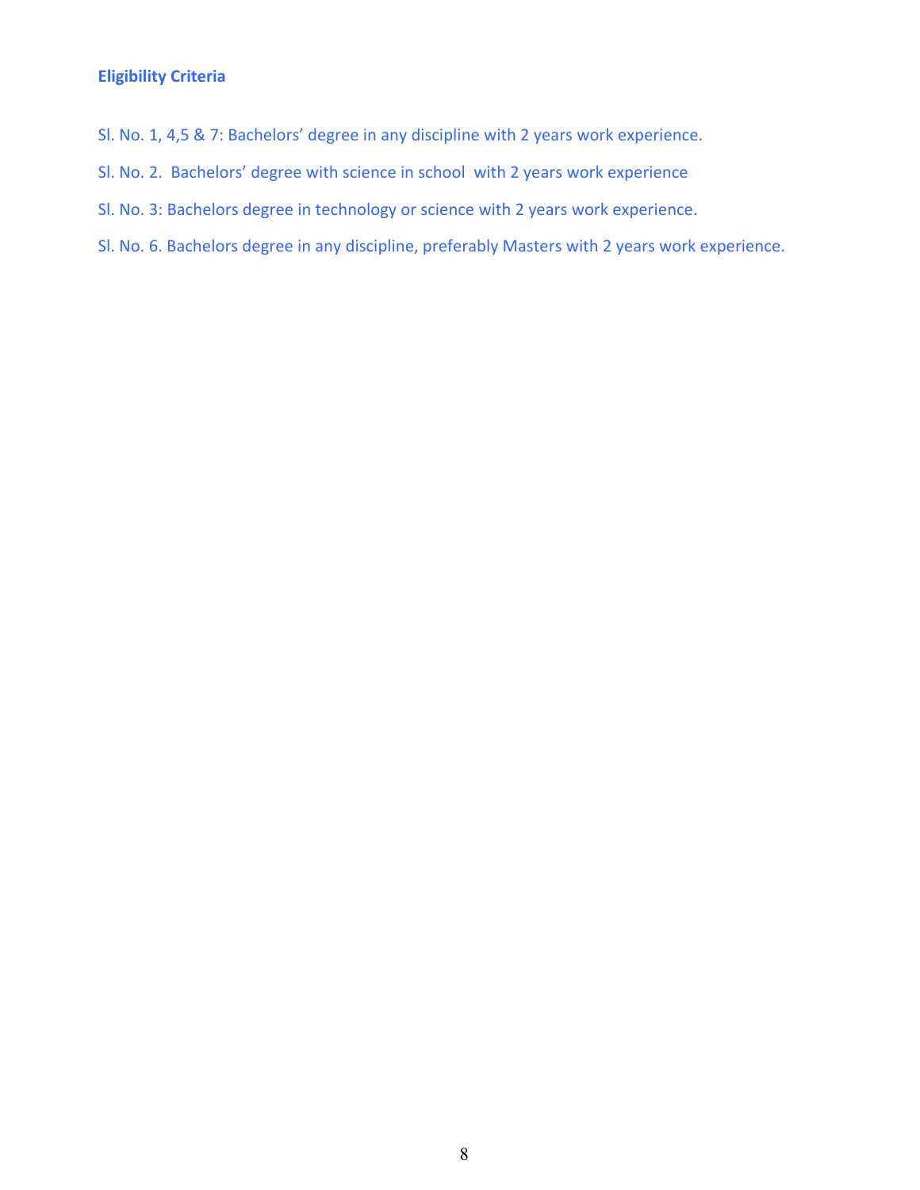**Eligibility Criteria**

Sl. No. 1, 4,5 & 7: Bachelors' degree in any discipline with 2 years work experience.

Sl. No. 2. Bachelors' degree with science in school with 2 years work experience

Sl. No. 3: Bachelors degree in technology or science with 2 years work experience.

Sl. No. 6. Bachelors degree in any discipline, preferably Masters with 2 years work experience.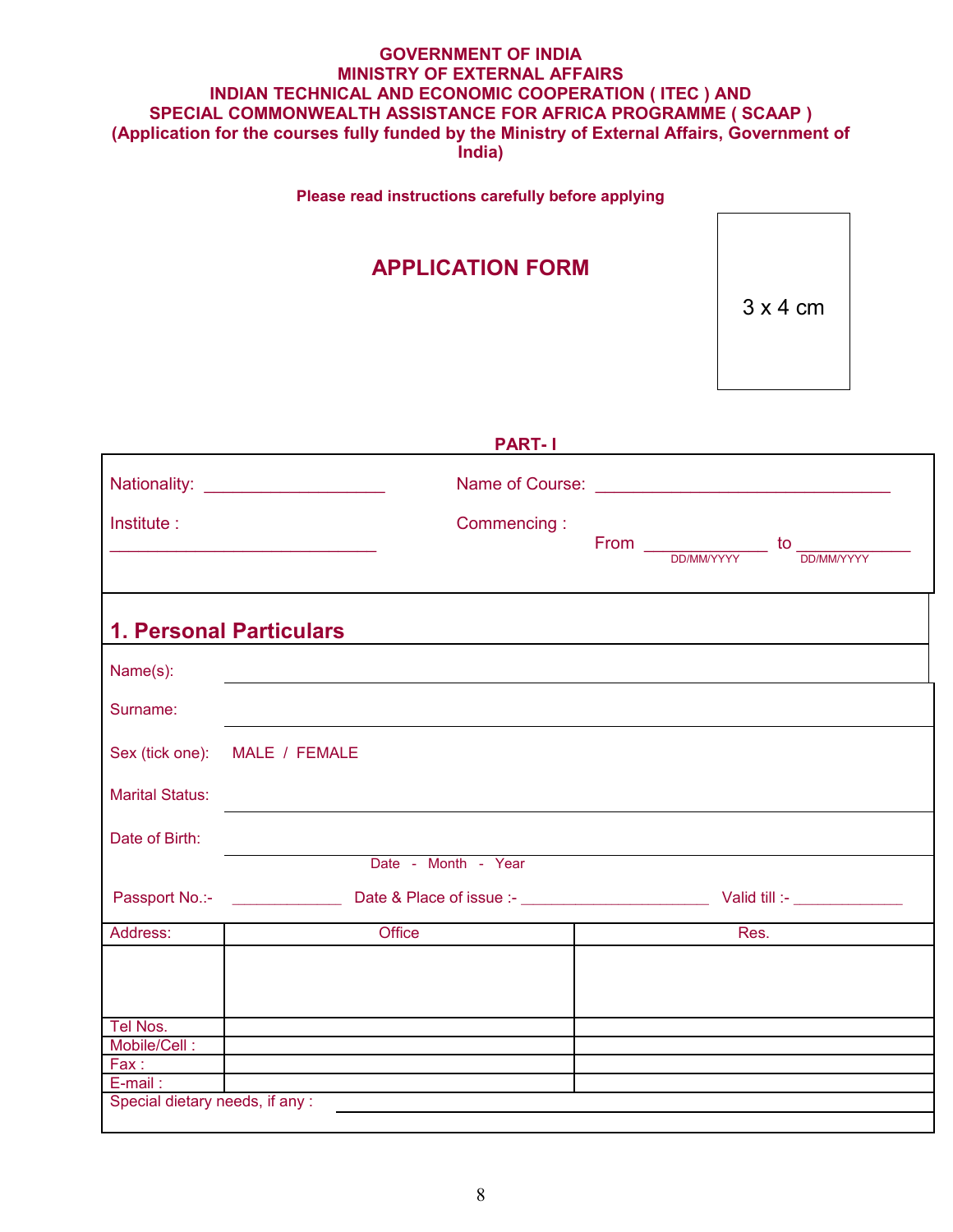**GOVERNMENT OF INDIA**
**MINISTRY OF EXTERNAL AFFAIRS**
**INDIAN TECHNICAL AND ECONOMIC COOPERATION ( ITEC ) AND**
**SPECIAL COMMONWEALTH ASSISTANCE FOR AFRICA PROGRAMME ( SCAAP )**
**(Application for the courses fully funded by the Ministry of External Affairs, Government of India)**

**Please read instructions carefully before applying**

# APPLICATION FORM

3 x 4 cm

## PART- I

Nationality: ___________________ Name of Course: _______________________________

Institute : _____________________________ Commencing : From _____________ to ____________
DD/MM/YYYY DD/MM/YYYY

## 1. Personal Particulars

Name(s): ____________________

Surname: ____________________

Sex (tick one): MALE / FEMALE

Marital Status: ____________________

Date of Birth: ____________________
Date - Month - Year

Passport No.:- _____________ Date & Place of issue :- ______________________ Valid till :- _____________

| Address: | Office | Res. |
| --- | --- | --- |
| | | |
| Tel Nos. | | |
| Mobile/Cell : | | |
| Fax : | | |
| E-mail : | | |

Special dietary needs, if any : ____________________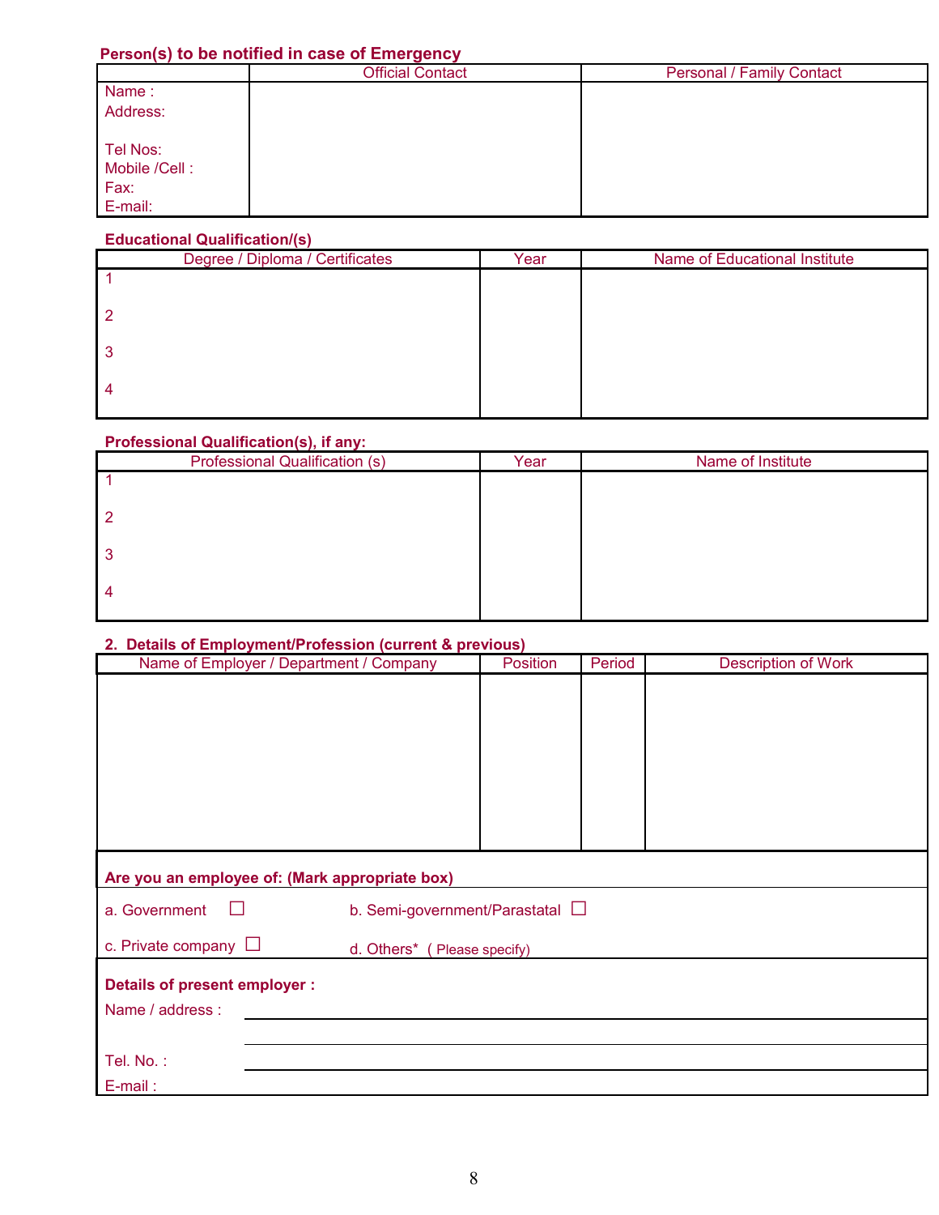**Person(s) to be notified in case of Emergency**

| | Official Contact | Personal / Family Contact |
|---|---|---|
| Name :<br>Address:<br><br>Tel Nos:<br>Mobile /Cell :<br>Fax:<br>E-mail: | | |

**Educational Qualification/(s)**

| Degree / Diploma / Certificates | Year | Name of Educational Institute |
|---|---|---|
| 1 | | |
| 2 | | |
| 3 | | |
| 4 | | |

**Professional Qualification(s), if any:**

| Professional Qualification (s) | Year | Name of Institute |
|---|---|---|
| 1 | | |
| 2 | | |
| 3 | | |
| 4 | | |

**2. Details of Employment/Profession (current & previous)**

| Name of Employer / Department / Company | Position | Period | Description of Work |
|---|---|---|---|
| | | | |

**Are you an employee of: (Mark appropriate box)**

a. Government ☐ b. Semi-government/Parastatal ☐

c. Private company ☐ d. Others* ( Please specify)

**Details of present employer :**

Name / address : ______________________________

______________________________

Tel. No. : ______________________________

E-mail :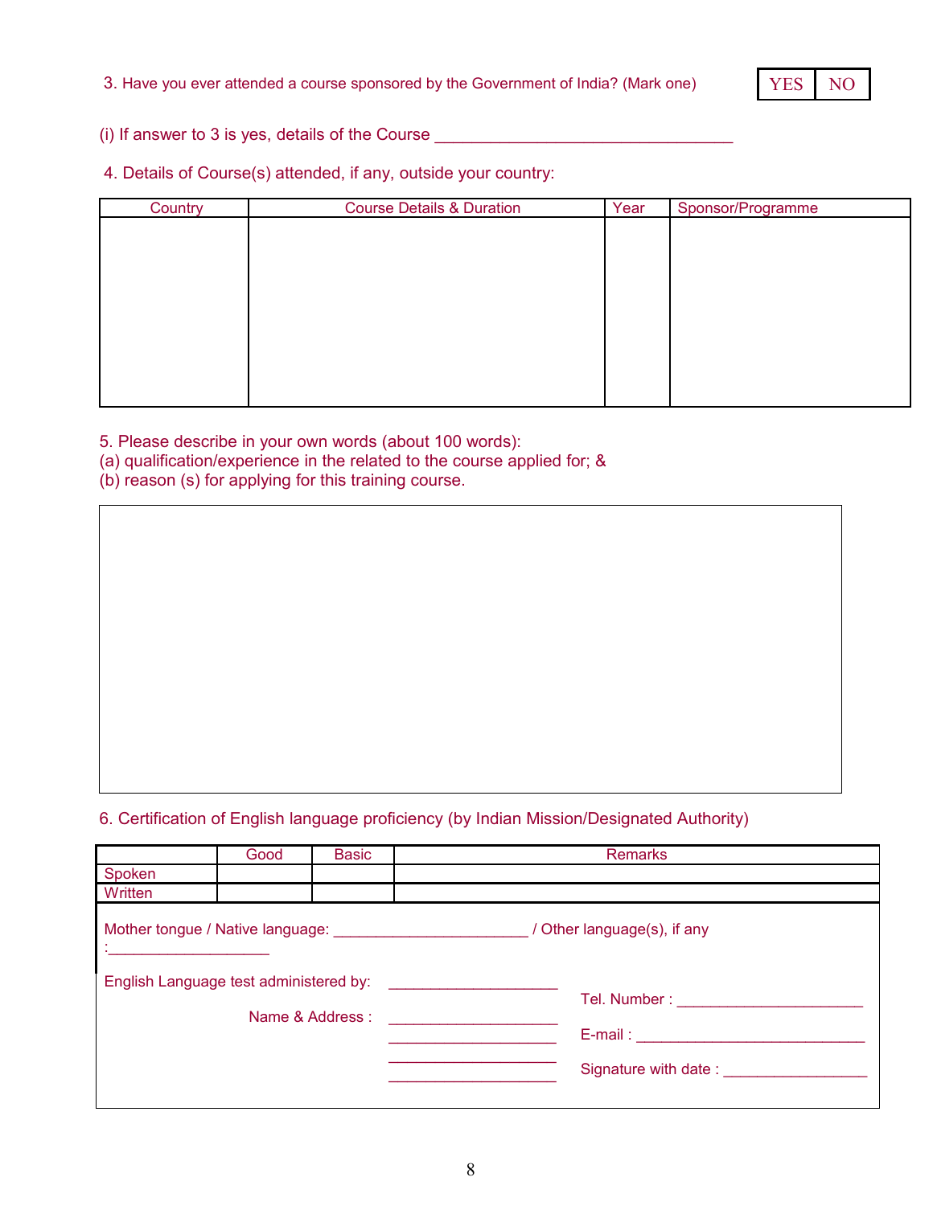3. Have you ever attended a course sponsored by the Government of India? (Mark one)

| YES | NO |
|---|---|

(i) If answer to 3 is yes, details of the Course ________________________________

4. Details of Course(s) attended, if any, outside your country:

| Country | Course Details & Duration | Year | Sponsor/Programme |
|---|---|---|---|
| | | | |

5. Please describe in your own words (about 100 words):
(a) qualification/experience in the related to the course applied for; &
(b) reason (s) for applying for this training course.

| |
|---|
| |

6. Certification of English language proficiency (by Indian Mission/Designated Authority)

| | Good | Basic | Remarks |
|---|---|---|---|
| Spoken | | | |
| Written | | | |

Mother tongue / Native language: ______________________ / Other language(s), if any :__________________

English Language test administered by: ____________________

Name & Address : ____________________
____________________
____________________
____________________

Tel. Number : _____________________

E-mail : ___________________________

Signature with date : ________________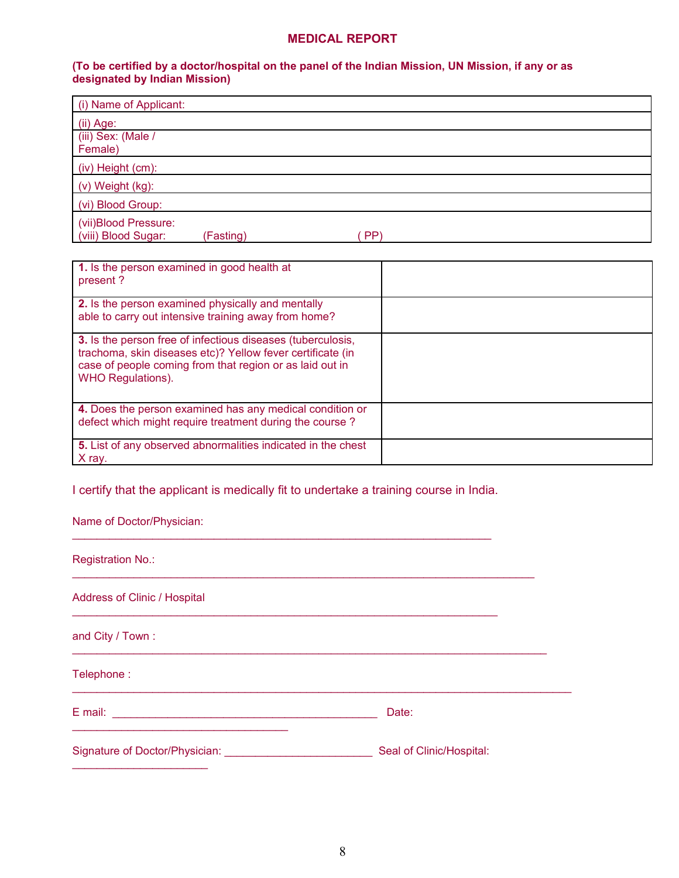# MEDICAL REPORT

**(To be certified by a doctor/hospital on the panel of the Indian Mission, UN Mission, if any or as designated by Indian Mission)**

| (i) Name of Applicant: |
|---|
| (ii) Age: |
| (iii) Sex: (Male / Female) |
| (iv) Height (cm): |
| (v) Weight (kg): |
| (vi) Blood Group: |
| (vii)Blood Pressure:<br>(viii) Blood Sugar: (Fasting) ( PP) |

| | |
|---|---|
| **1.** Is the person examined in good health at present ? | |
| **2.** Is the person examined physically and mentally able to carry out intensive training away from home? | |
| **3.** Is the person free of infectious diseases (tuberculosis, trachoma, skin diseases etc)? Yellow fever certificate (in case of people coming from that region or as laid out in WHO Regulations). | |
| **4.** Does the person examined has any medical condition or defect which might require treatment during the course ? | |
| **5.** List of any observed abnormalities indicated in the chest X ray. | |

I certify that the applicant is medically fit to undertake a training course in India.

Name of Doctor/Physician: ____________________________________________

Registration No.: ____________________________________________

Address of Clinic / Hospital ____________________________________________

and City / Town : ____________________________________________

Telephone : ____________________________________________

E mail: ______________________________ Date: ______________________

Signature of Doctor/Physician: ________________ Seal of Clinic/Hospital: ______________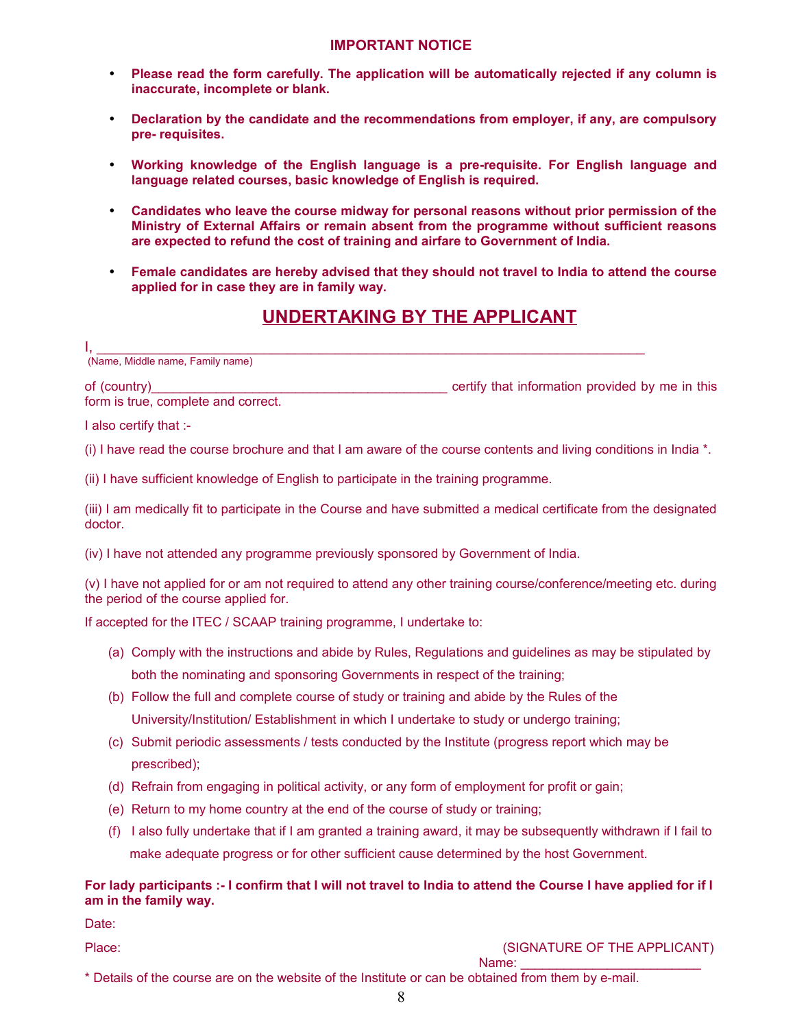## IMPORTANT NOTICE

- **Please read the form carefully. The application will be automatically rejected if any column is inaccurate, incomplete or blank.**
- **Declaration by the candidate and the recommendations from employer, if any, are compulsory pre- requisites.**
- **Working knowledge of the English language is a pre-requisite. For English language and language related courses, basic knowledge of English is required.**
- **Candidates who leave the course midway for personal reasons without prior permission of the Ministry of External Affairs or remain absent from the programme without sufficient reasons are expected to refund the cost of training and airfare to Government of India.**
- **Female candidates are hereby advised that they should not travel to India to attend the course applied for in case they are in family way.**

## UNDERTAKING BY THE APPLICANT

I, ___________________________________________________________________________
(Name, Middle name, Family name)

of (country)_________________________________________ certify that information provided by me in this form is true, complete and correct.

I also certify that :-

(i) I have read the course brochure and that I am aware of the course contents and living conditions in India *.

(ii) I have sufficient knowledge of English to participate in the training programme.

(iii) I am medically fit to participate in the Course and have submitted a medical certificate from the designated doctor.

(iv) I have not attended any programme previously sponsored by Government of India.

(v) I have not applied for or am not required to attend any other training course/conference/meeting etc. during the period of the course applied for.

If accepted for the ITEC / SCAAP training programme, I undertake to:

(a) Comply with the instructions and abide by Rules, Regulations and guidelines as may be stipulated by both the nominating and sponsoring Governments in respect of the training;
(b) Follow the full and complete course of study or training and abide by the Rules of the University/Institution/ Establishment in which I undertake to study or undergo training;
(c) Submit periodic assessments / tests conducted by the Institute (progress report which may be prescribed);
(d) Refrain from engaging in political activity, or any form of employment for profit or gain;
(e) Return to my home country at the end of the course of study or training;
(f) I also fully undertake that if I am granted a training award, it may be subsequently withdrawn if I fail to make adequate progress or for other sufficient cause determined by the host Government.

**For lady participants :- I confirm that I will not travel to India to attend the Course I have applied for if I am in the family way.**

Date:

Place: (SIGNATURE OF THE APPLICANT)

Name: ________________________

* Details of the course are on the website of the Institute or can be obtained from them by e-mail.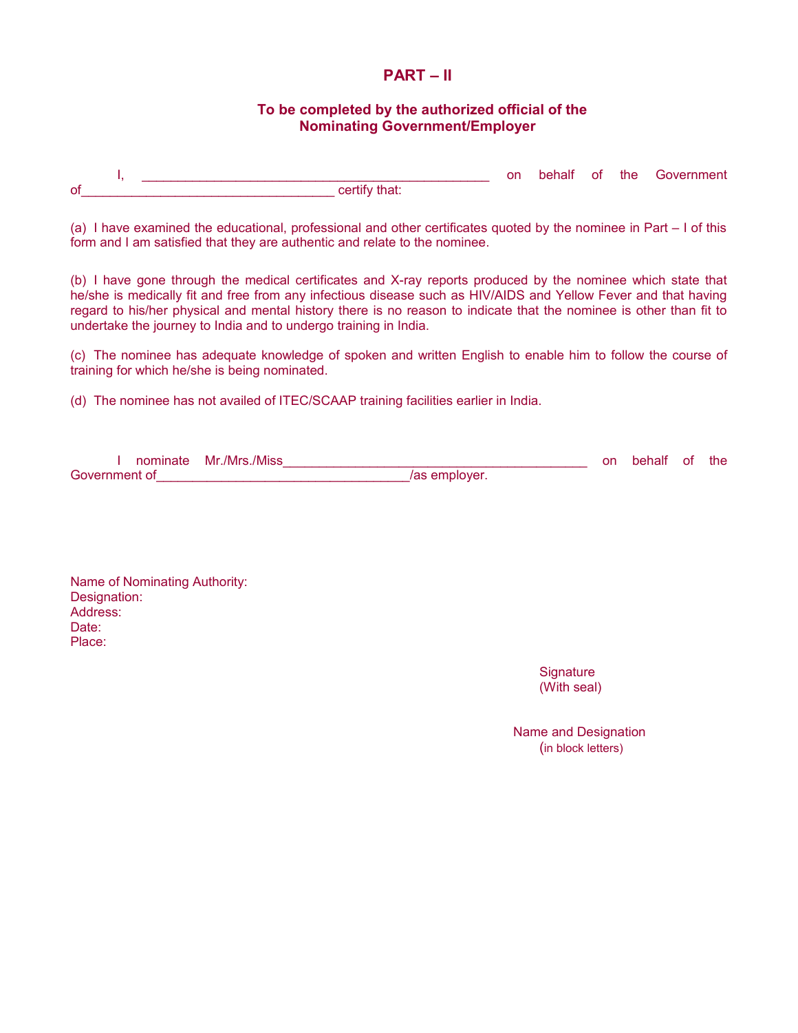## PART – II

### To be completed by the authorized official of the Nominating Government/Employer

I, ________________________________________________ on behalf of the Government of___________________________________ certify that:

(a) I have examined the educational, professional and other certificates quoted by the nominee in Part – I of this form and I am satisfied that they are authentic and relate to the nominee.

(b) I have gone through the medical certificates and X-ray reports produced by the nominee which state that he/she is medically fit and free from any infectious disease such as HIV/AIDS and Yellow Fever and that having regard to his/her physical and mental history there is no reason to indicate that the nominee is other than fit to undertake the journey to India and to undergo training in India.

(c) The nominee has adequate knowledge of spoken and written English to enable him to follow the course of training for which he/she is being nominated.

(d) The nominee has not availed of ITEC/SCAAP training facilities earlier in India.

I nominate Mr./Mrs./Miss__________________________________________ on behalf of the Government of___________________________________/as employer.

Name of Nominating Authority:
Designation:
Address:
Date:
Place:

Signature
(With seal)

Name and Designation
(in block letters)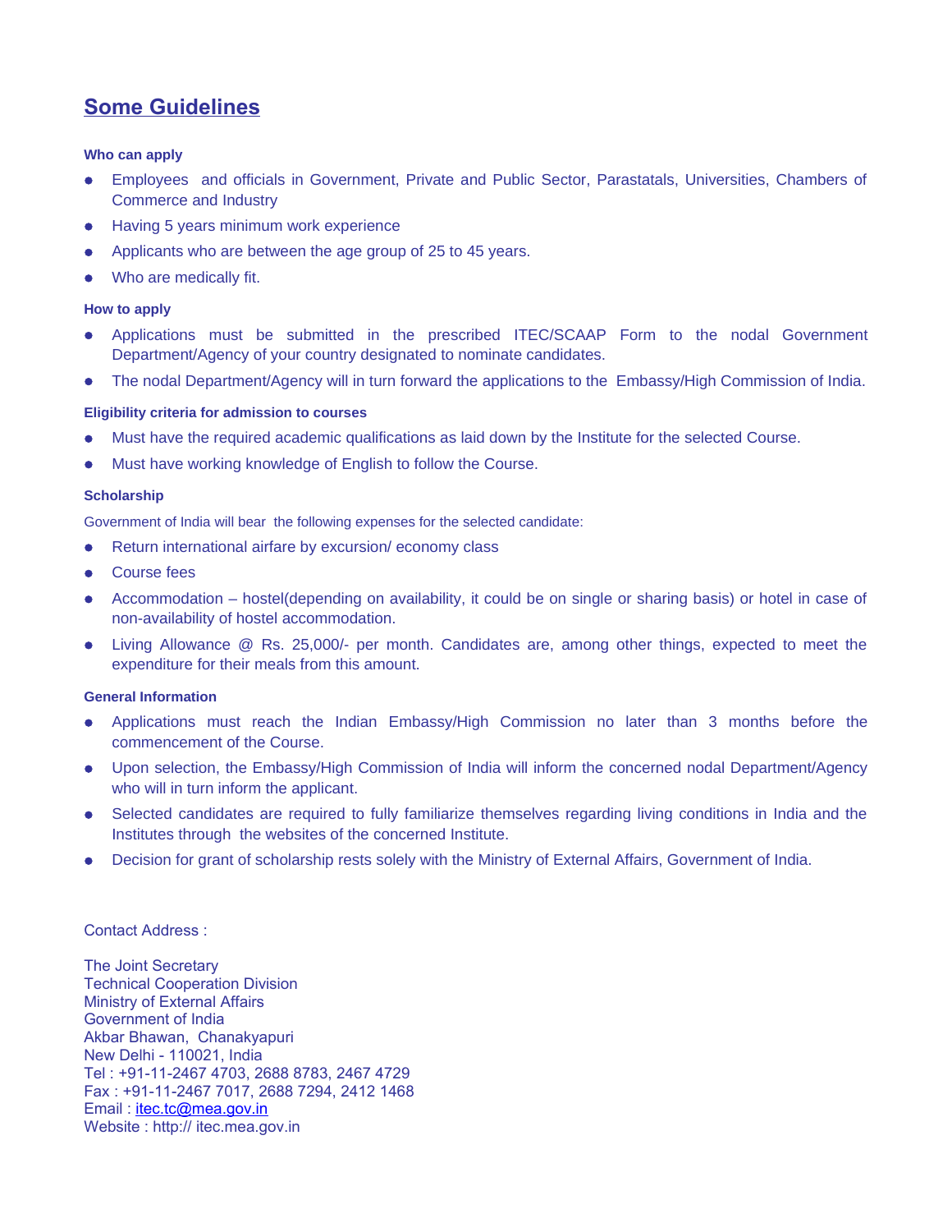## Some Guidelines

**Who can apply**

- Employees and officials in Government, Private and Public Sector, Parastatals, Universities, Chambers of Commerce and Industry
- Having 5 years minimum work experience
- Applicants who are between the age group of 25 to 45 years.
- Who are medically fit.

**How to apply**

- Applications must be submitted in the prescribed ITEC/SCAAP Form to the nodal Government Department/Agency of your country designated to nominate candidates.
- The nodal Department/Agency will in turn forward the applications to the Embassy/High Commission of India.

**Eligibility criteria for admission to courses**

- Must have the required academic qualifications as laid down by the Institute for the selected Course.
- Must have working knowledge of English to follow the Course.

**Scholarship**

Government of India will bear the following expenses for the selected candidate:

- Return international airfare by excursion/ economy class
- Course fees
- Accommodation – hostel(depending on availability, it could be on single or sharing basis) or hotel in case of non-availability of hostel accommodation.
- Living Allowance @ Rs. 25,000/- per month. Candidates are, among other things, expected to meet the expenditure for their meals from this amount.

**General Information**

- Applications must reach the Indian Embassy/High Commission no later than 3 months before the commencement of the Course.
- Upon selection, the Embassy/High Commission of India will inform the concerned nodal Department/Agency who will in turn inform the applicant.
- Selected candidates are required to fully familiarize themselves regarding living conditions in India and the Institutes through the websites of the concerned Institute.
- Decision for grant of scholarship rests solely with the Ministry of External Affairs, Government of India.

Contact Address :

The Joint Secretary
Technical Cooperation Division
Ministry of External Affairs
Government of India
Akbar Bhawan, Chanakyapuri
New Delhi - 110021, India
Tel : +91-11-2467 4703, 2688 8783, 2467 4729
Fax : +91-11-2467 7017, 2688 7294, 2412 1468
Email : itec.tc@mea.gov.in
Website : http:// itec.mea.gov.in